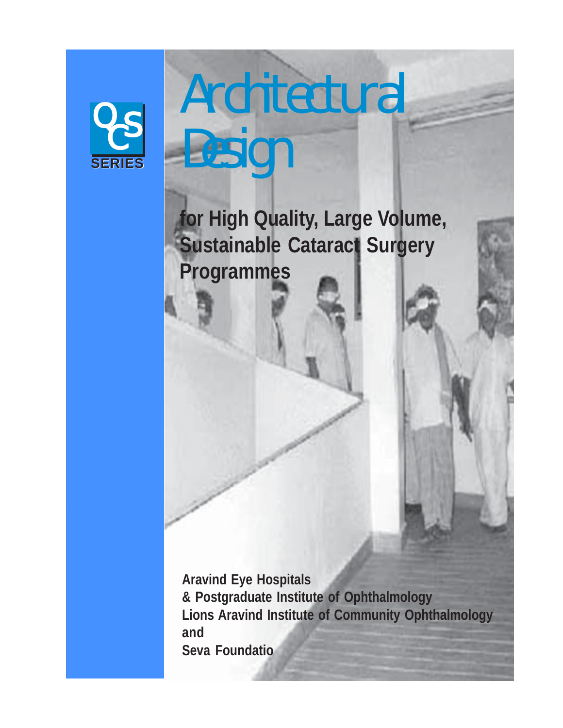OCS SERIES

# Architectural Design

## for High Quality, Large Volume, Sustainable Cataract Surgery Programmes

**Aravind Eye Hospitals**
**& Postgraduate Institute of Ophthalmology**
**Lions Aravind Institute of Community Ophthalmology**
**and**
**Seva Foundatio**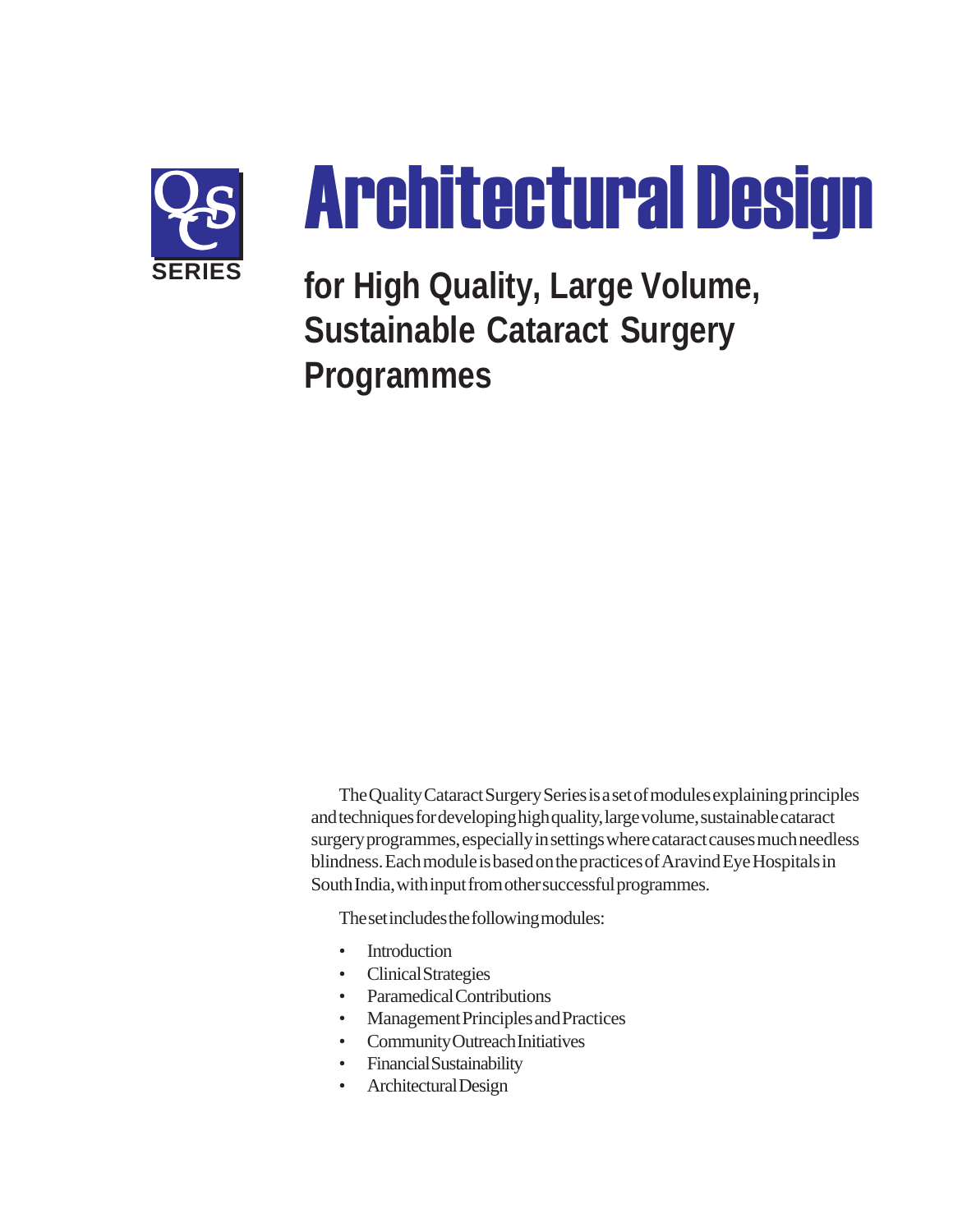QCS SERIES

# Architectural Design

## for High Quality, Large Volume, Sustainable Cataract Surgery Programmes

The Quality Cataract Surgery Series is a set of modules explaining principles and techniques for developing high quality, large volume, sustainable cataract surgery programmes, especially in settings where cataract causes much needless blindness. Each module is based on the practices of Aravind Eye Hospitals in South India, with input from other successful programmes.

The set includes the following modules:

- Introduction
- Clinical Strategies
- Paramedical Contributions
- Management Principles and Practices
- Community Outreach Initiatives
- Financial Sustainability
- Architectural Design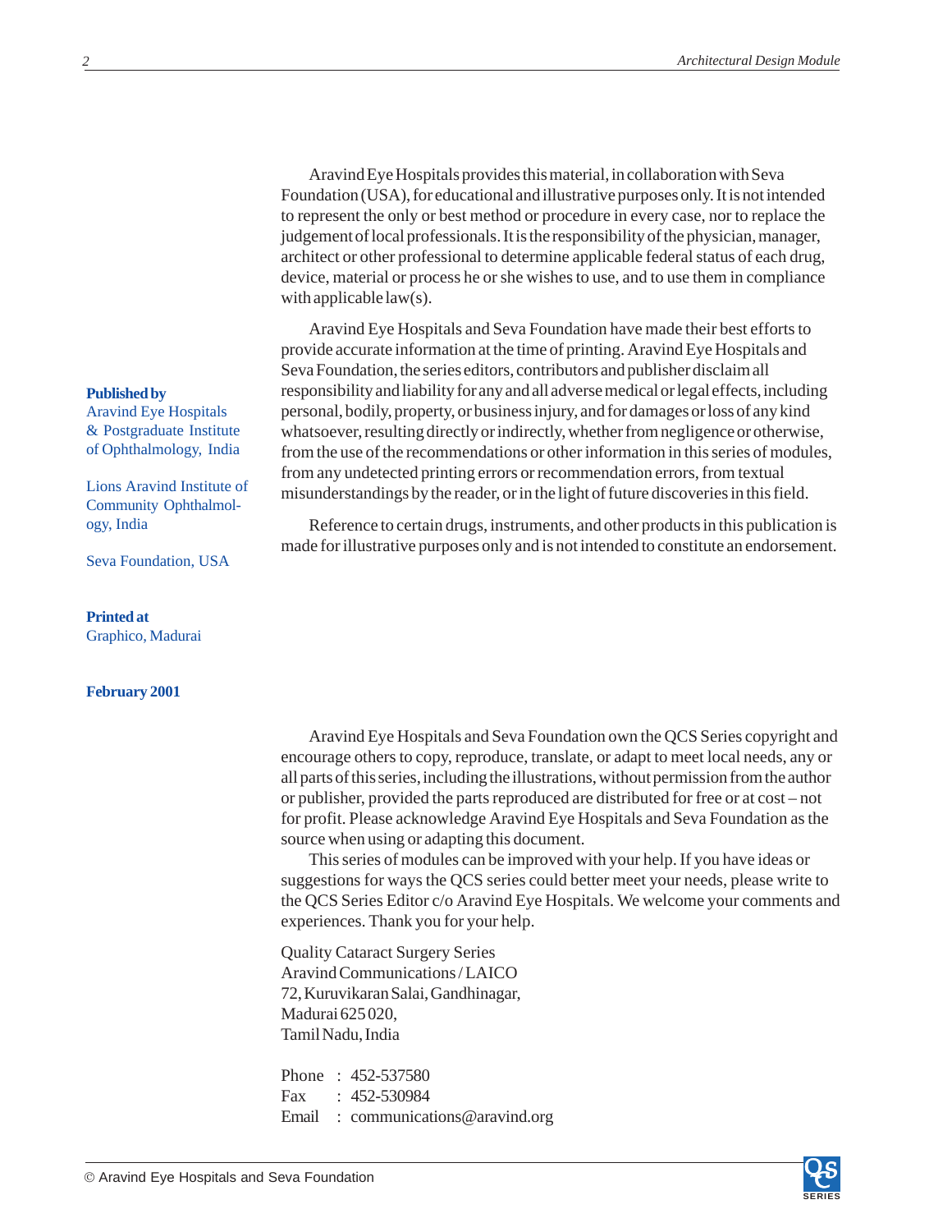Aravind Eye Hospitals provides this material, in collaboration with Seva Foundation (USA), for educational and illustrative purposes only. It is not intended to represent the only or best method or procedure in every case, nor to replace the judgement of local professionals. It is the responsibility of the physician, manager, architect or other professional to determine applicable federal status of each drug, device, material or process he or she wishes to use, and to use them in compliance with applicable law(s).

Aravind Eye Hospitals and Seva Foundation have made their best efforts to provide accurate information at the time of printing. Aravind Eye Hospitals and Seva Foundation, the series editors, contributors and publisher disclaim all responsibility and liability for any and all adverse medical or legal effects, including personal, bodily, property, or business injury, and for damages or loss of any kind whatsoever, resulting directly or indirectly, whether from negligence or otherwise, from the use of the recommendations or other information in this series of modules, from any undetected printing errors or recommendation errors, from textual misunderstandings by the reader, or in the light of future discoveries in this field.

Reference to certain drugs, instruments, and other products in this publication is made for illustrative purposes only and is not intended to constitute an endorsement.

**Published by**
Aravind Eye Hospitals & Postgraduate Institute of Ophthalmology, India

Lions Aravind Institute of Community Ophthalmology, India

Seva Foundation, USA

**Printed at**
Graphico, Madurai

**February 2001**

Aravind Eye Hospitals and Seva Foundation own the QCS Series copyright and encourage others to copy, reproduce, translate, or adapt to meet local needs, any or all parts of this series, including the illustrations, without permission from the author or publisher, provided the parts reproduced are distributed for free or at cost – not for profit. Please acknowledge Aravind Eye Hospitals and Seva Foundation as the source when using or adapting this document.

This series of modules can be improved with your help. If you have ideas or suggestions for ways the QCS series could better meet your needs, please write to the QCS Series Editor c/o Aravind Eye Hospitals. We welcome your comments and experiences. Thank you for your help.

Quality Cataract Surgery Series
Aravind Communications / LAICO
72, Kuruvikaran Salai, Gandhinagar,
Madurai 625 020,
Tamil Nadu, India

Phone : 452-537580
Fax : 452-530984
Email : communications@aravind.org

© Aravind Eye Hospitals and Seva Foundation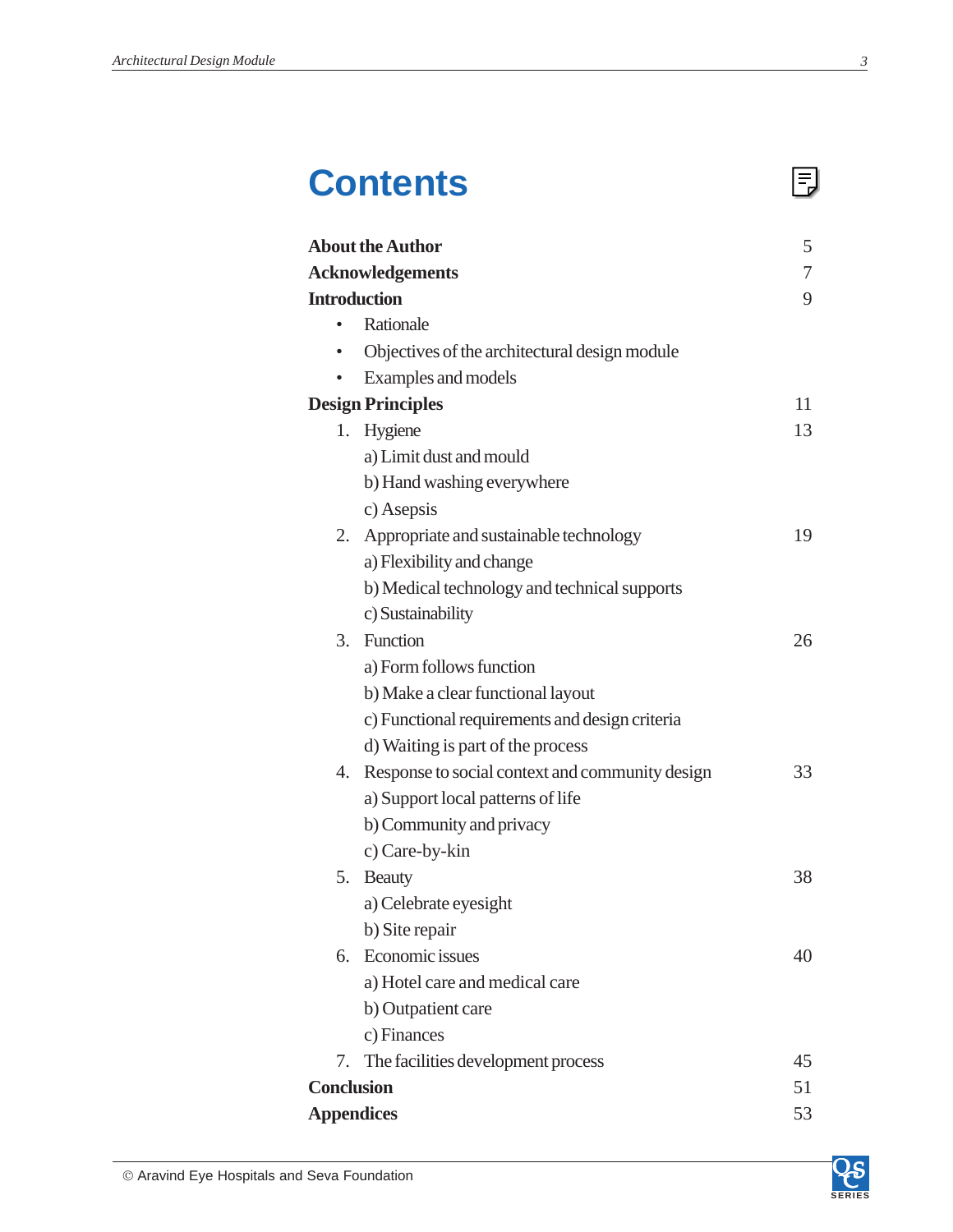# Contents

| | |
|---|---|
| **About the Author** | 5 |
| **Acknowledgements** | 7 |
| **Introduction** | 9 |
| • Rationale | |
| • Objectives of the architectural design module | |
| • Examples and models | |
| **Design Principles** | 11 |
| 1. Hygiene | 13 |
| a) Limit dust and mould | |
| b) Hand washing everywhere | |
| c) Asepsis | |
| 2. Appropriate and sustainable technology | 19 |
| a) Flexibility and change | |
| b) Medical technology and technical supports | |
| c) Sustainability | |
| 3. Function | 26 |
| a) Form follows function | |
| b) Make a clear functional layout | |
| c) Functional requirements and design criteria | |
| d) Waiting is part of the process | |
| 4. Response to social context and community design | 33 |
| a) Support local patterns of life | |
| b) Community and privacy | |
| c) Care-by-kin | |
| 5. Beauty | 38 |
| a) Celebrate eyesight | |
| b) Site repair | |
| 6. Economic issues | 40 |
| a) Hotel care and medical care | |
| b) Outpatient care | |
| c) Finances | |
| 7. The facilities development process | 45 |
| **Conclusion** | 51 |
| **Appendices** | 53 |

© Aravind Eye Hospitals and Seva Foundation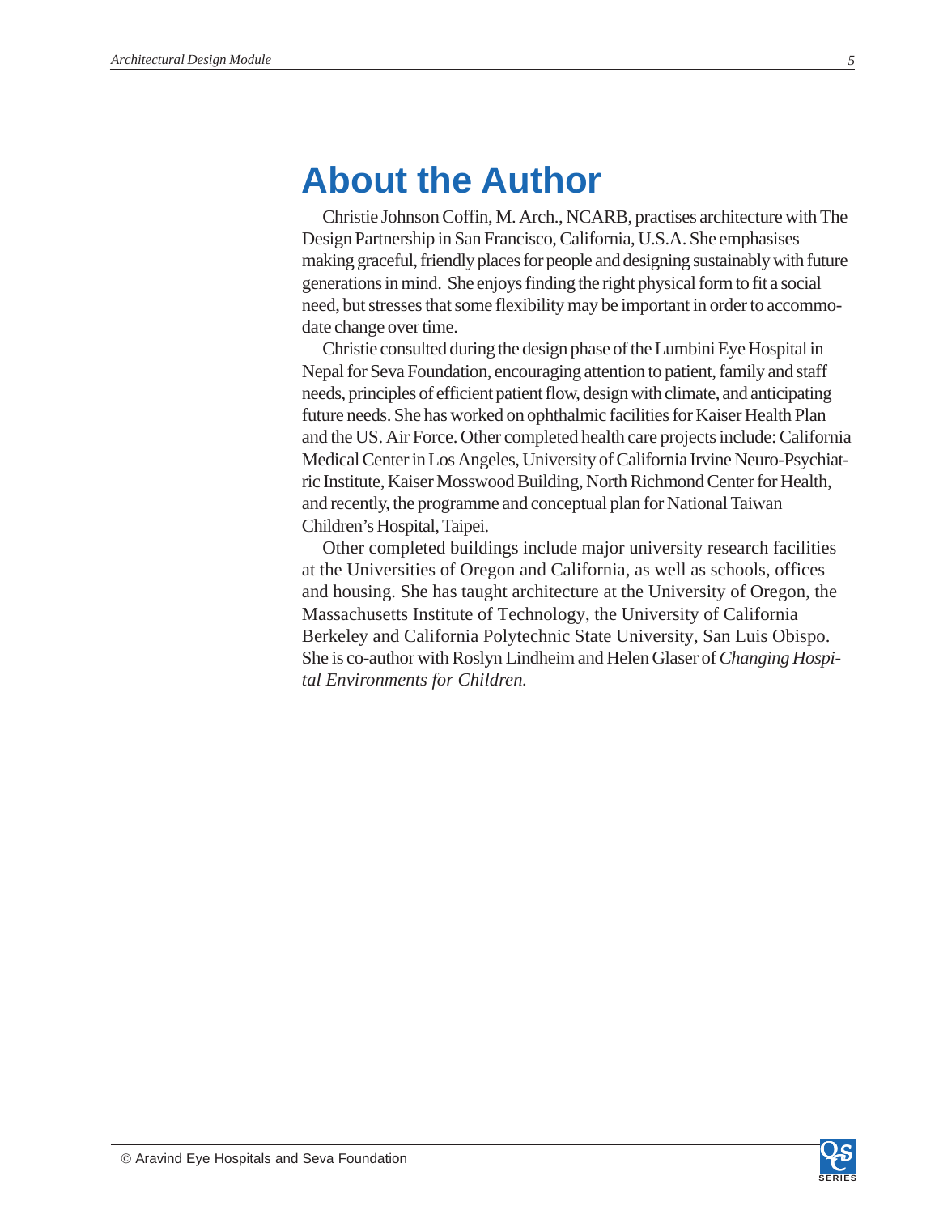# About the Author

Christie Johnson Coffin, M. Arch., NCARB, practises architecture with The Design Partnership in San Francisco, California, U.S.A. She emphasises making graceful, friendly places for people and designing sustainably with future generations in mind. She enjoys finding the right physical form to fit a social need, but stresses that some flexibility may be important in order to accommodate change over time.

Christie consulted during the design phase of the Lumbini Eye Hospital in Nepal for Seva Foundation, encouraging attention to patient, family and staff needs, principles of efficient patient flow, design with climate, and anticipating future needs. She has worked on ophthalmic facilities for Kaiser Health Plan and the US. Air Force. Other completed health care projects include: California Medical Center in Los Angeles, University of California Irvine Neuro-Psychiatric Institute, Kaiser Mosswood Building, North Richmond Center for Health, and recently, the programme and conceptual plan for National Taiwan Children's Hospital, Taipei.

Other completed buildings include major university research facilities at the Universities of Oregon and California, as well as schools, offices and housing. She has taught architecture at the University of Oregon, the Massachusetts Institute of Technology, the University of California Berkeley and California Polytechnic State University, San Luis Obispo. She is co-author with Roslyn Lindheim and Helen Glaser of *Changing Hospital Environments for Children.*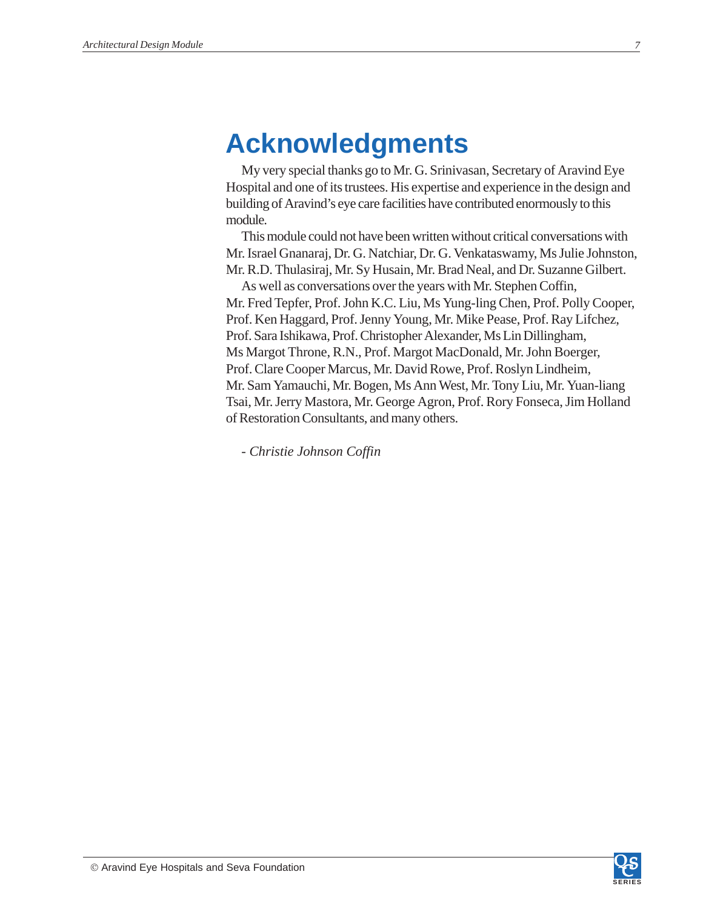# Acknowledgments

My very special thanks go to Mr. G. Srinivasan, Secretary of Aravind Eye Hospital and one of its trustees. His expertise and experience in the design and building of Aravind's eye care facilities have contributed enormously to this module.

This module could not have been written without critical conversations with Mr. Israel Gnanaraj, Dr. G. Natchiar, Dr. G. Venkataswamy, Ms Julie Johnston, Mr. R.D. Thulasiraj, Mr. Sy Husain, Mr. Brad Neal, and Dr. Suzanne Gilbert.

As well as conversations over the years with Mr. Stephen Coffin, Mr. Fred Tepfer, Prof. John K.C. Liu, Ms Yung-ling Chen, Prof. Polly Cooper, Prof. Ken Haggard, Prof. Jenny Young, Mr. Mike Pease, Prof. Ray Lifchez, Prof. Sara Ishikawa, Prof. Christopher Alexander, Ms Lin Dillingham, Ms Margot Throne, R.N., Prof. Margot MacDonald, Mr. John Boerger, Prof. Clare Cooper Marcus, Mr. David Rowe, Prof. Roslyn Lindheim, Mr. Sam Yamauchi, Mr. Bogen, Ms Ann West, Mr. Tony Liu, Mr. Yuan-liang Tsai, Mr. Jerry Mastora, Mr. George Agron, Prof. Rory Fonseca, Jim Holland of Restoration Consultants, and many others.

*- Christie Johnson Coffin*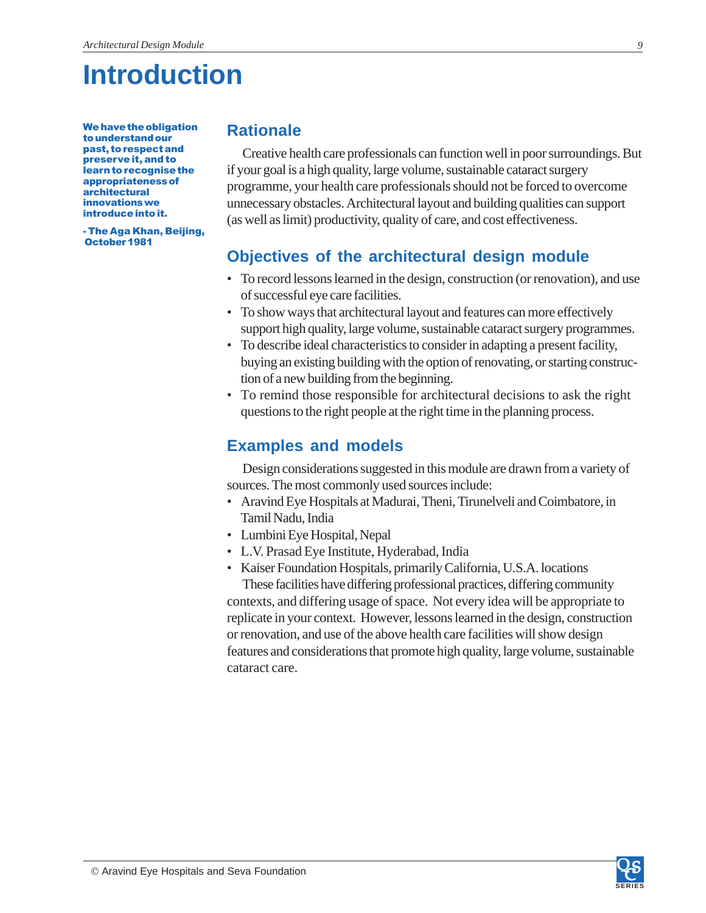# Introduction

**We have the obligation to understand our past, to respect and preserve it, and to learn to recognise the appropriateness of architectural innovations we introduce into it.**

**- The Aga Khan, Beijing, October 1981**

## Rationale

Creative health care professionals can function well in poor surroundings. But if your goal is a high quality, large volume, sustainable cataract surgery programme, your health care professionals should not be forced to overcome unnecessary obstacles. Architectural layout and building qualities can support (as well as limit) productivity, quality of care, and cost effectiveness.

## Objectives of the architectural design module

- To record lessons learned in the design, construction (or renovation), and use of successful eye care facilities.
- To show ways that architectural layout and features can more effectively support high quality, large volume, sustainable cataract surgery programmes.
- To describe ideal characteristics to consider in adapting a present facility, buying an existing building with the option of renovating, or starting construction of a new building from the beginning.
- To remind those responsible for architectural decisions to ask the right questions to the right people at the right time in the planning process.

## Examples and models

Design considerations suggested in this module are drawn from a variety of sources. The most commonly used sources include:

- Aravind Eye Hospitals at Madurai, Theni, Tirunelveli and Coimbatore, in Tamil Nadu, India
- Lumbini Eye Hospital, Nepal
- L.V. Prasad Eye Institute, Hyderabad, India
- Kaiser Foundation Hospitals, primarily California, U.S.A. locations

These facilities have differing professional practices, differing community contexts, and differing usage of space. Not every idea will be appropriate to replicate in your context. However, lessons learned in the design, construction or renovation, and use of the above health care facilities will show design features and considerations that promote high quality, large volume, sustainable cataract care.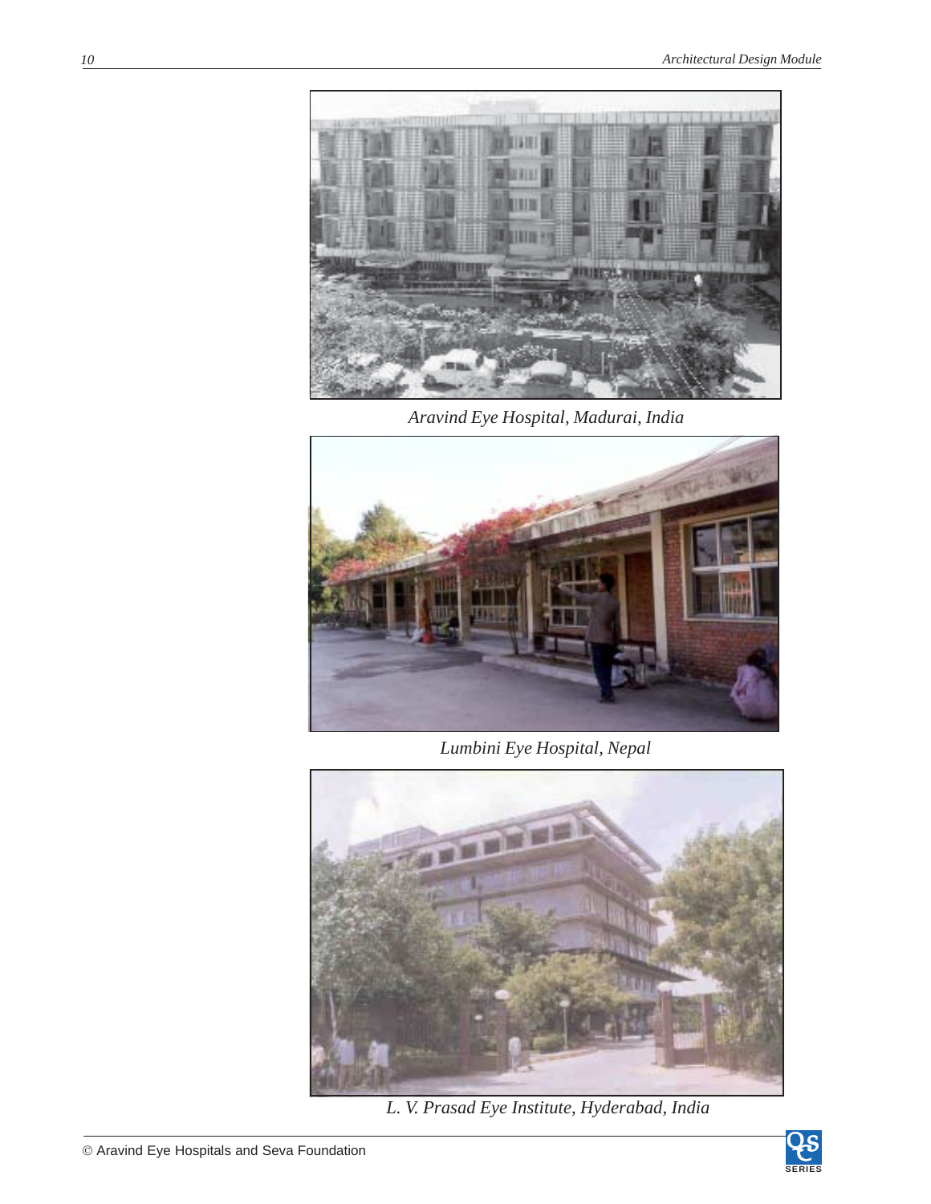Aravind Eye Hospital, Madurai, India

Lumbini Eye Hospital, Nepal

L. V. Prasad Eye Institute, Hyderabad, India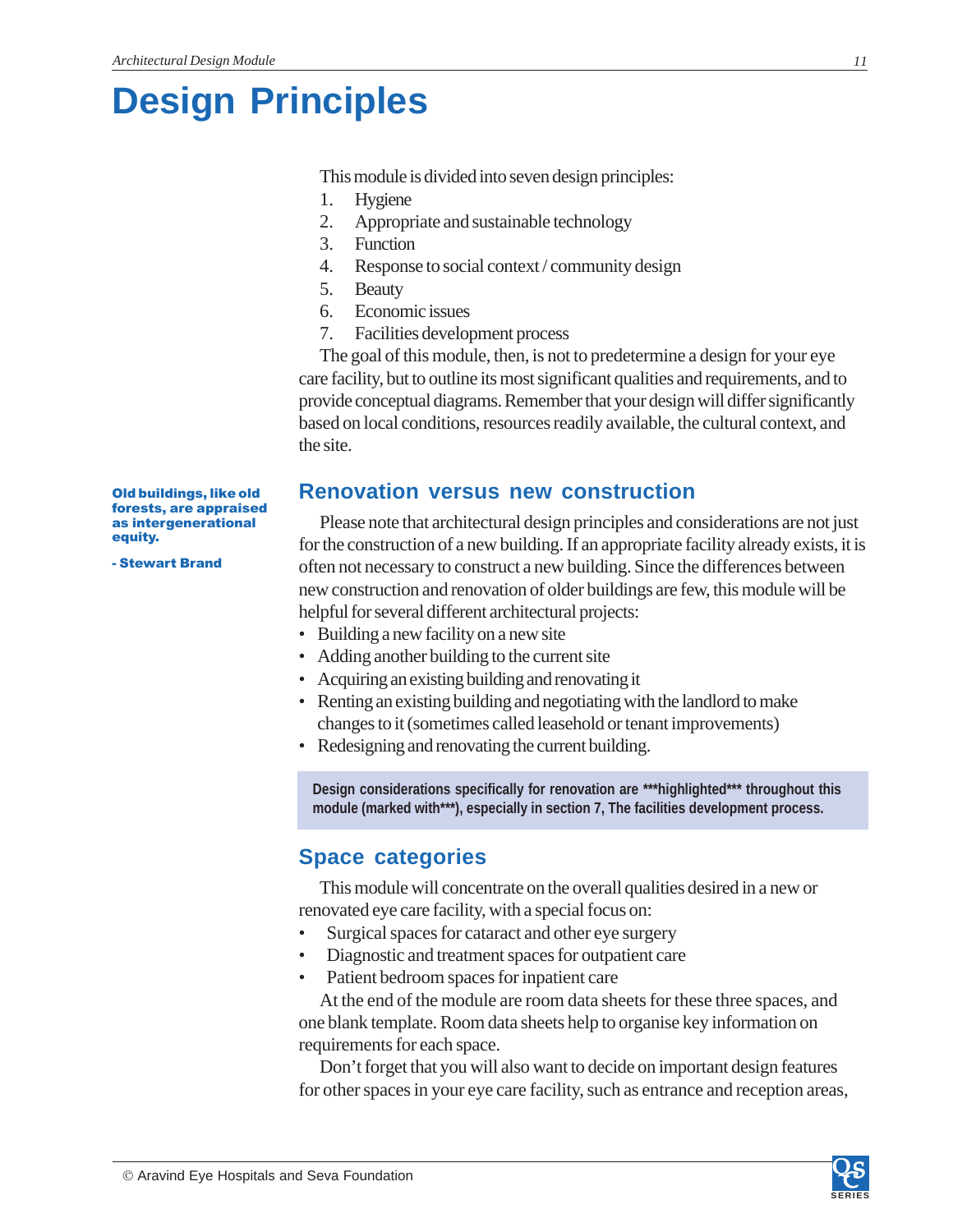# Design Principles

This module is divided into seven design principles:

1. Hygiene
2. Appropriate and sustainable technology
3. Function
4. Response to social context / community design
5. Beauty
6. Economic issues
7. Facilities development process

The goal of this module, then, is not to predetermine a design for your eye care facility, but to outline its most significant qualities and requirements, and to provide conceptual diagrams. Remember that your design will differ significantly based on local conditions, resources readily available, the cultural context, and the site.

**Old buildings, like old forests, are appraised as intergenerational equity.**

**- Stewart Brand**

## Renovation versus new construction

Please note that architectural design principles and considerations are not just for the construction of a new building. If an appropriate facility already exists, it is often not necessary to construct a new building. Since the differences between new construction and renovation of older buildings are few, this module will be helpful for several different architectural projects:

- Building a new facility on a new site
- Adding another building to the current site
- Acquiring an existing building and renovating it
- Renting an existing building and negotiating with the landlord to make changes to it (sometimes called leasehold or tenant improvements)
- Redesigning and renovating the current building.

**Design considerations specifically for renovation are ***highlighted*** throughout this module (marked with***), especially in section 7, The facilities development process.**

## Space categories

This module will concentrate on the overall qualities desired in a new or renovated eye care facility, with a special focus on:

- Surgical spaces for cataract and other eye surgery
- Diagnostic and treatment spaces for outpatient care
- Patient bedroom spaces for inpatient care

At the end of the module are room data sheets for these three spaces, and one blank template. Room data sheets help to organise key information on requirements for each space.

Don't forget that you will also want to decide on important design features for other spaces in your eye care facility, such as entrance and reception areas,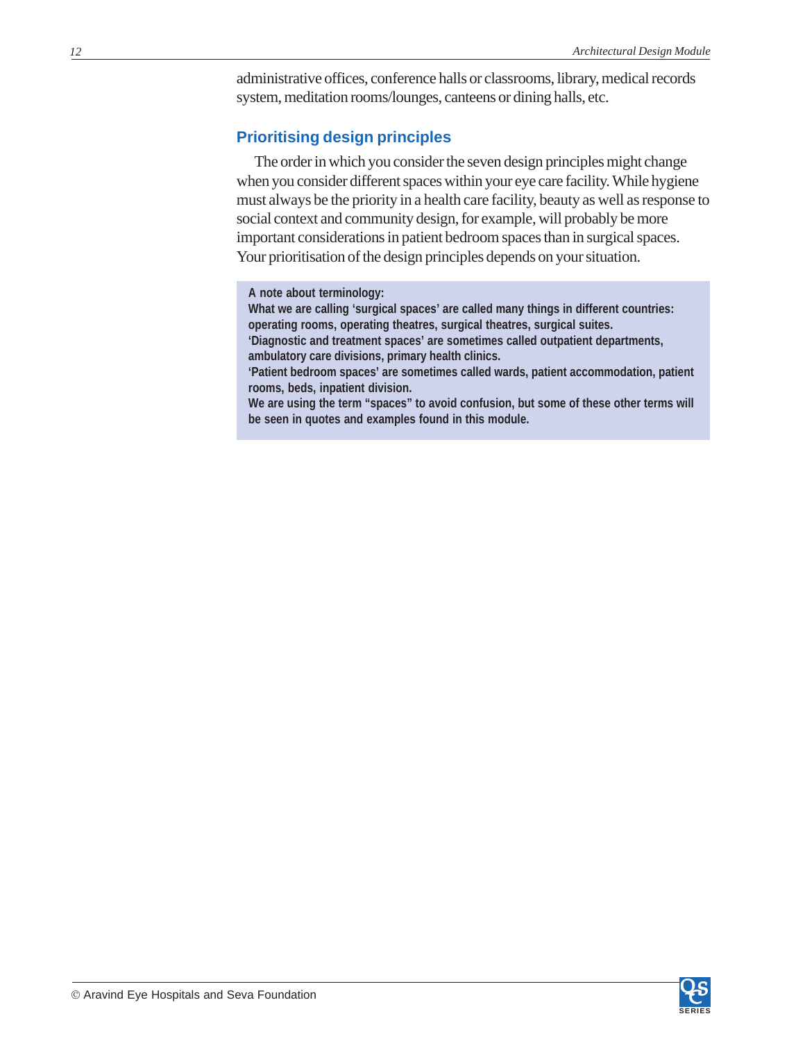administrative offices, conference halls or classrooms, library, medical records system, meditation rooms/lounges, canteens or dining halls, etc.

## Prioritising design principles

The order in which you consider the seven design principles might change when you consider different spaces within your eye care facility. While hygiene must always be the priority in a health care facility, beauty as well as response to social context and community design, for example, will probably be more important considerations in patient bedroom spaces than in surgical spaces. Your prioritisation of the design principles depends on your situation.

> **A note about terminology:**
> **What we are calling 'surgical spaces' are called many things in different countries: operating rooms, operating theatres, surgical theatres, surgical suites.**
> **'Diagnostic and treatment spaces' are sometimes called outpatient departments, ambulatory care divisions, primary health clinics.**
> **'Patient bedroom spaces' are sometimes called wards, patient accommodation, patient rooms, beds, inpatient division.**
> **We are using the term "spaces" to avoid confusion, but some of these other terms will be seen in quotes and examples found in this module.**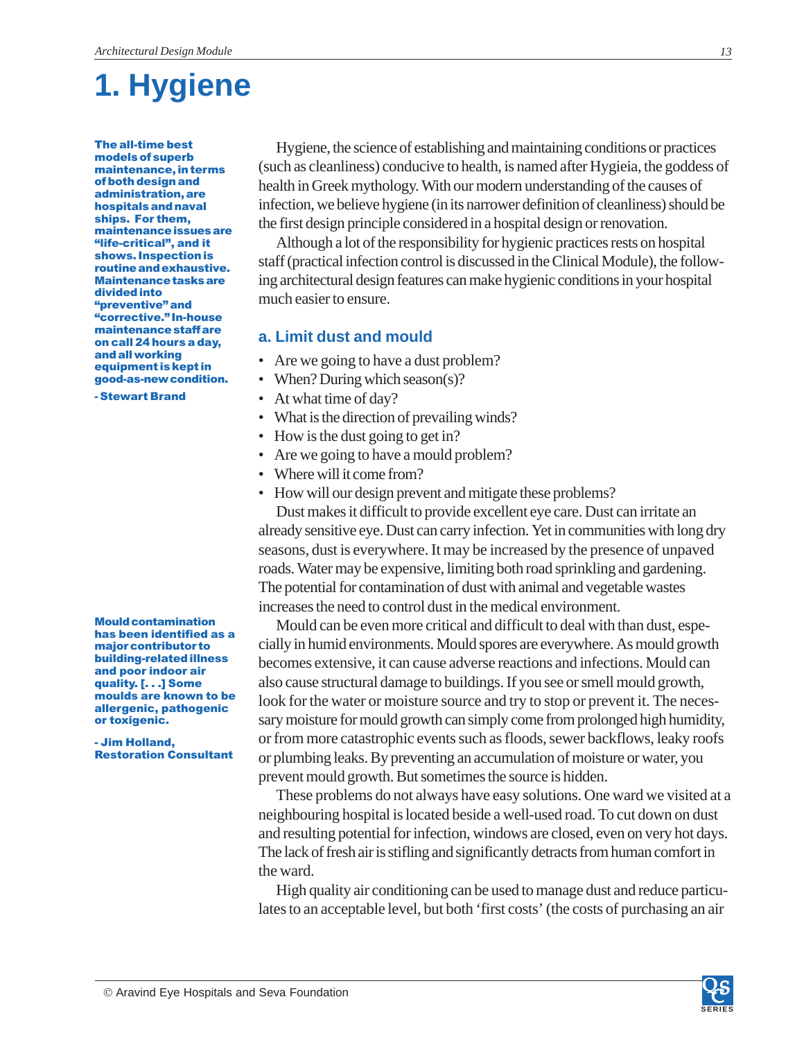# 1. Hygiene

> **The all-time best models of superb maintenance, in terms of both design and administration, are hospitals and naval ships. For them, maintenance issues are "life-critical", and it shows. Inspection is routine and exhaustive. Maintenance tasks are divided into "preventive" and "corrective." In-house maintenance staff are on call 24 hours a day, and all working equipment is kept in good-as-new condition.**
>
> **- Stewart Brand**

Hygiene, the science of establishing and maintaining conditions or practices (such as cleanliness) conducive to health, is named after Hygieia, the goddess of health in Greek mythology. With our modern understanding of the causes of infection, we believe hygiene (in its narrower definition of cleanliness) should be the first design principle considered in a hospital design or renovation.

Although a lot of the responsibility for hygienic practices rests on hospital staff (practical infection control is discussed in the Clinical Module), the following architectural design features can make hygienic conditions in your hospital much easier to ensure.

## a. Limit dust and mould

- Are we going to have a dust problem?
- When? During which season(s)?
- At what time of day?
- What is the direction of prevailing winds?
- How is the dust going to get in?
- Are we going to have a mould problem?
- Where will it come from?
- How will our design prevent and mitigate these problems?

Dust makes it difficult to provide excellent eye care. Dust can irritate an already sensitive eye. Dust can carry infection. Yet in communities with long dry seasons, dust is everywhere. It may be increased by the presence of unpaved roads. Water may be expensive, limiting both road sprinkling and gardening. The potential for contamination of dust with animal and vegetable wastes increases the need to control dust in the medical environment.

> **Mould contamination has been identified as a major contributor to building-related illness and poor indoor air quality. [. . .] Some moulds are known to be allergenic, pathogenic or toxigenic.**
>
> **- Jim Holland, Restoration Consultant**

Mould can be even more critical and difficult to deal with than dust, especially in humid environments. Mould spores are everywhere. As mould growth becomes extensive, it can cause adverse reactions and infections. Mould can also cause structural damage to buildings. If you see or smell mould growth, look for the water or moisture source and try to stop or prevent it. The necessary moisture for mould growth can simply come from prolonged high humidity, or from more catastrophic events such as floods, sewer backflows, leaky roofs or plumbing leaks. By preventing an accumulation of moisture or water, you prevent mould growth. But sometimes the source is hidden.

These problems do not always have easy solutions. One ward we visited at a neighbouring hospital is located beside a well-used road. To cut down on dust and resulting potential for infection, windows are closed, even on very hot days. The lack of fresh air is stifling and significantly detracts from human comfort in the ward.

High quality air conditioning can be used to manage dust and reduce particulates to an acceptable level, but both 'first costs' (the costs of purchasing an air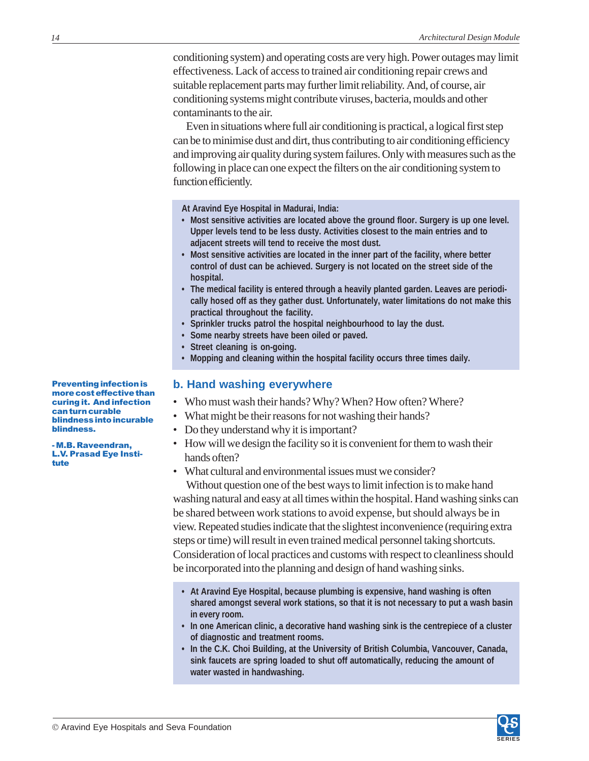conditioning system) and operating costs are very high. Power outages may limit effectiveness. Lack of access to trained air conditioning repair crews and suitable replacement parts may further limit reliability. And, of course, air conditioning systems might contribute viruses, bacteria, moulds and other contaminants to the air.

Even in situations where full air conditioning is practical, a logical first step can be to minimise dust and dirt, thus contributing to air conditioning efficiency and improving air quality during system failures. Only with measures such as the following in place can one expect the filters on the air conditioning system to function efficiently.

**At Aravind Eye Hospital in Madurai, India:**

- **Most sensitive activities are located above the ground floor. Surgery is up one level. Upper levels tend to be less dusty. Activities closest to the main entries and to adjacent streets will tend to receive the most dust.**
- **Most sensitive activities are located in the inner part of the facility, where better control of dust can be achieved. Surgery is not located on the street side of the hospital.**
- **The medical facility is entered through a heavily planted garden. Leaves are periodically hosed off as they gather dust. Unfortunately, water limitations do not make this practical throughout the facility.**
- **Sprinkler trucks patrol the hospital neighbourhood to lay the dust.**
- **Some nearby streets have been oiled or paved.**
- **Street cleaning is on-going.**
- **Mopping and cleaning within the hospital facility occurs three times daily.**

## b. Hand washing everywhere

**Preventing infection is more cost effective than curing it. And infection can turn curable blindness into incurable blindness.**

**- M.B. Raveendran, L.V. Prasad Eye Institute**

- Who must wash their hands? Why? When? How often? Where?
- What might be their reasons for not washing their hands?
- Do they understand why it is important?
- How will we design the facility so it is convenient for them to wash their hands often?
- What cultural and environmental issues must we consider?

Without question one of the best ways to limit infection is to make hand washing natural and easy at all times within the hospital. Hand washing sinks can be shared between work stations to avoid expense, but should always be in view. Repeated studies indicate that the slightest inconvenience (requiring extra steps or time) will result in even trained medical personnel taking shortcuts. Consideration of local practices and customs with respect to cleanliness should be incorporated into the planning and design of hand washing sinks.

- **At Aravind Eye Hospital, because plumbing is expensive, hand washing is often shared amongst several work stations, so that it is not necessary to put a wash basin in every room.**
- **In one American clinic, a decorative hand washing sink is the centrepiece of a cluster of diagnostic and treatment rooms.**
- **In the C.K. Choi Building, at the University of British Columbia, Vancouver, Canada, sink faucets are spring loaded to shut off automatically, reducing the amount of water wasted in handwashing.**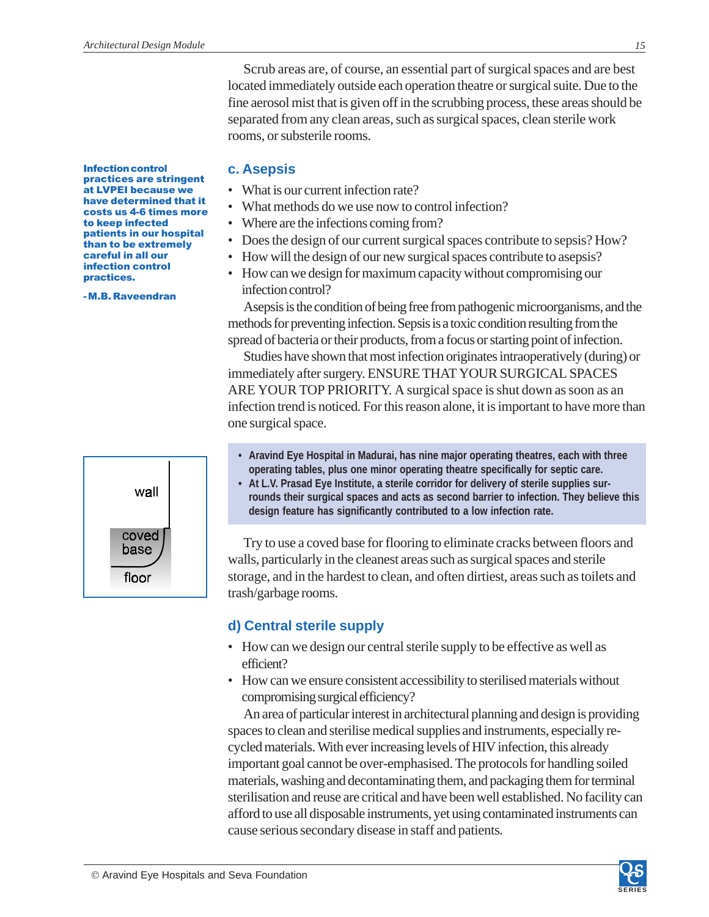Scrub areas are, of course, an essential part of surgical spaces and are best located immediately outside each operation theatre or surgical suite. Due to the fine aerosol mist that is given off in the scrubbing process, these areas should be separated from any clean areas, such as surgical spaces, clean sterile work rooms, or substerile rooms.

**Infection control practices are stringent at LVPEI because we have determined that it costs us 4-6 times more to keep infected patients in our hospital than to be extremely careful in all our infection control practices.**

**- M.B. Raveendran**

### c. Asepsis

- What is our current infection rate?
- What methods do we use now to control infection?
- Where are the infections coming from?
- Does the design of our current surgical spaces contribute to sepsis? How?
- How will the design of our new surgical spaces contribute to asepsis?
- How can we design for maximum capacity without compromising our infection control?

Asepsis is the condition of being free from pathogenic microorganisms, and the methods for preventing infection. Sepsis is a toxic condition resulting from the spread of bacteria or their products, from a focus or starting point of infection.

Studies have shown that most infection originates intraoperatively (during) or immediately after surgery. ENSURE THAT YOUR SURGICAL SPACES ARE YOUR TOP PRIORITY. A surgical space is shut down as soon as an infection trend is noticed. For this reason alone, it is important to have more than one surgical space.

- **Aravind Eye Hospital in Madurai, has nine major operating theatres, each with three operating tables, plus one minor operating theatre specifically for septic care.**
- **At L.V. Prasad Eye Institute, a sterile corridor for delivery of sterile supplies surrounds their surgical spaces and acts as second barrier to infection. They believe this design feature has significantly contributed to a low infection rate.**

wall

coved base

floor

Try to use a coved base for flooring to eliminate cracks between floors and walls, particularly in the cleanest areas such as surgical spaces and sterile storage, and in the hardest to clean, and often dirtiest, areas such as toilets and trash/garbage rooms.

### d) Central sterile supply

- How can we design our central sterile supply to be effective as well as efficient?
- How can we ensure consistent accessibility to sterilised materials without compromising surgical efficiency?

An area of particular interest in architectural planning and design is providing spaces to clean and sterilise medical supplies and instruments, especially re-cycled materials. With ever increasing levels of HIV infection, this already important goal cannot be over-emphasised. The protocols for handling soiled materials, washing and decontaminating them, and packaging them for terminal sterilisation and reuse are critical and have been well established. No facility can afford to use all disposable instruments, yet using contaminated instruments can cause serious secondary disease in staff and patients.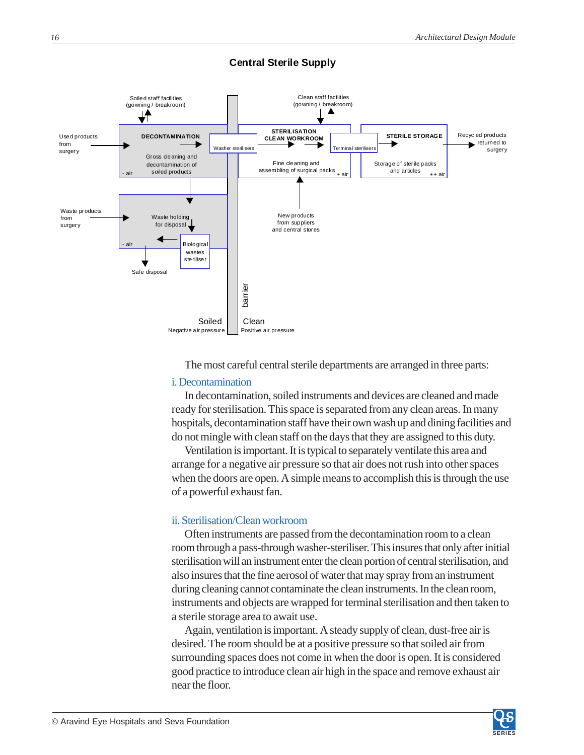## Central Sterile Supply

Soiled staff facilities (gowning / breakroom)

Clean staff facilities (gowning / breakroom)

Used products from surgery

DECONTAMINATION

Gross cleaning and decontamination of soiled products

- air

Washer sterilisers

STERILISATION CLEAN WORKROOM

Fine cleaning and assembling of surgical packs

+ air

Terminal sterilisers

STERILE STORAGE

Storage of sterile packs and articles

++ air

Recycled products returned to surgery

Waste products from surgery

Waste holding for disposal

- air

Biological wastes steriliser

Safe disposal

New products from suppliers and central stores

barrier

Soiled
Negative air pressure

Clean
Positive air pressure

The most careful central sterile departments are arranged in three parts:

### i. Decontamination

In decontamination, soiled instruments and devices are cleaned and made ready for sterilisation. This space is separated from any clean areas. In many hospitals, decontamination staff have their own wash up and dining facilities and do not mingle with clean staff on the days that they are assigned to this duty.

Ventilation is important. It is typical to separately ventilate this area and arrange for a negative air pressure so that air does not rush into other spaces when the doors are open. A simple means to accomplish this is through the use of a powerful exhaust fan.

### ii. Sterilisation/Clean workroom

Often instruments are passed from the decontamination room to a clean room through a pass-through washer-steriliser. This insures that only after initial sterilisation will an instrument enter the clean portion of central sterilisation, and also insures that the fine aerosol of water that may spray from an instrument during cleaning cannot contaminate the clean instruments. In the clean room, instruments and objects are wrapped for terminal sterilisation and then taken to a sterile storage area to await use.

Again, ventilation is important. A steady supply of clean, dust-free air is desired. The room should be at a positive pressure so that soiled air from surrounding spaces does not come in when the door is open. It is considered good practice to introduce clean air high in the space and remove exhaust air near the floor.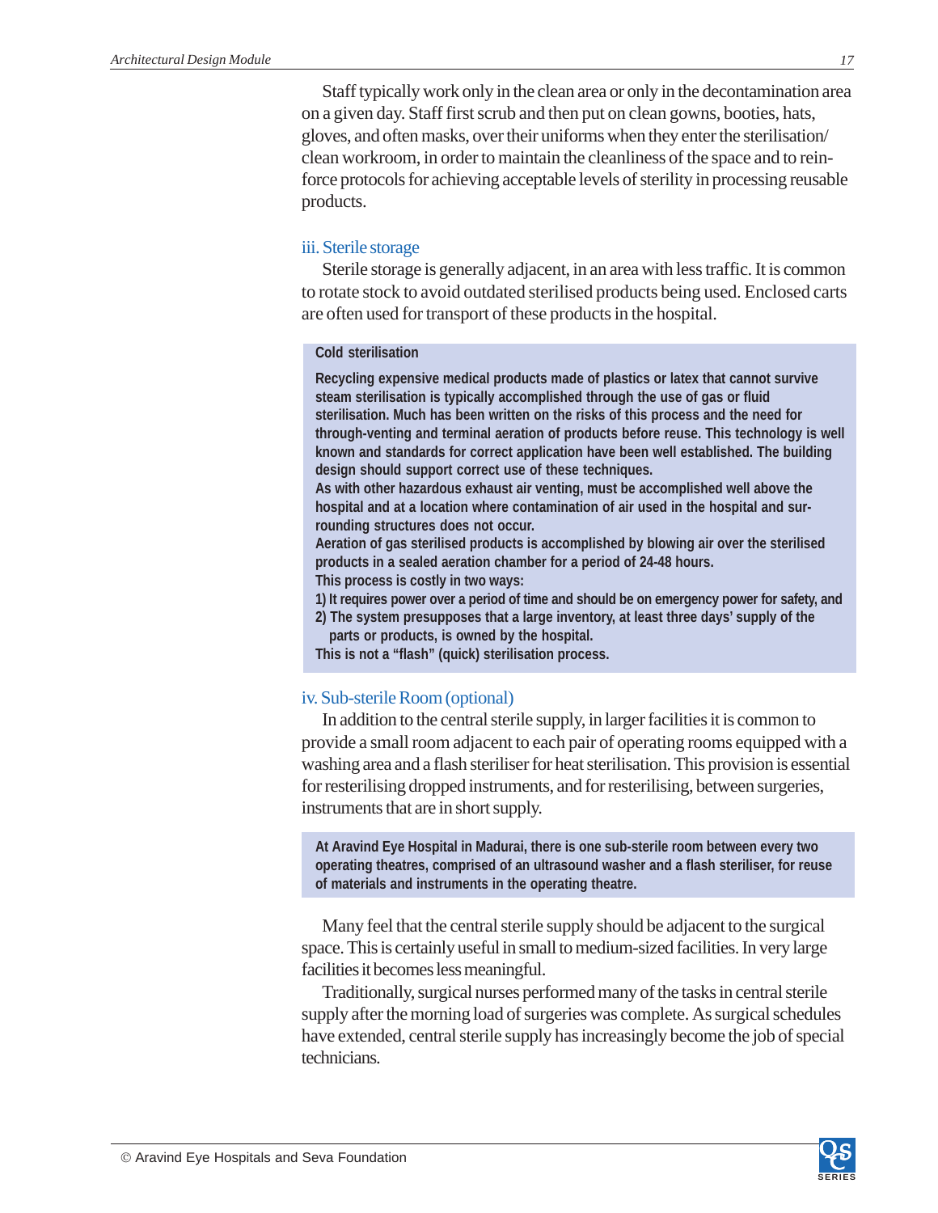Staff typically work only in the clean area or only in the decontamination area on a given day. Staff first scrub and then put on clean gowns, booties, hats, gloves, and often masks, over their uniforms when they enter the sterilisation/ clean workroom, in order to maintain the cleanliness of the space and to reinforce protocols for achieving acceptable levels of sterility in processing reusable products.

### iii. Sterile storage

Sterile storage is generally adjacent, in an area with less traffic. It is common to rotate stock to avoid outdated sterilised products being used. Enclosed carts are often used for transport of these products in the hospital.

> **Cold sterilisation**
>
> **Recycling expensive medical products made of plastics or latex that cannot survive steam sterilisation is typically accomplished through the use of gas or fluid sterilisation. Much has been written on the risks of this process and the need for through-venting and terminal aeration of products before reuse. This technology is well known and standards for correct application have been well established. The building design should support correct use of these techniques.**
>
> **As with other hazardous exhaust air venting, must be accomplished well above the hospital and at a location where contamination of air used in the hospital and surrounding structures does not occur.**
>
> **Aeration of gas sterilised products is accomplished by blowing air over the sterilised products in a sealed aeration chamber for a period of 24-48 hours.**
>
> **This process is costly in two ways:**
>
> **1) It requires power over a period of time and should be on emergency power for safety, and**
>
> **2) The system presupposes that a large inventory, at least three days' supply of the parts or products, is owned by the hospital.**
>
> **This is not a "flash" (quick) sterilisation process.**

### iv. Sub-sterile Room (optional)

In addition to the central sterile supply, in larger facilities it is common to provide a small room adjacent to each pair of operating rooms equipped with a washing area and a flash steriliser for heat sterilisation. This provision is essential for resterilising dropped instruments, and for resterilising, between surgeries, instruments that are in short supply.

> **At Aravind Eye Hospital in Madurai, there is one sub-sterile room between every two operating theatres, comprised of an ultrasound washer and a flash steriliser, for reuse of materials and instruments in the operating theatre.**

Many feel that the central sterile supply should be adjacent to the surgical space. This is certainly useful in small to medium-sized facilities. In very large facilities it becomes less meaningful.

Traditionally, surgical nurses performed many of the tasks in central sterile supply after the morning load of surgeries was complete. As surgical schedules have extended, central sterile supply has increasingly become the job of special technicians.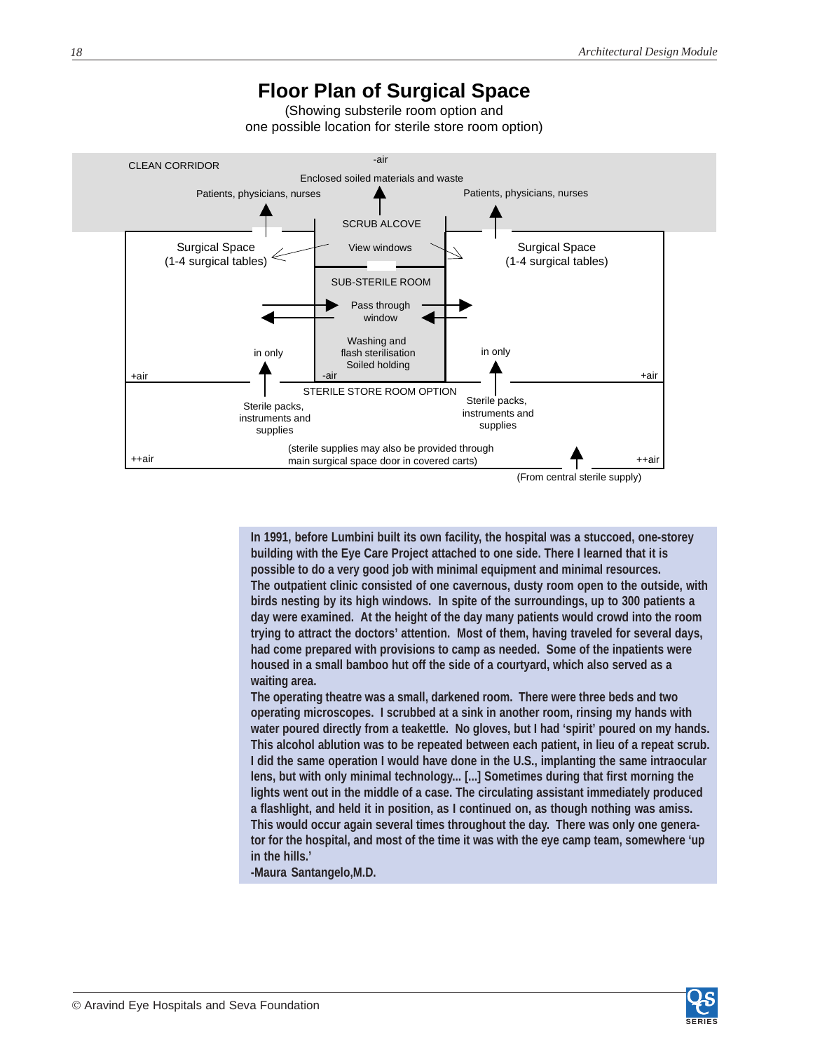# Floor Plan of Surgical Space

(Showing substerile room option and
one possible location for sterile store room option)

CLEAN CORRIDOR

-air

Enclosed soiled materials and waste

Patients, physicians, nurses

Patients, physicians, nurses

SCRUB ALCOVE

Surgical Space
(1-4 surgical tables)

View windows

Surgical Space
(1-4 surgical tables)

SUB-STERILE ROOM

Pass through
window

Washing and
flash sterilisation
Soiled holding

in only

in only

+air

-air

+air

STERILE STORE ROOM OPTION

Sterile packs,
instruments and
supplies

Sterile packs,
instruments and
supplies

(sterile supplies may also be provided through
main surgical space door in covered carts)

++air

++air

(From central sterile supply)

**In 1991, before Lumbini built its own facility, the hospital was a stuccoed, one-storey building with the Eye Care Project attached to one side. There I learned that it is possible to do a very good job with minimal equipment and minimal resources.**
**The outpatient clinic consisted of one cavernous, dusty room open to the outside, with birds nesting by its high windows. In spite of the surroundings, up to 300 patients a day were examined. At the height of the day many patients would crowd into the room trying to attract the doctors' attention. Most of them, having traveled for several days, had come prepared with provisions to camp as needed. Some of the inpatients were housed in a small bamboo hut off the side of a courtyard, which also served as a waiting area.**
**The operating theatre was a small, darkened room. There were three beds and two operating microscopes. I scrubbed at a sink in another room, rinsing my hands with water poured directly from a teakettle. No gloves, but I had 'spirit' poured on my hands. This alcohol ablution was to be repeated between each patient, in lieu of a repeat scrub. I did the same operation I would have done in the U.S., implanting the same intraocular lens, but with only minimal technology... [...] Sometimes during that first morning the lights went out in the middle of a case. The circulating assistant immediately produced a flashlight, and held it in position, as I continued on, as though nothing was amiss. This would occur again several times throughout the day. There was only one generator for the hospital, and most of the time it was with the eye camp team, somewhere 'up in the hills.'**
**-Maura Santangelo,M.D.**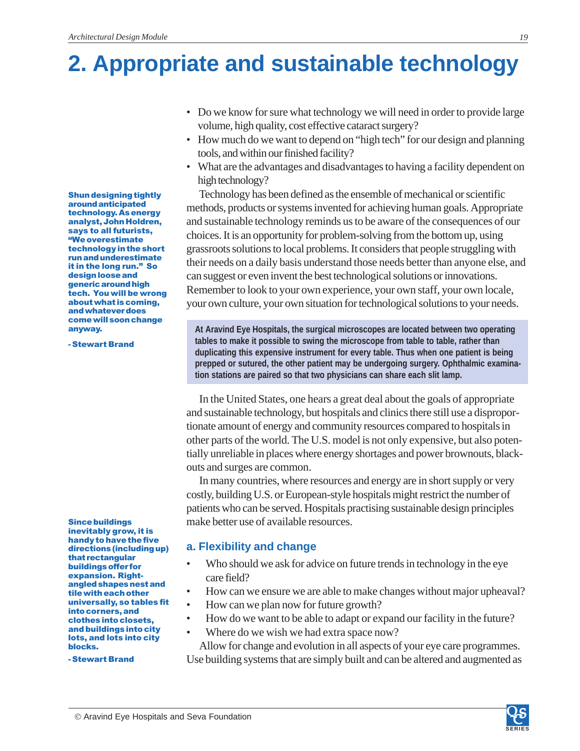# 2. Appropriate and sustainable technology

**Shun designing tightly around anticipated technology. As energy analyst, John Holdren, says to all futurists, "We overestimate technology in the short run and underestimate it in the long run." So design loose and generic around high tech. You will be wrong about what is coming, and whatever does come will soon change anyway.**

**- Stewart Brand**

- Do we know for sure what technology we will need in order to provide large volume, high quality, cost effective cataract surgery?
- How much do we want to depend on "high tech" for our design and planning tools, and within our finished facility?
- What are the advantages and disadvantages to having a facility dependent on high technology?

Technology has been defined as the ensemble of mechanical or scientific methods, products or systems invented for achieving human goals. Appropriate and sustainable technology reminds us to be aware of the consequences of our choices. It is an opportunity for problem-solving from the bottom up, using grassroots solutions to local problems. It considers that people struggling with their needs on a daily basis understand those needs better than anyone else, and can suggest or even invent the best technological solutions or innovations. Remember to look to your own experience, your own staff, your own locale, your own culture, your own situation for technological solutions to your needs.

**At Aravind Eye Hospitals, the surgical microscopes are located between two operating tables to make it possible to swing the microscope from table to table, rather than duplicating this expensive instrument for every table. Thus when one patient is being prepped or sutured, the other patient may be undergoing surgery. Ophthalmic examination stations are paired so that two physicians can share each slit lamp.**

In the United States, one hears a great deal about the goals of appropriate and sustainable technology, but hospitals and clinics there still use a disproportionate amount of energy and community resources compared to hospitals in other parts of the world. The U.S. model is not only expensive, but also potentially unreliable in places where energy shortages and power brownouts, blackouts and surges are common.

In many countries, where resources and energy are in short supply or very costly, building U.S. or European-style hospitals might restrict the number of patients who can be served. Hospitals practising sustainable design principles make better use of available resources.

**Since buildings inevitably grow, it is handy to have the five directions (including up) that rectangular buildings offer for expansion. Right-angled shapes nest and tile with each other universally, so tables fit into corners, and clothes into closets, and buildings into city lots, and lots into city blocks.**

**- Stewart Brand**

## a. Flexibility and change

- Who should we ask for advice on future trends in technology in the eye care field?
- How can we ensure we are able to make changes without major upheaval?
- How can we plan now for future growth?
- How do we want to be able to adapt or expand our facility in the future?
- Where do we wish we had extra space now?

Allow for change and evolution in all aspects of your eye care programmes. Use building systems that are simply built and can be altered and augmented as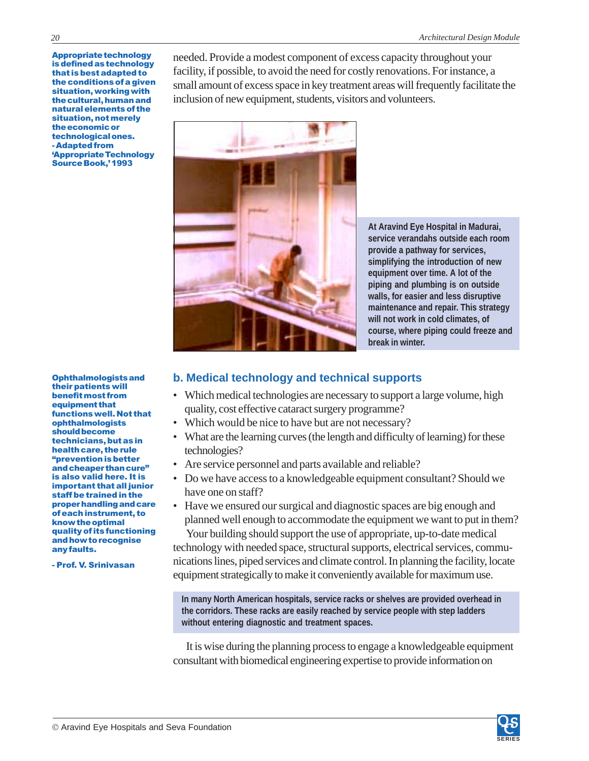**Appropriate technology is defined as technology that is best adapted to the conditions of a given situation, working with the cultural, human and natural elements of the situation, not merely the economic or technological ones.**
**- Adapted from 'Appropriate Technology Source Book,' 1993**

needed. Provide a modest component of excess capacity throughout your facility, if possible, to avoid the need for costly renovations. For instance, a small amount of excess space in key treatment areas will frequently facilitate the inclusion of new equipment, students, visitors and volunteers.

**At Aravind Eye Hospital in Madurai, service verandahs outside each room provide a pathway for services, simplifying the introduction of new equipment over time. A lot of the piping and plumbing is on outside walls, for easier and less disruptive maintenance and repair. This strategy will not work in cold climates, of course, where piping could freeze and break in winter.**

**Ophthalmologists and their patients will benefit most from equipment that functions well. Not that ophthalmologists should become technicians, but as in health care, the rule "prevention is better and cheaper than cure" is also valid here. It is important that all junior staff be trained in the proper handling and care of each instrument, to know the optimal quality of its functioning and how to recognise any faults.**

**- Prof. V. Srinivasan**

## b. Medical technology and technical supports

- Which medical technologies are necessary to support a large volume, high quality, cost effective cataract surgery programme?
- Which would be nice to have but are not necessary?
- What are the learning curves (the length and difficulty of learning) for these technologies?
- Are service personnel and parts available and reliable?
- Do we have access to a knowledgeable equipment consultant? Should we have one on staff?
- Have we ensured our surgical and diagnostic spaces are big enough and planned well enough to accommodate the equipment we want to put in them?

Your building should support the use of appropriate, up-to-date medical technology with needed space, structural supports, electrical services, communications lines, piped services and climate control. In planning the facility, locate equipment strategically to make it conveniently available for maximum use.

**In many North American hospitals, service racks or shelves are provided overhead in the corridors. These racks are easily reached by service people with step ladders without entering diagnostic and treatment spaces.**

It is wise during the planning process to engage a knowledgeable equipment consultant with biomedical engineering expertise to provide information on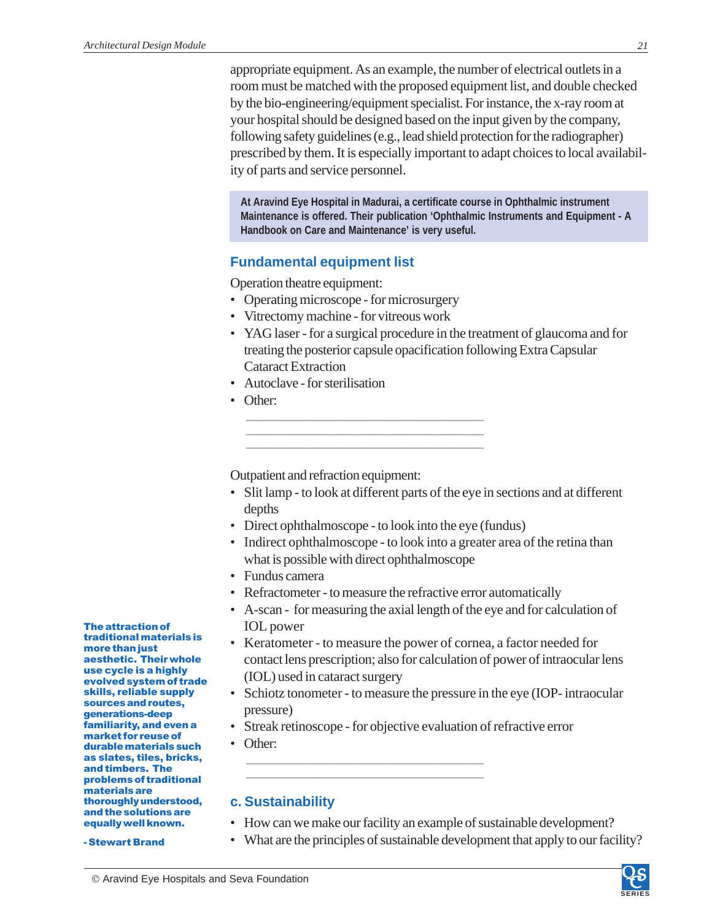appropriate equipment. As an example, the number of electrical outlets in a room must be matched with the proposed equipment list, and double checked by the bio-engineering/equipment specialist. For instance, the x-ray room at your hospital should be designed based on the input given by the company, following safety guidelines (e.g., lead shield protection for the radiographer) prescribed by them. It is especially important to adapt choices to local availability of parts and service personnel.

> **At Aravind Eye Hospital in Madurai, a certificate course in Ophthalmic instrument Maintenance is offered. Their publication 'Ophthalmic Instruments and Equipment - A Handbook on Care and Maintenance' is very useful.**

## Fundamental equipment list

Operation theatre equipment:

- Operating microscope - for microsurgery
- Vitrectomy machine - for vitreous work
- YAG laser - for a surgical procedure in the treatment of glaucoma and for treating the posterior capsule opacification following Extra Capsular Cataract Extraction
- Autoclave - for sterilisation
- Other:

  ______________________________________
  ______________________________________
  ______________________________________

Outpatient and refraction equipment:

- Slit lamp - to look at different parts of the eye in sections and at different depths
- Direct ophthalmoscope - to look into the eye (fundus)
- Indirect ophthalmoscope - to look into a greater area of the retina than what is possible with direct ophthalmoscope
- Fundus camera
- Refractometer - to measure the refractive error automatically
- A-scan - for measuring the axial length of the eye and for calculation of IOL power
- Keratometer - to measure the power of cornea, a factor needed for contact lens prescription; also for calculation of power of intraocular lens (IOL) used in cataract surgery
- Schiotz tonometer - to measure the pressure in the eye (IOP- intraocular pressure)
- Streak retinoscope - for objective evaluation of refractive error
- Other:

  ______________________________________
  ______________________________________

**The attraction of traditional materials is more than just aesthetic. Their whole use cycle is a highly evolved system of trade skills, reliable supply sources and routes, generations-deep familiarity, and even a market for reuse of durable materials such as slates, tiles, bricks, and timbers. The problems of traditional materials are thoroughly understood, and the solutions are equally well known.**

**- Stewart Brand**

## c. Sustainability

- How can we make our facility an example of sustainable development?
- What are the principles of sustainable development that apply to our facility?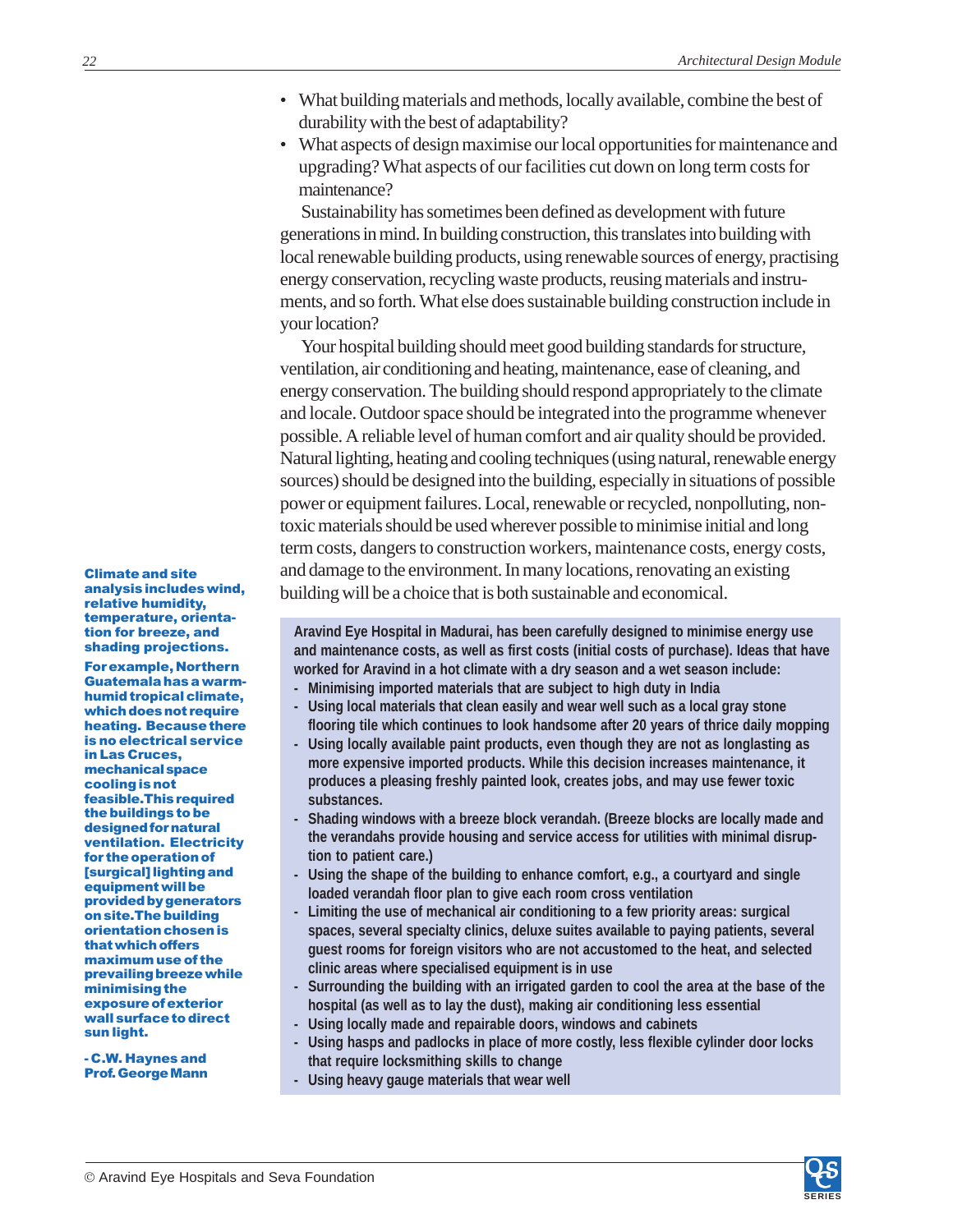- What building materials and methods, locally available, combine the best of durability with the best of adaptability?
- What aspects of design maximise our local opportunities for maintenance and upgrading? What aspects of our facilities cut down on long term costs for maintenance?

Sustainability has sometimes been defined as development with future generations in mind. In building construction, this translates into building with local renewable building products, using renewable sources of energy, practising energy conservation, recycling waste products, reusing materials and instruments, and so forth. What else does sustainable building construction include in your location?

Your hospital building should meet good building standards for structure, ventilation, air conditioning and heating, maintenance, ease of cleaning, and energy conservation. The building should respond appropriately to the climate and locale. Outdoor space should be integrated into the programme whenever possible. A reliable level of human comfort and air quality should be provided. Natural lighting, heating and cooling techniques (using natural, renewable energy sources) should be designed into the building, especially in situations of possible power or equipment failures. Local, renewable or recycled, nonpolluting, non-toxic materials should be used wherever possible to minimise initial and long term costs, dangers to construction workers, maintenance costs, energy costs, and damage to the environment. In many locations, renovating an existing building will be a choice that is both sustainable and economical.

**Climate and site analysis includes wind, relative humidity, temperature, orientation for breeze, and shading projections.**

**For example, Northern Guatemala has a warm-humid tropical climate, which does not require heating. Because there is no electrical service in Las Cruces, mechanical space cooling is not feasible. This required the buildings to be designed for natural ventilation. Electricity for the operation of [surgical] lighting and equipment will be provided by generators on site. The building orientation chosen is that which offers maximum use of the prevailing breeze while minimising the exposure of exterior wall surface to direct sun light.**

**- C.W. Haynes and Prof. George Mann**

**Aravind Eye Hospital in Madurai, has been carefully designed to minimise energy use and maintenance costs, as well as first costs (initial costs of purchase). Ideas that have worked for Aravind in a hot climate with a dry season and a wet season include:**

- **Minimising imported materials that are subject to high duty in India**
- **Using local materials that clean easily and wear well such as a local gray stone flooring tile which continues to look handsome after 20 years of thrice daily mopping**
- **Using locally available paint products, even though they are not as longlasting as more expensive imported products. While this decision increases maintenance, it produces a pleasing freshly painted look, creates jobs, and may use fewer toxic substances.**
- **Shading windows with a breeze block verandah. (Breeze blocks are locally made and the verandahs provide housing and service access for utilities with minimal disruption to patient care.)**
- **Using the shape of the building to enhance comfort, e.g., a courtyard and single loaded verandah floor plan to give each room cross ventilation**
- **Limiting the use of mechanical air conditioning to a few priority areas: surgical spaces, several specialty clinics, deluxe suites available to paying patients, several guest rooms for foreign visitors who are not accustomed to the heat, and selected clinic areas where specialised equipment is in use**
- **Surrounding the building with an irrigated garden to cool the area at the base of the hospital (as well as to lay the dust), making air conditioning less essential**
- **Using locally made and repairable doors, windows and cabinets**
- **Using hasps and padlocks in place of more costly, less flexible cylinder door locks that require locksmithing skills to change**
- **Using heavy gauge materials that wear well**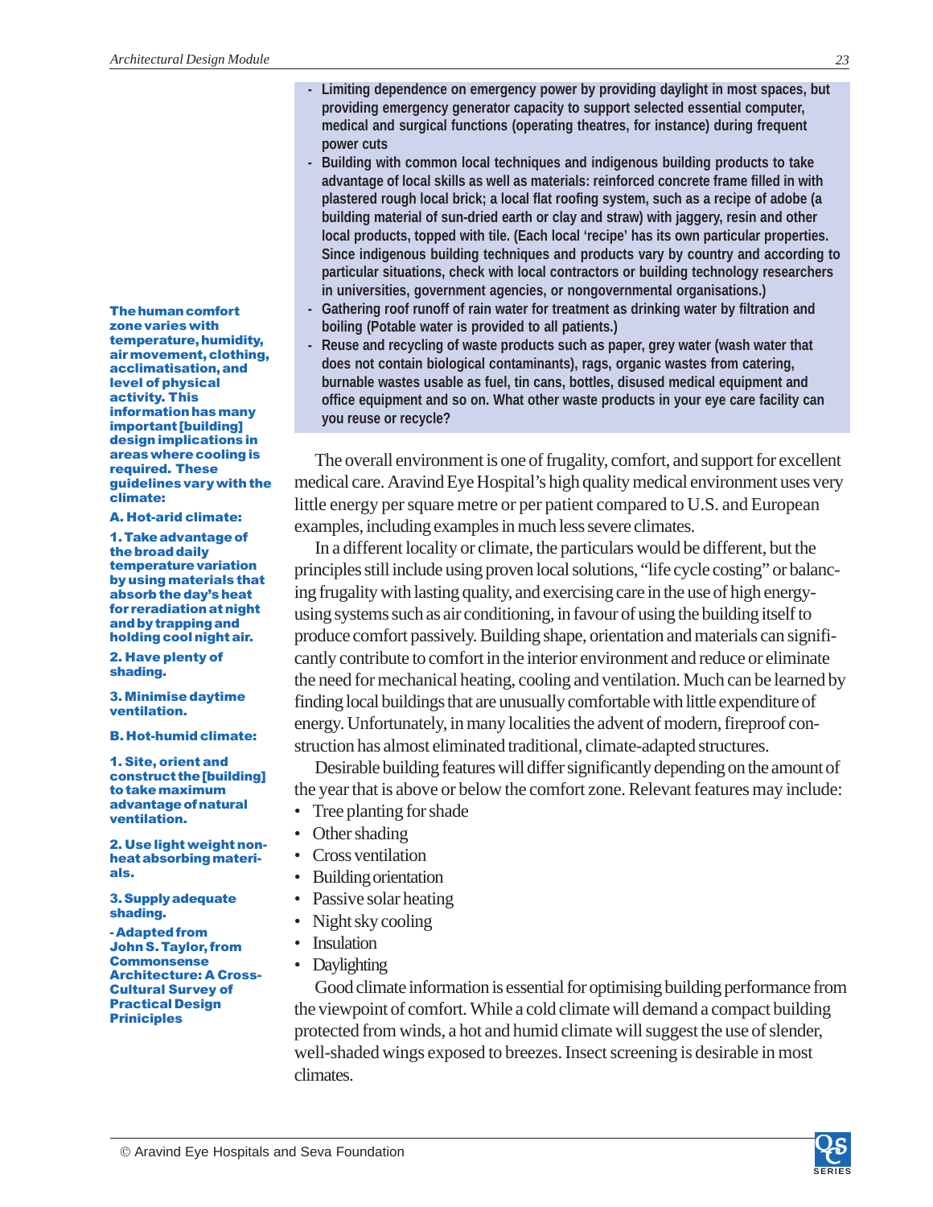- **Limiting dependence on emergency power by providing daylight in most spaces, but providing emergency generator capacity to support selected essential computer, medical and surgical functions (operating theatres, for instance) during frequent power cuts**
- **Building with common local techniques and indigenous building products to take advantage of local skills as well as materials: reinforced concrete frame filled in with plastered rough local brick; a local flat roofing system, such as a recipe of adobe (a building material of sun-dried earth or clay and straw) with jaggery, resin and other local products, topped with tile. (Each local 'recipe' has its own particular properties. Since indigenous building techniques and products vary by country and according to particular situations, check with local contractors or building technology researchers in universities, government agencies, or nongovernmental organisations.)**
- **Gathering roof runoff of rain water for treatment as drinking water by filtration and boiling (Potable water is provided to all patients.)**
- **Reuse and recycling of waste products such as paper, grey water (wash water that does not contain biological contaminants), rags, organic wastes from catering, burnable wastes usable as fuel, tin cans, bottles, disused medical equipment and office equipment and so on. What other waste products in your eye care facility can you reuse or recycle?**

**The human comfort zone varies with temperature, humidity, air movement, clothing, acclimatisation, and level of physical activity. This information has many important [building] design implications in areas where cooling is required. These guidelines vary with the climate:**

**A. Hot-arid climate:**

**1. Take advantage of the broad daily temperature variation by using materials that absorb the day's heat for reradiation at night and by trapping and holding cool night air.**

**2. Have plenty of shading.**

**3. Minimise daytime ventilation.**

**B. Hot-humid climate:**

**1. Site, orient and construct the [building] to take maximum advantage of natural ventilation.**

**2. Use light weight non-heat absorbing materials.**

**3. Supply adequate shading.**

**- Adapted from John S. Taylor, from Commonsense Architecture: A Cross-Cultural Survey of Practical Design Priniciples**

The overall environment is one of frugality, comfort, and support for excellent medical care. Aravind Eye Hospital's high quality medical environment uses very little energy per square metre or per patient compared to U.S. and European examples, including examples in much less severe climates.

In a different locality or climate, the particulars would be different, but the principles still include using proven local solutions, "life cycle costing" or balancing frugality with lasting quality, and exercising care in the use of high energy-using systems such as air conditioning, in favour of using the building itself to produce comfort passively. Building shape, orientation and materials can significantly contribute to comfort in the interior environment and reduce or eliminate the need for mechanical heating, cooling and ventilation. Much can be learned by finding local buildings that are unusually comfortable with little expenditure of energy. Unfortunately, in many localities the advent of modern, fireproof construction has almost eliminated traditional, climate-adapted structures.

Desirable building features will differ significantly depending on the amount of the year that is above or below the comfort zone. Relevant features may include:

- Tree planting for shade
- Other shading
- Cross ventilation
- Building orientation
- Passive solar heating
- Night sky cooling
- Insulation
- Daylighting

Good climate information is essential for optimising building performance from the viewpoint of comfort. While a cold climate will demand a compact building protected from winds, a hot and humid climate will suggest the use of slender, well-shaded wings exposed to breezes. Insect screening is desirable in most climates.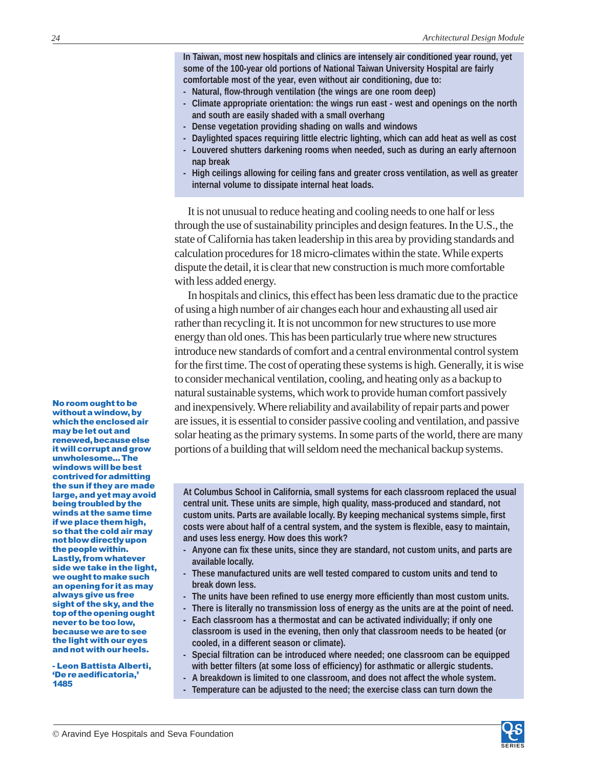**In Taiwan, most new hospitals and clinics are intensely air conditioned year round, yet some of the 100-year old portions of National Taiwan University Hospital are fairly comfortable most of the year, even without air conditioning, due to:**

- **Natural, flow-through ventilation (the wings are one room deep)**
- **Climate appropriate orientation: the wings run east - west and openings on the north and south are easily shaded with a small overhang**
- **Dense vegetation providing shading on walls and windows**
- **Daylighted spaces requiring little electric lighting, which can add heat as well as cost**
- **Louvered shutters darkening rooms when needed, such as during an early afternoon nap break**
- **High ceilings allowing for ceiling fans and greater cross ventilation, as well as greater internal volume to dissipate internal heat loads.**

It is not unusual to reduce heating and cooling needs to one half or less through the use of sustainability principles and design features. In the U.S., the state of California has taken leadership in this area by providing standards and calculation procedures for 18 micro-climates within the state. While experts dispute the detail, it is clear that new construction is much more comfortable with less added energy.

In hospitals and clinics, this effect has been less dramatic due to the practice of using a high number of air changes each hour and exhausting all used air rather than recycling it. It is not uncommon for new structures to use more energy than old ones. This has been particularly true where new structures introduce new standards of comfort and a central environmental control system for the first time. The cost of operating these systems is high. Generally, it is wise to consider mechanical ventilation, cooling, and heating only as a backup to natural sustainable systems, which work to provide human comfort passively and inexpensively. Where reliability and availability of repair parts and power are issues, it is essential to consider passive cooling and ventilation, and passive solar heating as the primary systems. In some parts of the world, there are many portions of a building that will seldom need the mechanical backup systems.

**No room ought to be without a window, by which the enclosed air may be let out and renewed, because else it will corrupt and grow unwholesome... The windows will be best contrived for admitting the sun if they are made large, and yet may avoid being troubled by the winds at the same time if we place them high, so that the cold air may not blow directly upon the people within. Lastly, from whatever side we take in the light, we ought to make such an opening for it as may always give us free sight of the sky, and the top of the opening ought never to be too low, because we are to see the light with our eyes and not with our heels.**

**- Leon Battista Alberti, 'De re aedificatoria,' 1485**

**At Columbus School in California, small systems for each classroom replaced the usual central unit. These units are simple, high quality, mass-produced and standard, not custom units. Parts are available locally. By keeping mechanical systems simple, first costs were about half of a central system, and the system is flexible, easy to maintain, and uses less energy. How does this work?**

- **Anyone can fix these units, since they are standard, not custom units, and parts are available locally.**
- **These manufactured units are well tested compared to custom units and tend to break down less.**
- **The units have been refined to use energy more efficiently than most custom units.**
- **There is literally no transmission loss of energy as the units are at the point of need.**
- **Each classroom has a thermostat and can be activated individually; if only one classroom is used in the evening, then only that classroom needs to be heated (or cooled, in a different season or climate).**
- **Special filtration can be introduced where needed; one classroom can be equipped with better filters (at some loss of efficiency) for asthmatic or allergic students.**
- **A breakdown is limited to one classroom, and does not affect the whole system.**
- **Temperature can be adjusted to the need; the exercise class can turn down the**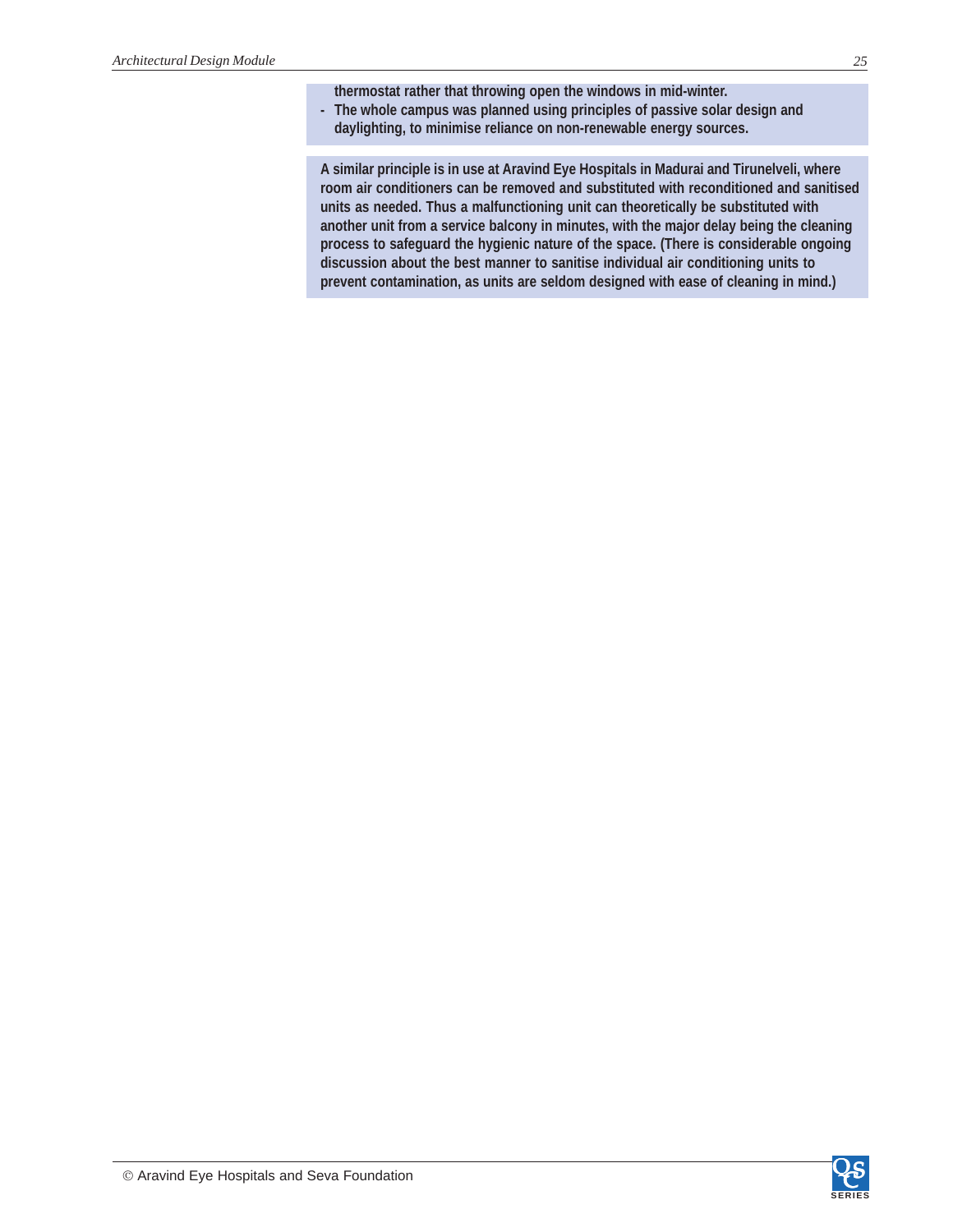thermostat rather that throwing open the windows in mid-winter.

- The whole campus was planned using principles of passive solar design and daylighting, to minimise reliance on non-renewable energy sources.

**A similar principle is in use at Aravind Eye Hospitals in Madurai and Tirunelveli, where room air conditioners can be removed and substituted with reconditioned and sanitised units as needed. Thus a malfunctioning unit can theoretically be substituted with another unit from a service balcony in minutes, with the major delay being the cleaning process to safeguard the hygienic nature of the space. (There is considerable ongoing discussion about the best manner to sanitise individual air conditioning units to prevent contamination, as units are seldom designed with ease of cleaning in mind.)**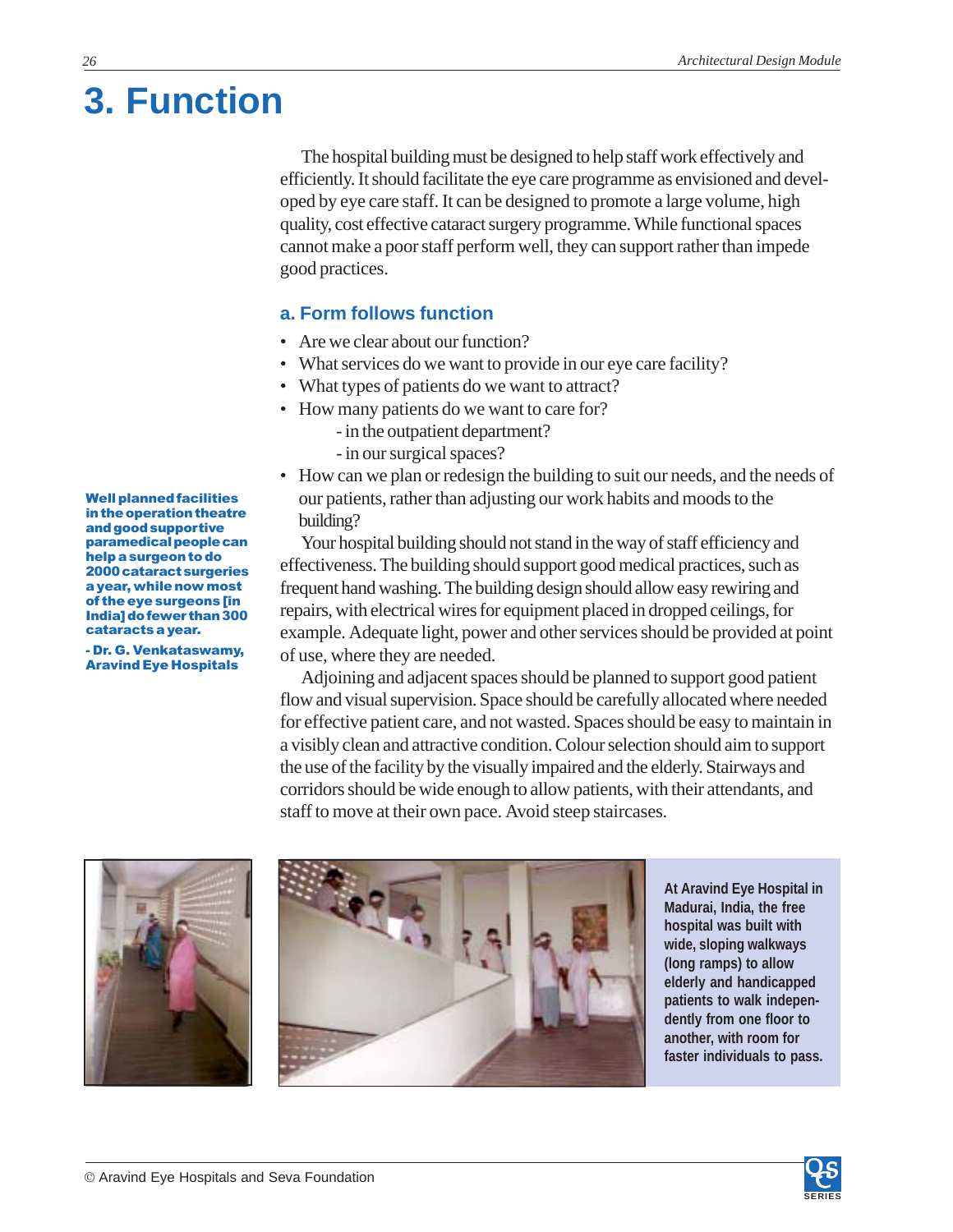# 3. Function

The hospital building must be designed to help staff work effectively and efficiently. It should facilitate the eye care programme as envisioned and developed by eye care staff. It can be designed to promote a large volume, high quality, cost effective cataract surgery programme. While functional spaces cannot make a poor staff perform well, they can support rather than impede good practices.

## a. Form follows function

- Are we clear about our function?
- What services do we want to provide in our eye care facility?
- What types of patients do we want to attract?
- How many patients do we want to care for?
  - in the outpatient department?
  - in our surgical spaces?
- How can we plan or redesign the building to suit our needs, and the needs of our patients, rather than adjusting our work habits and moods to the building?

**Well planned facilities in the operation theatre and good supportive paramedical people can help a surgeon to do 2000 cataract surgeries a year, while now most of the eye surgeons [in India] do fewer than 300 cataracts a year.**

**- Dr. G. Venkataswamy, Aravind Eye Hospitals**

Your hospital building should not stand in the way of staff efficiency and effectiveness. The building should support good medical practices, such as frequent hand washing. The building design should allow easy rewiring and repairs, with electrical wires for equipment placed in dropped ceilings, for example. Adequate light, power and other services should be provided at point of use, where they are needed.

Adjoining and adjacent spaces should be planned to support good patient flow and visual supervision. Space should be carefully allocated where needed for effective patient care, and not wasted. Spaces should be easy to maintain in a visibly clean and attractive condition. Colour selection should aim to support the use of the facility by the visually impaired and the elderly. Stairways and corridors should be wide enough to allow patients, with their attendants, and staff to move at their own pace. Avoid steep staircases.

**At Aravind Eye Hospital in Madurai, India, the free hospital was built with wide, sloping walkways (long ramps) to allow elderly and handicapped patients to walk independently from one floor to another, with room for faster individuals to pass.**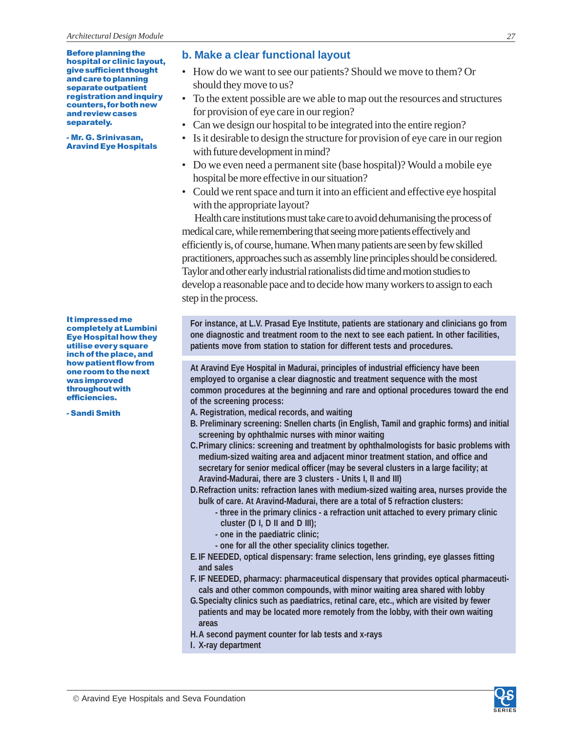**Before planning the hospital or clinic layout, give sufficient thought and care to planning separate outpatient registration and inquiry counters, for both new and review cases separately.**

**- Mr. G. Srinivasan, Aravind Eye Hospitals**

## b. Make a clear functional layout

- How do we want to see our patients? Should we move to them? Or should they move to us?
- To the extent possible are we able to map out the resources and structures for provision of eye care in our region?
- Can we design our hospital to be integrated into the entire region?
- Is it desirable to design the structure for provision of eye care in our region with future development in mind?
- Do we even need a permanent site (base hospital)? Would a mobile eye hospital be more effective in our situation?
- Could we rent space and turn it into an efficient and effective eye hospital with the appropriate layout?

Health care institutions must take care to avoid dehumanising the process of medical care, while remembering that seeing more patients effectively and efficiently is, of course, humane. When many patients are seen by few skilled practitioners, approaches such as assembly line principles should be considered. Taylor and other early industrial rationalists did time and motion studies to develop a reasonable pace and to decide how many workers to assign to each step in the process.

**It impressed me completely at Lumbini Eye Hospital how they utilise every square inch of the place, and how patient flow from one room to the next was improved throughout with efficiencies.**

**- Sandi Smith**

**For instance, at L.V. Prasad Eye Institute, patients are stationary and clinicians go from one diagnostic and treatment room to the next to see each patient. In other facilities, patients move from station to station for different tests and procedures.**

**At Aravind Eye Hospital in Madurai, principles of industrial efficiency have been employed to organise a clear diagnostic and treatment sequence with the most common procedures at the beginning and rare and optional procedures toward the end of the screening process:**

**A. Registration, medical records, and waiting**

**B. Preliminary screening: Snellen charts (in English, Tamil and graphic forms) and initial screening by ophthalmic nurses with minor waiting**

**C. Primary clinics: screening and treatment by ophthalmologists for basic problems with medium-sized waiting area and adjacent minor treatment station, and office and secretary for senior medical officer (may be several clusters in a large facility; at Aravind-Madurai, there are 3 clusters - Units I, II and III)**

**D. Refraction units: refraction lanes with medium-sized waiting area, nurses provide the bulk of care. At Aravind-Madurai, there are a total of 5 refraction clusters:**

- **three in the primary clinics - a refraction unit attached to every primary clinic cluster (D I, D II and D III);**
- **one in the paediatric clinic;**
- **one for all the other speciality clinics together.**

**E. IF NEEDED, optical dispensary: frame selection, lens grinding, eye glasses fitting and sales**

**F. IF NEEDED, pharmacy: pharmaceutical dispensary that provides optical pharmaceuticals and other common compounds, with minor waiting area shared with lobby**

**G. Specialty clinics such as paediatrics, retinal care, etc., which are visited by fewer patients and may be located more remotely from the lobby, with their own waiting areas**

**H. A second payment counter for lab tests and x-rays**

**I. X-ray department**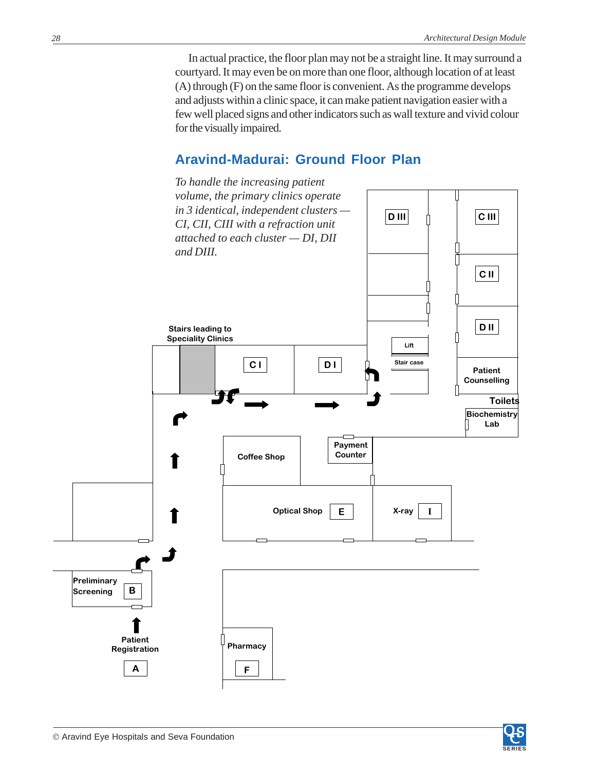In actual practice, the floor plan may not be a straight line. It may surround a courtyard. It may even be on more than one floor, although location of at least (A) through (F) on the same floor is convenient. As the programme develops and adjusts within a clinic space, it can make patient navigation easier with a few well placed signs and other indicators such as wall texture and vivid colour for the visually impaired.

## Aravind-Madurai: Ground Floor Plan

*To handle the increasing patient volume, the primary clinics operate in 3 identical, independent clusters — CI, CII, CIII with a refraction unit attached to each cluster — DI, DII and DIII.*

D III

C III

C II

D II

Lift

Stair case

Patient Counselling

Toilets

Biochemistry Lab

Stairs leading to Speciality Clinics

C I

D I

Coffee Shop

Payment Counter

Optical Shop E

X-ray I

Preliminary Screening B

Patient Registration

A

Pharmacy

F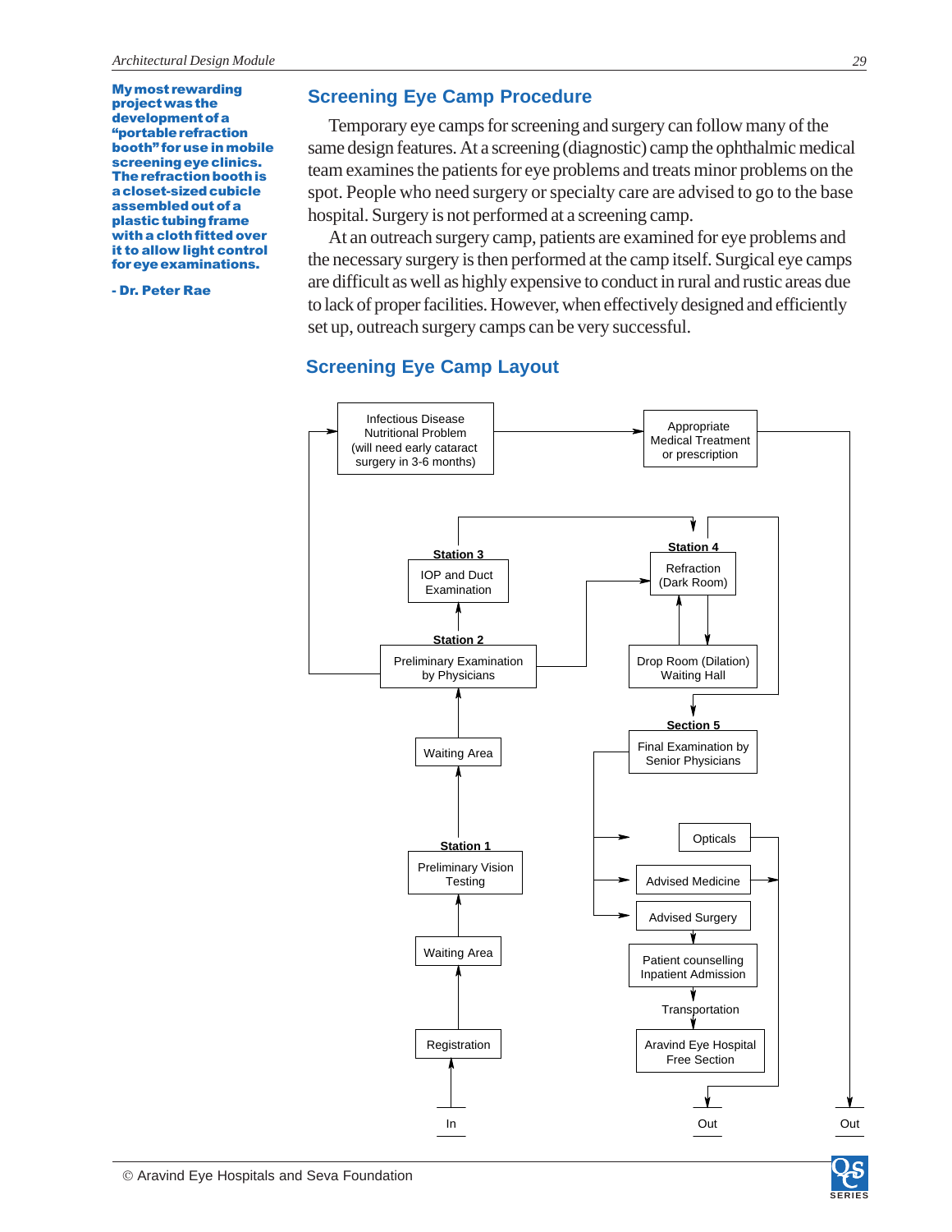> **My most rewarding project was the development of a "portable refraction booth" for use in mobile screening eye clinics. The refraction booth is a closet-sized cubicle assembled out of a plastic tubing frame with a cloth fitted over it to allow light control for eye examinations.**
>
> **- Dr. Peter Rae**

## Screening Eye Camp Procedure

Temporary eye camps for screening and surgery can follow many of the same design features. At a screening (diagnostic) camp the ophthalmic medical team examines the patients for eye problems and treats minor problems on the spot. People who need surgery or specialty care are advised to go to the base hospital. Surgery is not performed at a screening camp.

At an outreach surgery camp, patients are examined for eye problems and the necessary surgery is then performed at the camp itself. Surgical eye camps are difficult as well as highly expensive to conduct in rural and rustic areas due to lack of proper facilities. However, when effectively designed and efficiently set up, outreach surgery camps can be very successful.

## Screening Eye Camp Layout

Infectious Disease Nutritional Problem (will need early cataract surgery in 3-6 months)

Appropriate Medical Treatment or prescription

Station 3: IOP and Duct Examination

Station 4: Refraction (Dark Room)

Station 2: Preliminary Examination by Physicians

Drop Room (Dilation) Waiting Hall

Section 5: Final Examination by Senior Physicians

Waiting Area

Station 1: Preliminary Vision Testing

Opticals

Advised Medicine

Advised Surgery

Waiting Area

Patient counselling Inpatient Admission

Transportation

Registration

Aravind Eye Hospital Free Section

In

Out

Out

© Aravind Eye Hospitals and Seva Foundation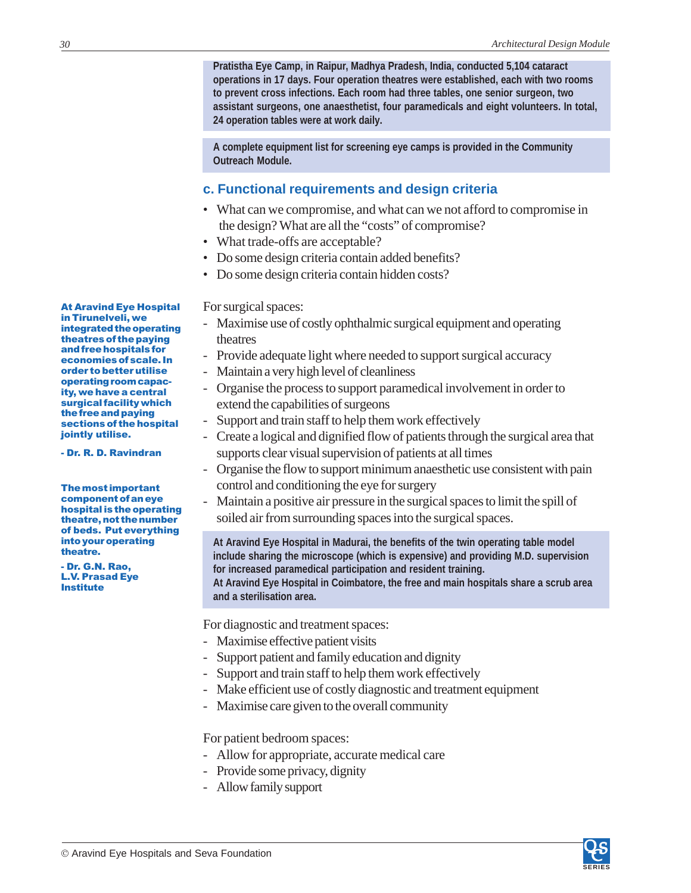**Pratistha Eye Camp, in Raipur, Madhya Pradesh, India, conducted 5,104 cataract operations in 17 days. Four operation theatres were established, each with two rooms to prevent cross infections. Each room had three tables, one senior surgeon, two assistant surgeons, one anaesthetist, four paramedicals and eight volunteers. In total, 24 operation tables were at work daily.**

**A complete equipment list for screening eye camps is provided in the Community Outreach Module.**

## c. Functional requirements and design criteria

- What can we compromise, and what can we not afford to compromise in the design? What are all the "costs" of compromise?
- What trade-offs are acceptable?
- Do some design criteria contain added benefits?
- Do some design criteria contain hidden costs?

**At Aravind Eye Hospital in Tirunelveli, we integrated the operating theatres of the paying and free hospitals for economies of scale. In order to better utilise operating room capacity, we have a central surgical facility which the free and paying sections of the hospital jointly utilise.**

**- Dr. R. D. Ravindran**

For surgical spaces:

- Maximise use of costly ophthalmic surgical equipment and operating theatres
- Provide adequate light where needed to support surgical accuracy
- Maintain a very high level of cleanliness
- Organise the process to support paramedical involvement in order to extend the capabilities of surgeons
- Support and train staff to help them work effectively
- Create a logical and dignified flow of patients through the surgical area that supports clear visual supervision of patients at all times
- Organise the flow to support minimum anaesthetic use consistent with pain control and conditioning the eye for surgery
- Maintain a positive air pressure in the surgical spaces to limit the spill of soiled air from surrounding spaces into the surgical spaces.

**The most important component of an eye hospital is the operating theatre, not the number of beds. Put everything into your operating theatre.**

**- Dr. G.N. Rao, L.V. Prasad Eye Institute**

**At Aravind Eye Hospital in Madurai, the benefits of the twin operating table model include sharing the microscope (which is expensive) and providing M.D. supervision for increased paramedical participation and resident training.**
**At Aravind Eye Hospital in Coimbatore, the free and main hospitals share a scrub area and a sterilisation area.**

For diagnostic and treatment spaces:

- Maximise effective patient visits
- Support patient and family education and dignity
- Support and train staff to help them work effectively
- Make efficient use of costly diagnostic and treatment equipment
- Maximise care given to the overall community

For patient bedroom spaces:

- Allow for appropriate, accurate medical care
- Provide some privacy, dignity
- Allow family support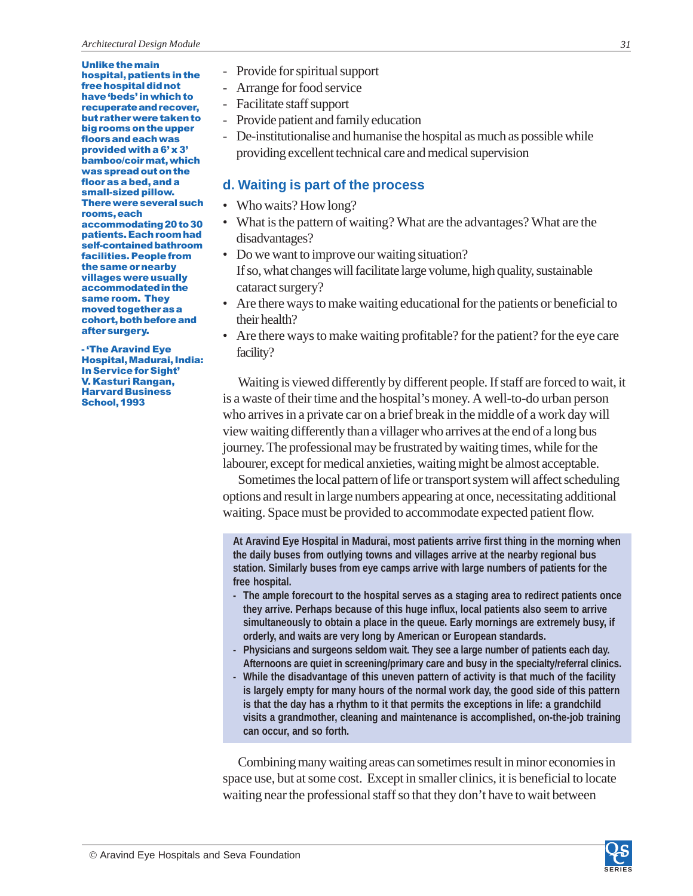**Unlike the main hospital, patients in the free hospital did not have 'beds' in which to recuperate and recover, but rather were taken to big rooms on the upper floors and each was provided with a 6' x 3' bamboo/coir mat, which was spread out on the floor as a bed, and a small-sized pillow. There were several such rooms, each accommodating 20 to 30 patients. Each room had self-contained bathroom facilities. People from the same or nearby villages were usually accommodated in the same room. They moved together as a cohort, both before and after surgery.**

**- 'The Aravind Eye Hospital, Madurai, India: In Service for Sight' V. Kasturi Rangan, Harvard Business School, 1993**

- Provide for spiritual support
- Arrange for food service
- Facilitate staff support
- Provide patient and family education
- De-institutionalise and humanise the hospital as much as possible while providing excellent technical care and medical supervision

### d. Waiting is part of the process

- Who waits? How long?
- What is the pattern of waiting? What are the advantages? What are the disadvantages?
- Do we want to improve our waiting situation?
  If so, what changes will facilitate large volume, high quality, sustainable cataract surgery?
- Are there ways to make waiting educational for the patients or beneficial to their health?
- Are there ways to make waiting profitable? for the patient? for the eye care facility?

Waiting is viewed differently by different people. If staff are forced to wait, it is a waste of their time and the hospital's money. A well-to-do urban person who arrives in a private car on a brief break in the middle of a work day will view waiting differently than a villager who arrives at the end of a long bus journey. The professional may be frustrated by waiting times, while for the labourer, except for medical anxieties, waiting might be almost acceptable.

Sometimes the local pattern of life or transport system will affect scheduling options and result in large numbers appearing at once, necessitating additional waiting. Space must be provided to accommodate expected patient flow.

**At Aravind Eye Hospital in Madurai, most patients arrive first thing in the morning when the daily buses from outlying towns and villages arrive at the nearby regional bus station. Similarly buses from eye camps arrive with large numbers of patients for the free hospital.**

- **The ample forecourt to the hospital serves as a staging area to redirect patients once they arrive. Perhaps because of this huge influx, local patients also seem to arrive simultaneously to obtain a place in the queue. Early mornings are extremely busy, if orderly, and waits are very long by American or European standards.**
- **Physicians and surgeons seldom wait. They see a large number of patients each day. Afternoons are quiet in screening/primary care and busy in the specialty/referral clinics.**
- **While the disadvantage of this uneven pattern of activity is that much of the facility is largely empty for many hours of the normal work day, the good side of this pattern is that the day has a rhythm to it that permits the exceptions in life: a grandchild visits a grandmother, cleaning and maintenance is accomplished, on-the-job training can occur, and so forth.**

Combining many waiting areas can sometimes result in minor economies in space use, but at some cost. Except in smaller clinics, it is beneficial to locate waiting near the professional staff so that they don't have to wait between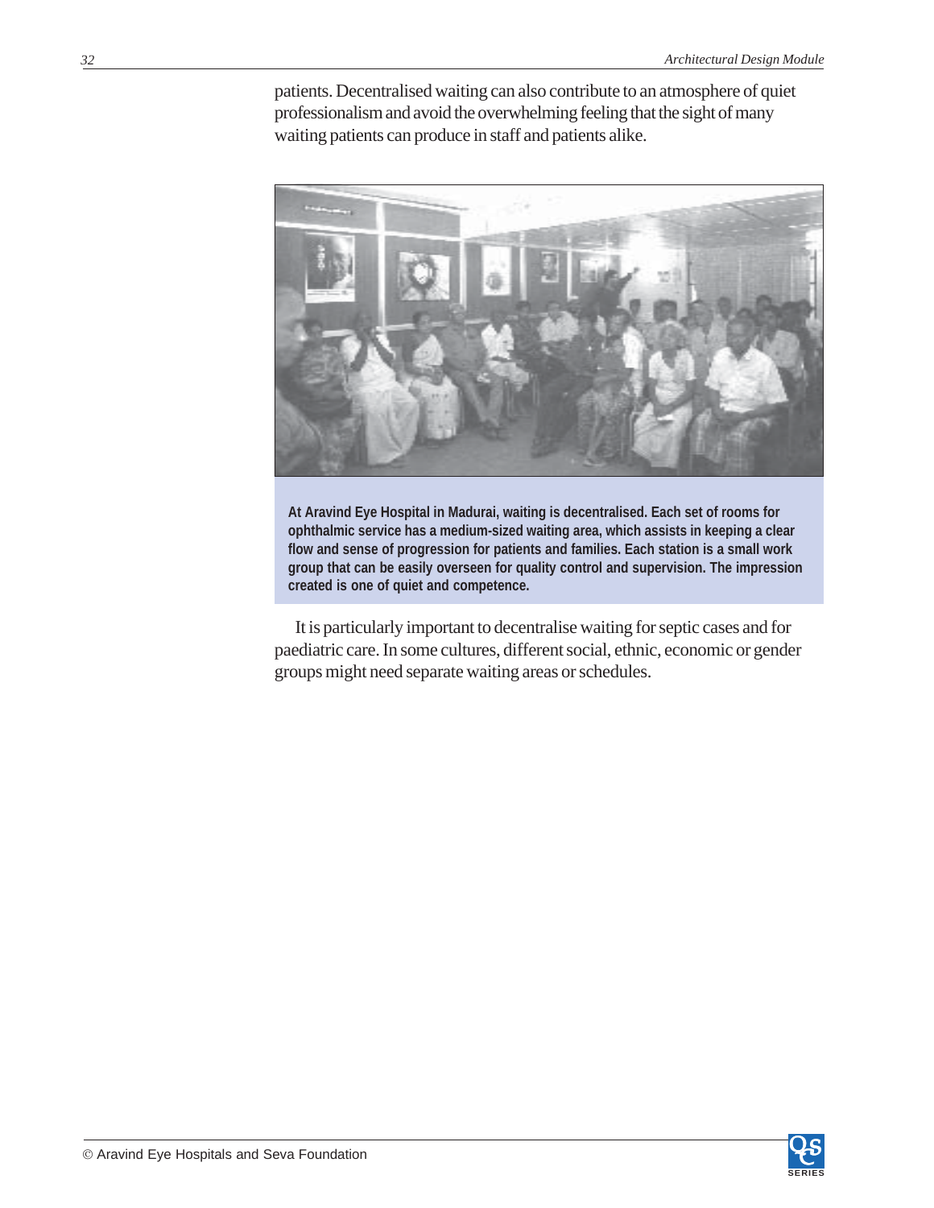patients. Decentralised waiting can also contribute to an atmosphere of quiet professionalism and avoid the overwhelming feeling that the sight of many waiting patients can produce in staff and patients alike.

**At Aravind Eye Hospital in Madurai, waiting is decentralised. Each set of rooms for ophthalmic service has a medium-sized waiting area, which assists in keeping a clear flow and sense of progression for patients and families. Each station is a small work group that can be easily overseen for quality control and supervision. The impression created is one of quiet and competence.**

It is particularly important to decentralise waiting for septic cases and for paediatric care. In some cultures, different social, ethnic, economic or gender groups might need separate waiting areas or schedules.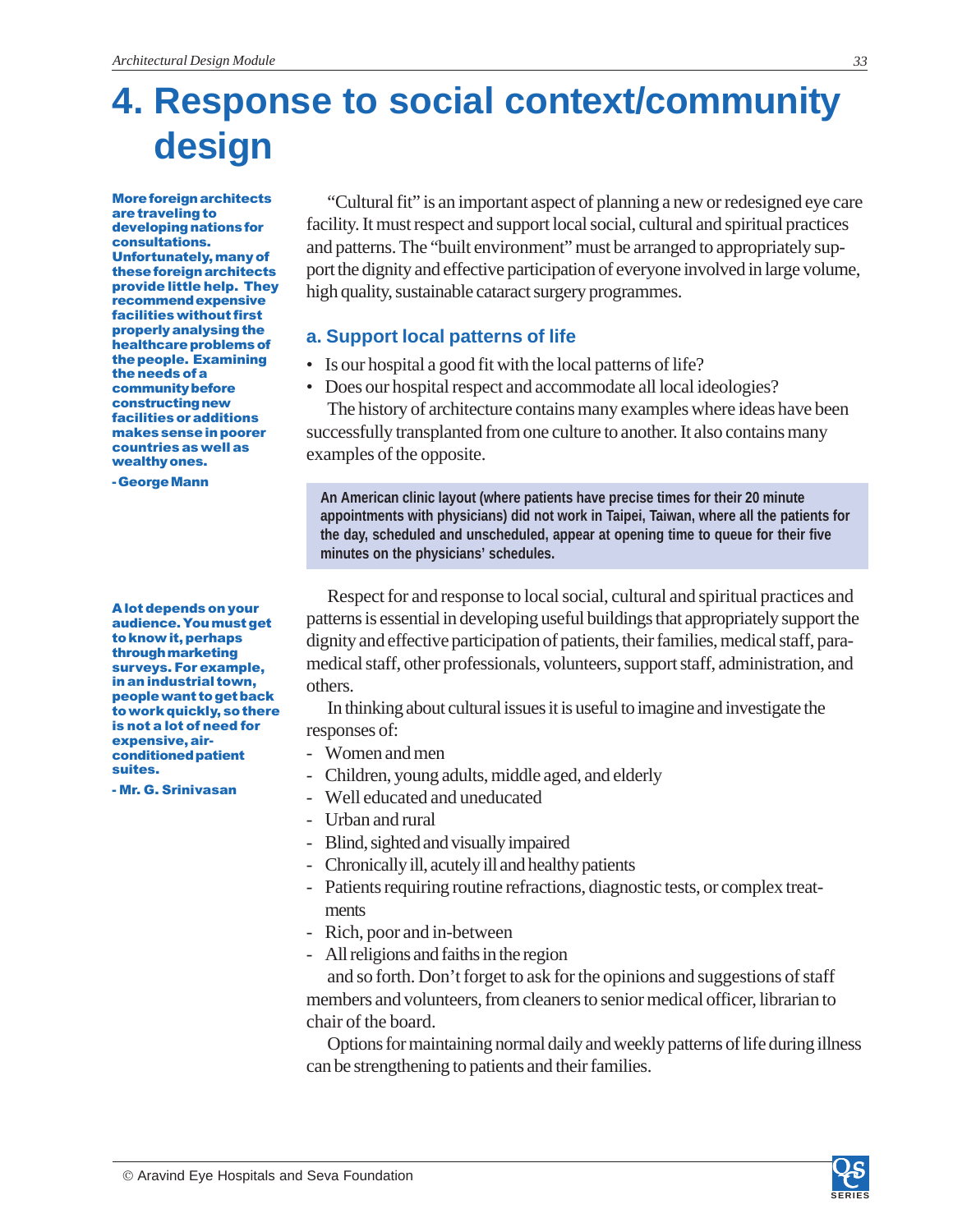# 4. Response to social context/community design

> **More foreign architects are traveling to developing nations for consultations. Unfortunately, many of these foreign architects provide little help. They recommend expensive facilities without first properly analysing the healthcare problems of the people. Examining the needs of a community before constructing new facilities or additions makes sense in poorer countries as well as wealthy ones.**
>
> **- George Mann**

"Cultural fit" is an important aspect of planning a new or redesigned eye care facility. It must respect and support local social, cultural and spiritual practices and patterns. The "built environment" must be arranged to appropriately support the dignity and effective participation of everyone involved in large volume, high quality, sustainable cataract surgery programmes.

## a. Support local patterns of life

- Is our hospital a good fit with the local patterns of life?
- Does our hospital respect and accommodate all local ideologies?

The history of architecture contains many examples where ideas have been successfully transplanted from one culture to another. It also contains many examples of the opposite.

> **An American clinic layout (where patients have precise times for their 20 minute appointments with physicians) did not work in Taipei, Taiwan, where all the patients for the day, scheduled and unscheduled, appear at opening time to queue for their five minutes on the physicians' schedules.**

> **A lot depends on your audience. You must get to know it, perhaps through marketing surveys. For example, in an industrial town, people want to get back to work quickly, so there is not a lot of need for expensive, air-conditioned patient suites.**
>
> **- Mr. G. Srinivasan**

Respect for and response to local social, cultural and spiritual practices and patterns is essential in developing useful buildings that appropriately support the dignity and effective participation of patients, their families, medical staff, paramedical staff, other professionals, volunteers, support staff, administration, and others.

In thinking about cultural issues it is useful to imagine and investigate the responses of:

- Women and men
- Children, young adults, middle aged, and elderly
- Well educated and uneducated
- Urban and rural
- Blind, sighted and visually impaired
- Chronically ill, acutely ill and healthy patients
- Patients requiring routine refractions, diagnostic tests, or complex treatments
- Rich, poor and in-between
- All religions and faiths in the region

and so forth. Don't forget to ask for the opinions and suggestions of staff members and volunteers, from cleaners to senior medical officer, librarian to chair of the board.

Options for maintaining normal daily and weekly patterns of life during illness can be strengthening to patients and their families.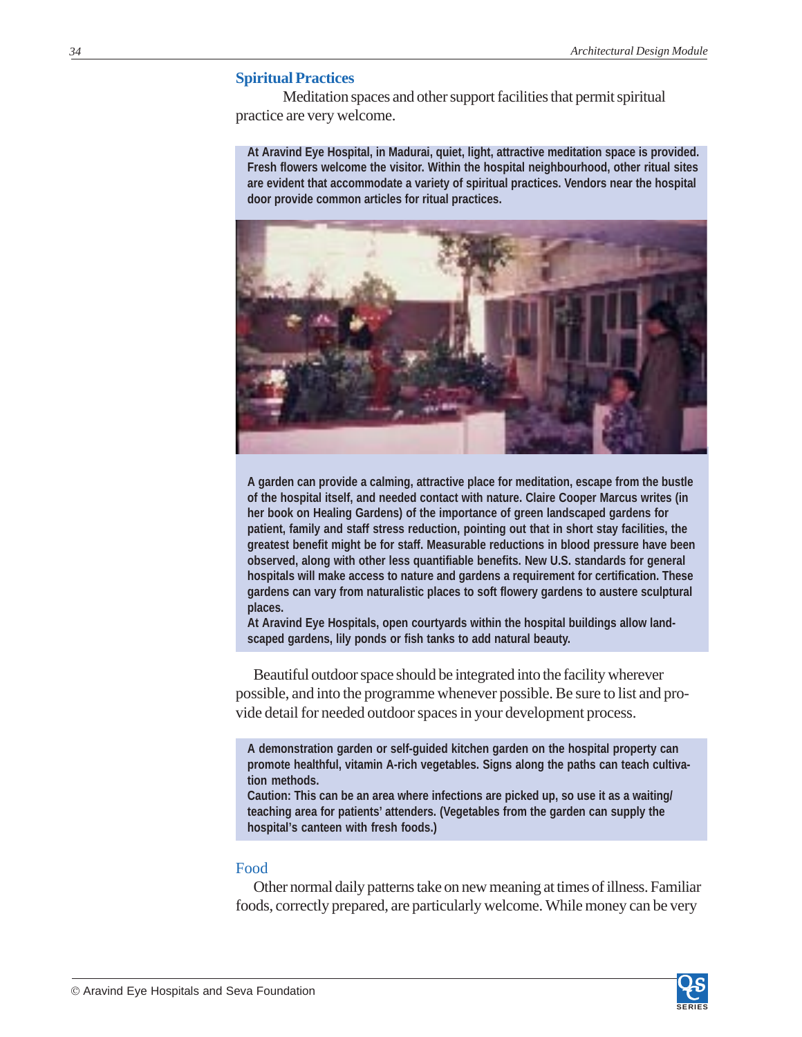## Spiritual Practices

Meditation spaces and other support facilities that permit spiritual practice are very welcome.

**At Aravind Eye Hospital, in Madurai, quiet, light, attractive meditation space is provided. Fresh flowers welcome the visitor. Within the hospital neighbourhood, other ritual sites are evident that accommodate a variety of spiritual practices. Vendors near the hospital door provide common articles for ritual practices.**

**A garden can provide a calming, attractive place for meditation, escape from the bustle of the hospital itself, and needed contact with nature. Claire Cooper Marcus writes (in her book on Healing Gardens) of the importance of green landscaped gardens for patient, family and staff stress reduction, pointing out that in short stay facilities, the greatest benefit might be for staff. Measurable reductions in blood pressure have been observed, along with other less quantifiable benefits. New U.S. standards for general hospitals will make access to nature and gardens a requirement for certification. These gardens can vary from naturalistic places to soft flowery gardens to austere sculptural places.**

**At Aravind Eye Hospitals, open courtyards within the hospital buildings allow landscaped gardens, lily ponds or fish tanks to add natural beauty.**

Beautiful outdoor space should be integrated into the facility wherever possible, and into the programme whenever possible. Be sure to list and provide detail for needed outdoor spaces in your development process.

**A demonstration garden or self-guided kitchen garden on the hospital property can promote healthful, vitamin A-rich vegetables. Signs along the paths can teach cultivation methods.**

**Caution: This can be an area where infections are picked up, so use it as a waiting/ teaching area for patients' attenders. (Vegetables from the garden can supply the hospital's canteen with fresh foods.)**

### Food

Other normal daily patterns take on new meaning at times of illness. Familiar foods, correctly prepared, are particularly welcome. While money can be very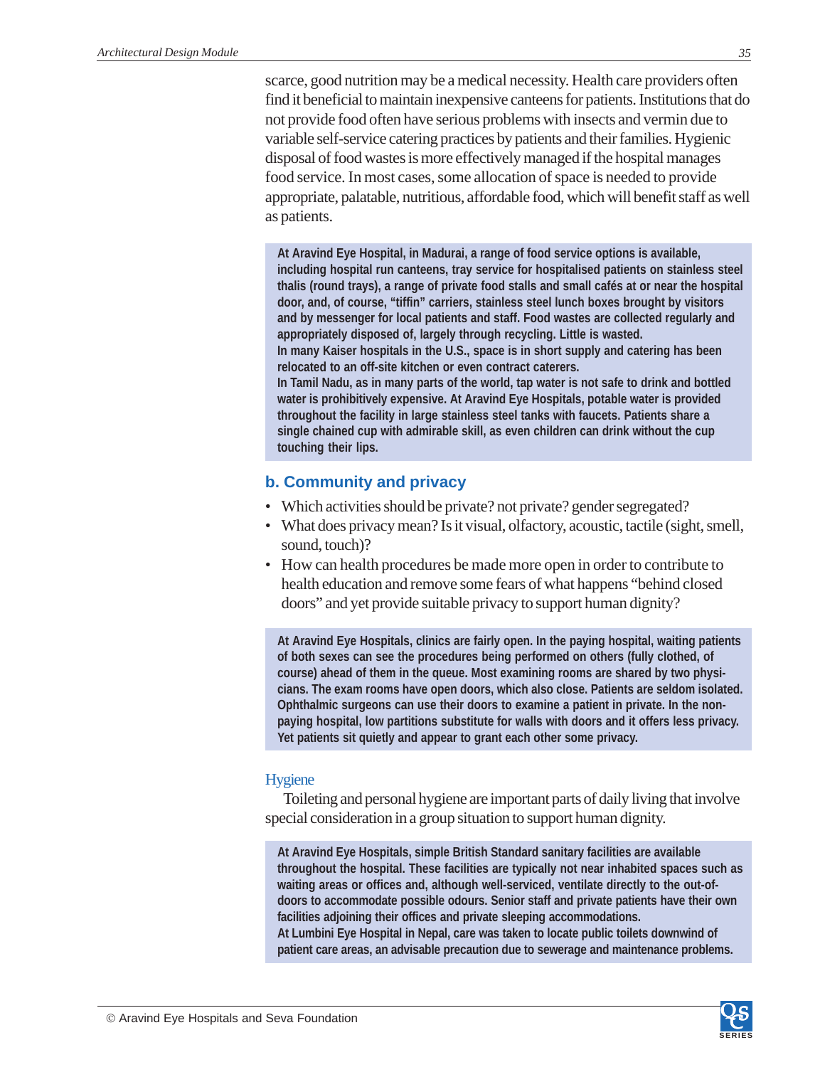scarce, good nutrition may be a medical necessity. Health care providers often find it beneficial to maintain inexpensive canteens for patients. Institutions that do not provide food often have serious problems with insects and vermin due to variable self-service catering practices by patients and their families. Hygienic disposal of food wastes is more effectively managed if the hospital manages food service. In most cases, some allocation of space is needed to provide appropriate, palatable, nutritious, affordable food, which will benefit staff as well as patients.

> **At Aravind Eye Hospital, in Madurai, a range of food service options is available, including hospital run canteens, tray service for hospitalised patients on stainless steel thalis (round trays), a range of private food stalls and small cafés at or near the hospital door, and, of course, "tiffin" carriers, stainless steel lunch boxes brought by visitors and by messenger for local patients and staff. Food wastes are collected regularly and appropriately disposed of, largely through recycling. Little is wasted.**
>
> **In many Kaiser hospitals in the U.S., space is in short supply and catering has been relocated to an off-site kitchen or even contract caterers.**
>
> **In Tamil Nadu, as in many parts of the world, tap water is not safe to drink and bottled water is prohibitively expensive. At Aravind Eye Hospitals, potable water is provided throughout the facility in large stainless steel tanks with faucets. Patients share a single chained cup with admirable skill, as even children can drink without the cup touching their lips.**

## b. Community and privacy

- Which activities should be private? not private? gender segregated?
- What does privacy mean? Is it visual, olfactory, acoustic, tactile (sight, smell, sound, touch)?
- How can health procedures be made more open in order to contribute to health education and remove some fears of what happens "behind closed doors" and yet provide suitable privacy to support human dignity?

> **At Aravind Eye Hospitals, clinics are fairly open. In the paying hospital, waiting patients of both sexes can see the procedures being performed on others (fully clothed, of course) ahead of them in the queue. Most examining rooms are shared by two physicians. The exam rooms have open doors, which also close. Patients are seldom isolated. Ophthalmic surgeons can use their doors to examine a patient in private. In the non-paying hospital, low partitions substitute for walls with doors and it offers less privacy. Yet patients sit quietly and appear to grant each other some privacy.**

### Hygiene

Toileting and personal hygiene are important parts of daily living that involve special consideration in a group situation to support human dignity.

> **At Aravind Eye Hospitals, simple British Standard sanitary facilities are available throughout the hospital. These facilities are typically not near inhabited spaces such as waiting areas or offices and, although well-serviced, ventilate directly to the out-of-doors to accommodate possible odours. Senior staff and private patients have their own facilities adjoining their offices and private sleeping accommodations.**
>
> **At Lumbini Eye Hospital in Nepal, care was taken to locate public toilets downwind of patient care areas, an advisable precaution due to sewerage and maintenance problems.**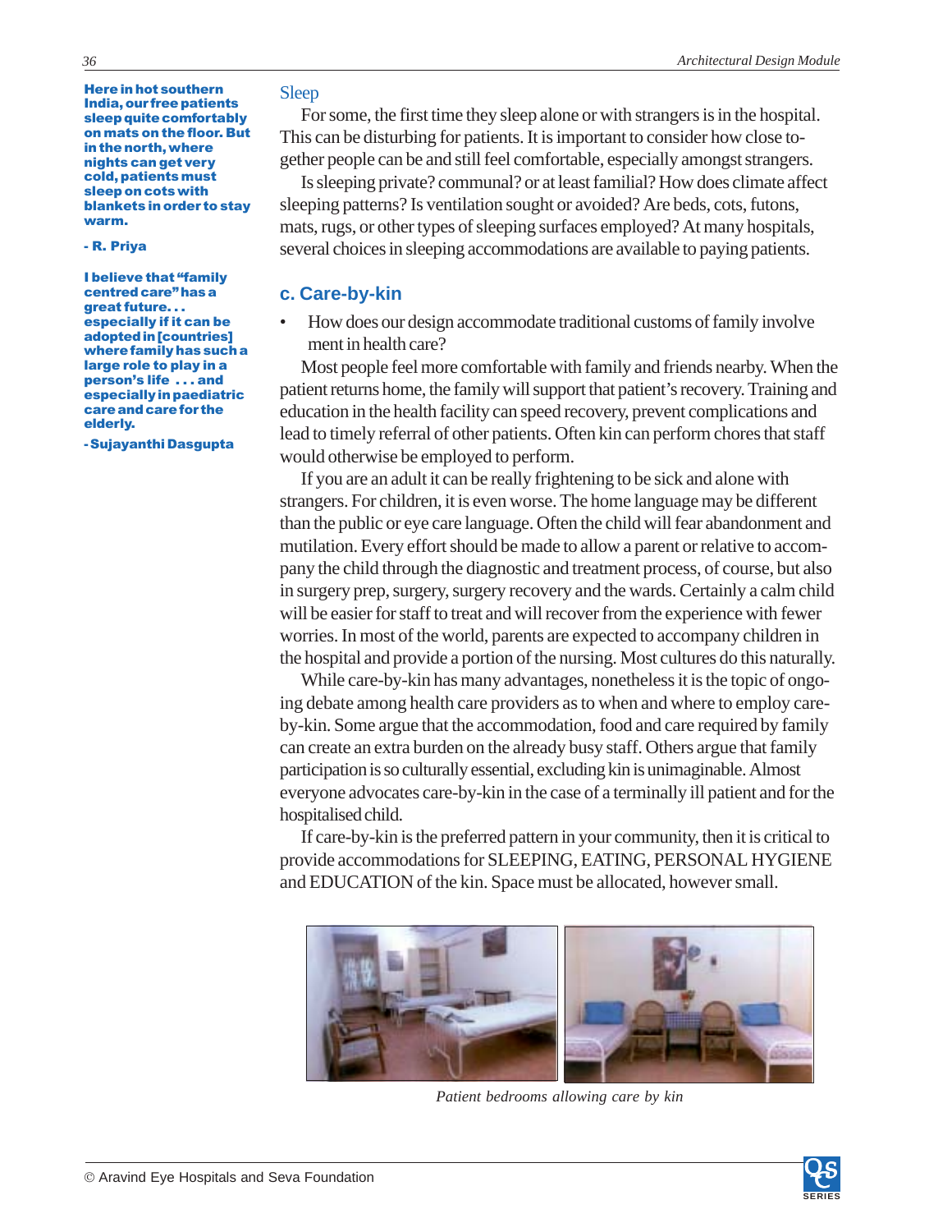**Here in hot southern India, our free patients sleep quite comfortably on mats on the floor. But in the north, where nights can get very cold, patients must sleep on cots with blankets in order to stay warm.**

**- R. Priya**

**I believe that "family centred care" has a great future. . . especially if it can be adopted in [countries] where family has such a large role to play in a person's life . . . and especially in paediatric care and care for the elderly.**

**- Sujayanthi Dasgupta**

### Sleep

For some, the first time they sleep alone or with strangers is in the hospital. This can be disturbing for patients. It is important to consider how close together people can be and still feel comfortable, especially amongst strangers.

Is sleeping private? communal? or at least familial? How does climate affect sleeping patterns? Is ventilation sought or avoided? Are beds, cots, futons, mats, rugs, or other types of sleeping surfaces employed? At many hospitals, several choices in sleeping accommodations are available to paying patients.

## c. Care-by-kin

- How does our design accommodate traditional customs of family involvement in health care?

Most people feel more comfortable with family and friends nearby. When the patient returns home, the family will support that patient's recovery. Training and education in the health facility can speed recovery, prevent complications and lead to timely referral of other patients. Often kin can perform chores that staff would otherwise be employed to perform.

If you are an adult it can be really frightening to be sick and alone with strangers. For children, it is even worse. The home language may be different than the public or eye care language. Often the child will fear abandonment and mutilation. Every effort should be made to allow a parent or relative to accompany the child through the diagnostic and treatment process, of course, but also in surgery prep, surgery, surgery recovery and the wards. Certainly a calm child will be easier for staff to treat and will recover from the experience with fewer worries. In most of the world, parents are expected to accompany children in the hospital and provide a portion of the nursing. Most cultures do this naturally.

While care-by-kin has many advantages, nonetheless it is the topic of ongoing debate among health care providers as to when and where to employ care-by-kin. Some argue that the accommodation, food and care required by family can create an extra burden on the already busy staff. Others argue that family participation is so culturally essential, excluding kin is unimaginable. Almost everyone advocates care-by-kin in the case of a terminally ill patient and for the hospitalised child.

If care-by-kin is the preferred pattern in your community, then it is critical to provide accommodations for SLEEPING, EATING, PERSONAL HYGIENE and EDUCATION of the kin. Space must be allocated, however small.

*Patient bedrooms allowing care by kin*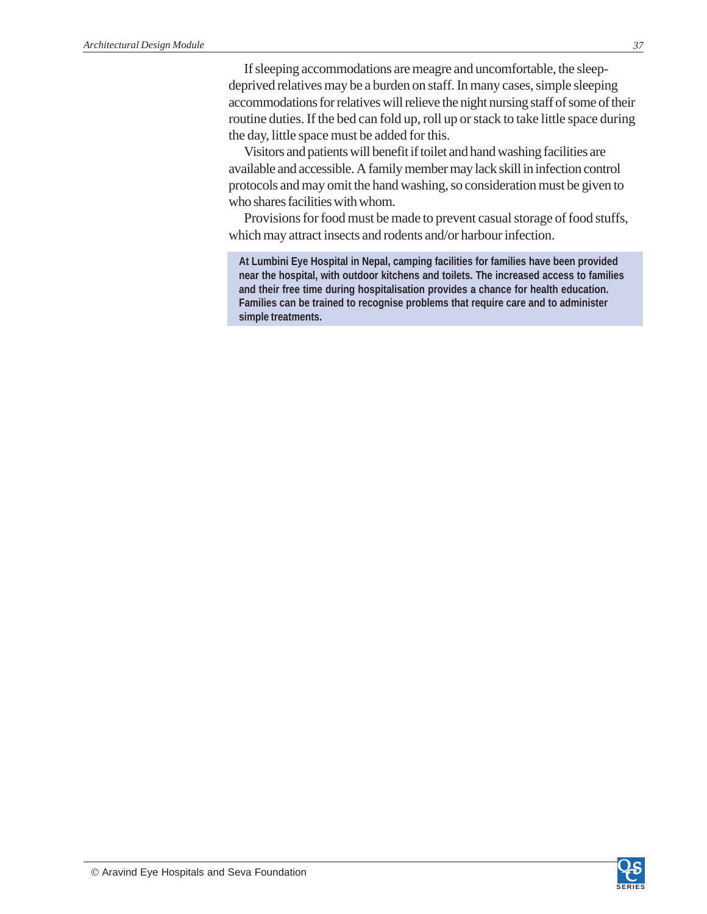If sleeping accommodations are meagre and uncomfortable, the sleep-deprived relatives may be a burden on staff. In many cases, simple sleeping accommodations for relatives will relieve the night nursing staff of some of their routine duties. If the bed can fold up, roll up or stack to take little space during the day, little space must be added for this.

Visitors and patients will benefit if toilet and hand washing facilities are available and accessible. A family member may lack skill in infection control protocols and may omit the hand washing, so consideration must be given to who shares facilities with whom.

Provisions for food must be made to prevent casual storage of food stuffs, which may attract insects and rodents and/or harbour infection.

**At Lumbini Eye Hospital in Nepal, camping facilities for families have been provided near the hospital, with outdoor kitchens and toilets. The increased access to families and their free time during hospitalisation provides a chance for health education. Families can be trained to recognise problems that require care and to administer simple treatments.**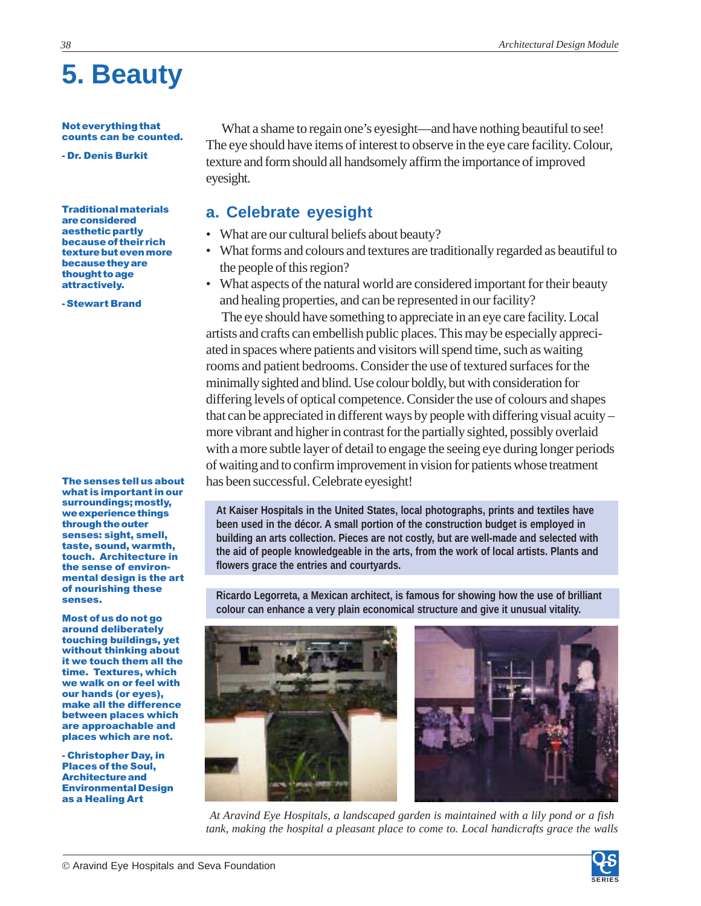# 5. Beauty

**Not everything that counts can be counted.**

**- Dr. Denis Burkit**

**Traditional materials are considered aesthetic partly because of their rich texture but even more because they are thought to age attractively.**

**- Stewart Brand**

What a shame to regain one's eyesight—and have nothing beautiful to see! The eye should have items of interest to observe in the eye care facility. Colour, texture and form should all handsomely affirm the importance of improved eyesight.

## a. Celebrate eyesight

- What are our cultural beliefs about beauty?
- What forms and colours and textures are traditionally regarded as beautiful to the people of this region?
- What aspects of the natural world are considered important for their beauty and healing properties, and can be represented in our facility?

The eye should have something to appreciate in an eye care facility. Local artists and crafts can embellish public places. This may be especially appreciated in spaces where patients and visitors will spend time, such as waiting rooms and patient bedrooms. Consider the use of textured surfaces for the minimally sighted and blind. Use colour boldly, but with consideration for differing levels of optical competence. Consider the use of colours and shapes that can be appreciated in different ways by people with differing visual acuity – more vibrant and higher in contrast for the partially sighted, possibly overlaid with a more subtle layer of detail to engage the seeing eye during longer periods of waiting and to confirm improvement in vision for patients whose treatment has been successful. Celebrate eyesight!

**The senses tell us about what is important in our surroundings; mostly, we experience things through the outer senses: sight, smell, taste, sound, warmth, touch. Architecture in the sense of environmental design is the art of nourishing these senses.**

**Most of us do not go around deliberately touching buildings, yet without thinking about it we touch them all the time. Textures, which we walk on or feel with our hands (or eyes), make all the difference between places which are approachable and places which are not.**

**- Christopher Day, in Places of the Soul, Architecture and Environmental Design as a Healing Art**

**At Kaiser Hospitals in the United States, local photographs, prints and textiles have been used in the décor. A small portion of the construction budget is employed in building an arts collection. Pieces are not costly, but are well-made and selected with the aid of people knowledgeable in the arts, from the work of local artists. Plants and flowers grace the entries and courtyards.**

**Ricardo Legorreta, a Mexican architect, is famous for showing how the use of brilliant colour can enhance a very plain economical structure and give it unusual vitality.**

*At Aravind Eye Hospitals, a landscaped garden is maintained with a lily pond or a fish tank, making the hospital a pleasant place to come to. Local handicrafts grace the walls*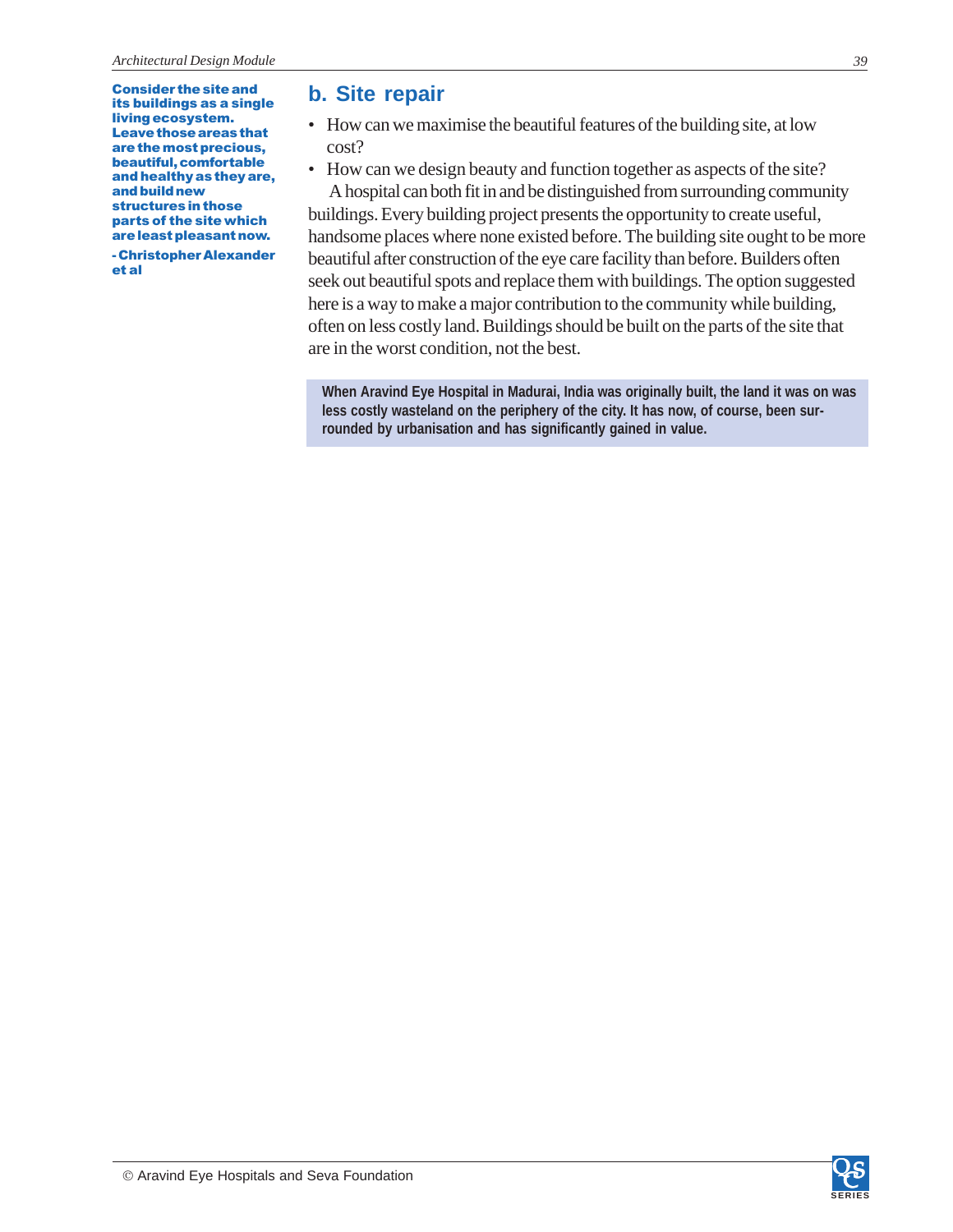**Consider the site and its buildings as a single living ecosystem. Leave those areas that are the most precious, beautiful, comfortable and healthy as they are, and build new structures in those parts of the site which are least pleasant now.**

**- Christopher Alexander et al**

## b. Site repair

- How can we maximise the beautiful features of the building site, at low cost?
- How can we design beauty and function together as aspects of the site?

A hospital can both fit in and be distinguished from surrounding community buildings. Every building project presents the opportunity to create useful, handsome places where none existed before. The building site ought to be more beautiful after construction of the eye care facility than before. Builders often seek out beautiful spots and replace them with buildings. The option suggested here is a way to make a major contribution to the community while building, often on less costly land. Buildings should be built on the parts of the site that are in the worst condition, not the best.

> **When Aravind Eye Hospital in Madurai, India was originally built, the land it was on was less costly wasteland on the periphery of the city. It has now, of course, been surrounded by urbanisation and has significantly gained in value.**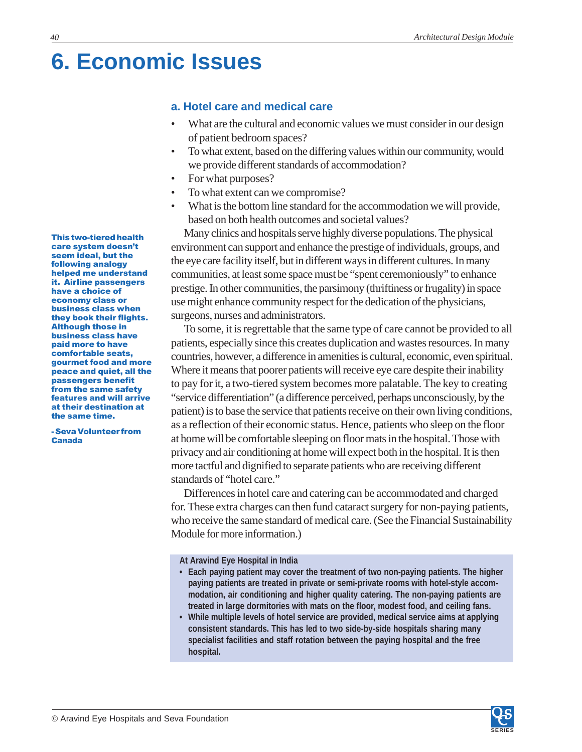# 6. Economic Issues

## a. Hotel care and medical care

- What are the cultural and economic values we must consider in our design of patient bedroom spaces?
- To what extent, based on the differing values within our community, would we provide different standards of accommodation?
- For what purposes?
- To what extent can we compromise?
- What is the bottom line standard for the accommodation we will provide, based on both health outcomes and societal values?

Many clinics and hospitals serve highly diverse populations. The physical environment can support and enhance the prestige of individuals, groups, and the eye care facility itself, but in different ways in different cultures. In many communities, at least some space must be "spent ceremoniously" to enhance prestige. In other communities, the parsimony (thriftiness or frugality) in space use might enhance community respect for the dedication of the physicians, surgeons, nurses and administrators.

To some, it is regrettable that the same type of care cannot be provided to all patients, especially since this creates duplication and wastes resources. In many countries, however, a difference in amenities is cultural, economic, even spiritual. Where it means that poorer patients will receive eye care despite their inability to pay for it, a two-tiered system becomes more palatable. The key to creating "service differentiation" (a difference perceived, perhaps unconsciously, by the patient) is to base the service that patients receive on their own living conditions, as a reflection of their economic status. Hence, patients who sleep on the floor at home will be comfortable sleeping on floor mats in the hospital. Those with privacy and air conditioning at home will expect both in the hospital. It is then more tactful and dignified to separate patients who are receiving different standards of "hotel care."

Differences in hotel care and catering can be accommodated and charged for. These extra charges can then fund cataract surgery for non-paying patients, who receive the same standard of medical care. (See the Financial Sustainability Module for more information.)

**This two-tiered health care system doesn't seem ideal, but the following analogy helped me understand it. Airline passengers have a choice of economy class or business class when they book their flights. Although those in business class have paid more to have comfortable seats, gourmet food and more peace and quiet, all the passengers benefit from the same safety features and will arrive at their destination at the same time.**

**- Seva Volunteer from Canada**

**At Aravind Eye Hospital in India**

- **Each paying patient may cover the treatment of two non-paying patients. The higher paying patients are treated in private or semi-private rooms with hotel-style accommodation, air conditioning and higher quality catering. The non-paying patients are treated in large dormitories with mats on the floor, modest food, and ceiling fans.**
- **While multiple levels of hotel service are provided, medical service aims at applying consistent standards. This has led to two side-by-side hospitals sharing many specialist facilities and staff rotation between the paying hospital and the free hospital.**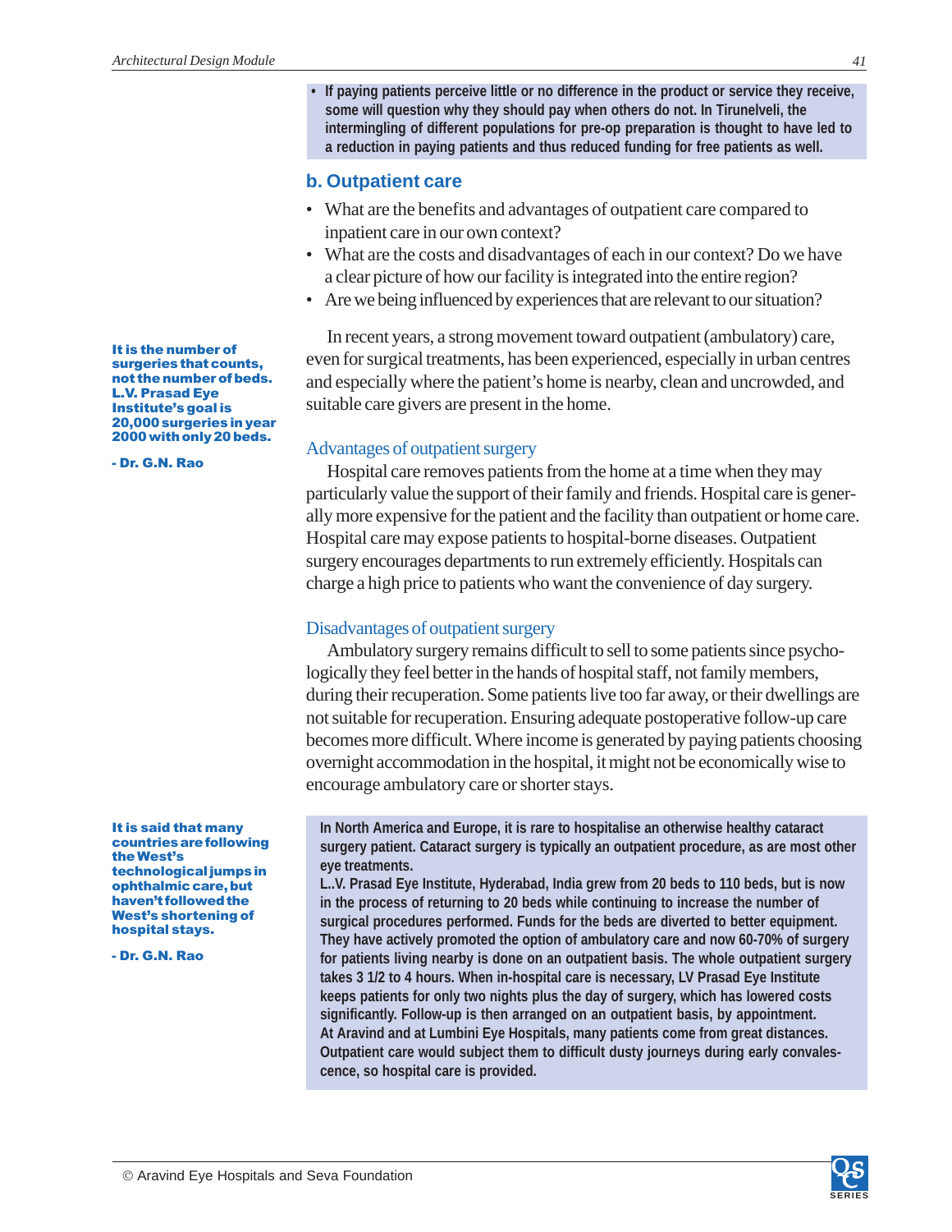- **If paying patients perceive little or no difference in the product or service they receive, some will question why they should pay when others do not. In Tirunelveli, the intermingling of different populations for pre-op preparation is thought to have led to a reduction in paying patients and thus reduced funding for free patients as well.**

## b. Outpatient care

- What are the benefits and advantages of outpatient care compared to inpatient care in our own context?
- What are the costs and disadvantages of each in our context? Do we have a clear picture of how our facility is integrated into the entire region?
- Are we being influenced by experiences that are relevant to our situation?

In recent years, a strong movement toward outpatient (ambulatory) care, even for surgical treatments, has been experienced, especially in urban centres and especially where the patient's home is nearby, clean and uncrowded, and suitable care givers are present in the home.

> **It is the number of surgeries that counts, not the number of beds. L.V. Prasad Eye Institute's goal is 20,000 surgeries in year 2000 with only 20 beds.**
>
> **- Dr. G.N. Rao**

### Advantages of outpatient surgery

Hospital care removes patients from the home at a time when they may particularly value the support of their family and friends. Hospital care is generally more expensive for the patient and the facility than outpatient or home care. Hospital care may expose patients to hospital-borne diseases. Outpatient surgery encourages departments to run extremely efficiently. Hospitals can charge a high price to patients who want the convenience of day surgery.

### Disadvantages of outpatient surgery

Ambulatory surgery remains difficult to sell to some patients since psychologically they feel better in the hands of hospital staff, not family members, during their recuperation. Some patients live too far away, or their dwellings are not suitable for recuperation. Ensuring adequate postoperative follow-up care becomes more difficult. Where income is generated by paying patients choosing overnight accommodation in the hospital, it might not be economically wise to encourage ambulatory care or shorter stays.

> **It is said that many countries are following the West's technological jumps in ophthalmic care, but haven't followed the West's shortening of hospital stays.**
>
> **- Dr. G.N. Rao**

**In North America and Europe, it is rare to hospitalise an otherwise healthy cataract surgery patient. Cataract surgery is typically an outpatient procedure, as are most other eye treatments.**

**L..V. Prasad Eye Institute, Hyderabad, India grew from 20 beds to 110 beds, but is now in the process of returning to 20 beds while continuing to increase the number of surgical procedures performed. Funds for the beds are diverted to better equipment. They have actively promoted the option of ambulatory care and now 60-70% of surgery for patients living nearby is done on an outpatient basis. The whole outpatient surgery takes 3 1/2 to 4 hours. When in-hospital care is necessary, LV Prasad Eye Institute keeps patients for only two nights plus the day of surgery, which has lowered costs significantly. Follow-up is then arranged on an outpatient basis, by appointment.**

**At Aravind and at Lumbini Eye Hospitals, many patients come from great distances. Outpatient care would subject them to difficult dusty journeys during early convalescence, so hospital care is provided.**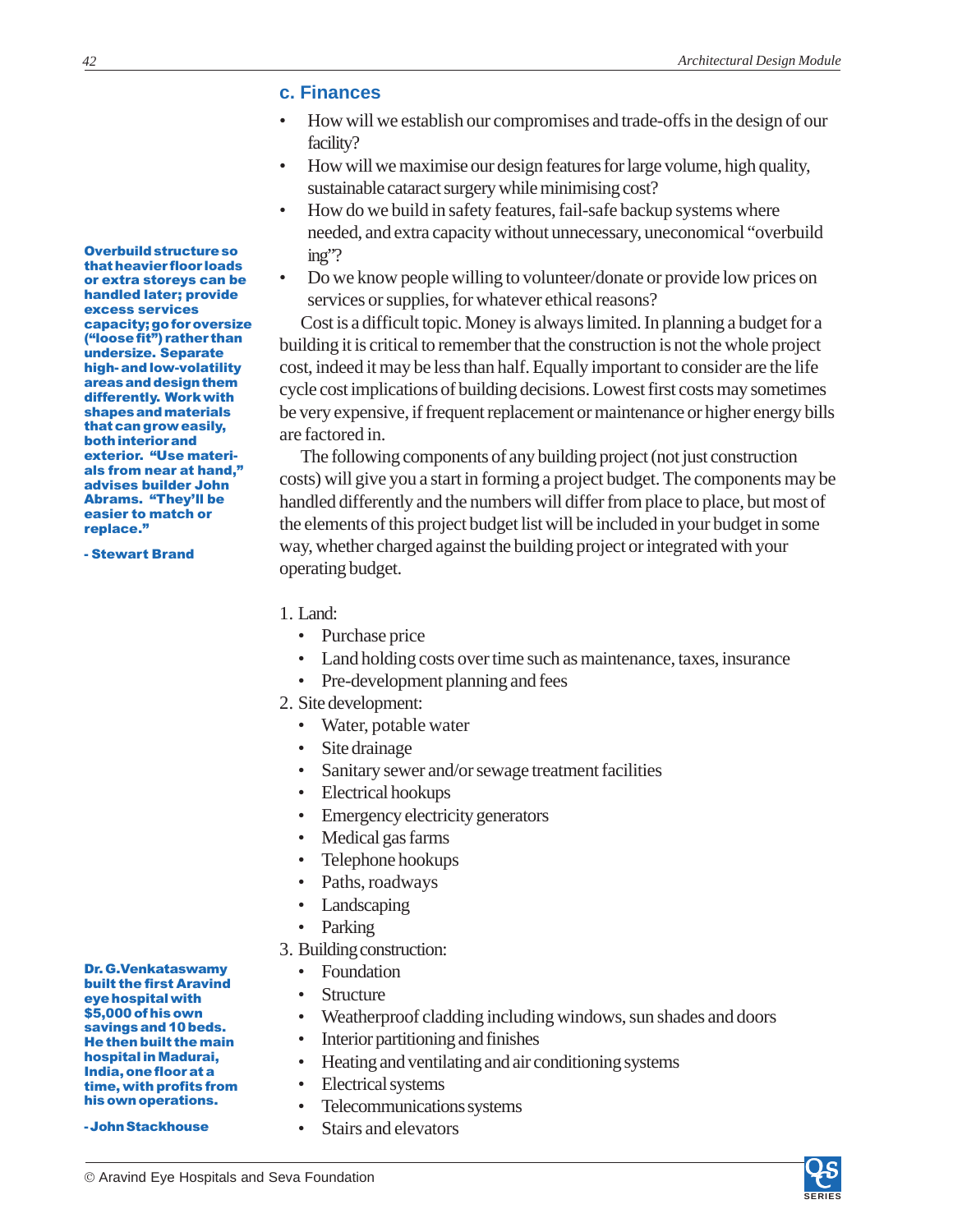### c. Finances

- How will we establish our compromises and trade-offs in the design of our facility?
- How will we maximise our design features for large volume, high quality, sustainable cataract surgery while minimising cost?
- How do we build in safety features, fail-safe backup systems where needed, and extra capacity without unnecessary, uneconomical "overbuilding"?
- Do we know people willing to volunteer/donate or provide low prices on services or supplies, for whatever ethical reasons?

**Overbuild structure so that heavier floor loads or extra storeys can be handled later; provide excess services capacity; go for oversize ("loose fit") rather than undersize. Separate high- and low-volatility areas and design them differently. Work with shapes and materials that can grow easily, both interior and exterior. "Use materials from near at hand," advises builder John Abrams. "They'll be easier to match or replace."**

**- Stewart Brand**

Cost is a difficult topic. Money is always limited. In planning a budget for a building it is critical to remember that the construction is not the whole project cost, indeed it may be less than half. Equally important to consider are the life cycle cost implications of building decisions. Lowest first costs may sometimes be very expensive, if frequent replacement or maintenance or higher energy bills are factored in.

The following components of any building project (not just construction costs) will give you a start in forming a project budget. The components may be handled differently and the numbers will differ from place to place, but most of the elements of this project budget list will be included in your budget in some way, whether charged against the building project or integrated with your operating budget.

1. Land:
   - Purchase price
   - Land holding costs over time such as maintenance, taxes, insurance
   - Pre-development planning and fees
2. Site development:
   - Water, potable water
   - Site drainage
   - Sanitary sewer and/or sewage treatment facilities
   - Electrical hookups
   - Emergency electricity generators
   - Medical gas farms
   - Telephone hookups
   - Paths, roadways
   - Landscaping
   - Parking
3. Building construction:
   - Foundation
   - Structure
   - Weatherproof cladding including windows, sun shades and doors
   - Interior partitioning and finishes
   - Heating and ventilating and air conditioning systems
   - Electrical systems
   - Telecommunications systems
   - Stairs and elevators

**Dr. G.Venkataswamy built the first Aravind eye hospital with $5,000 of his own savings and 10 beds. He then built the main hospital in Madurai, India, one floor at a time, with profits from his own operations.**

**- John Stackhouse**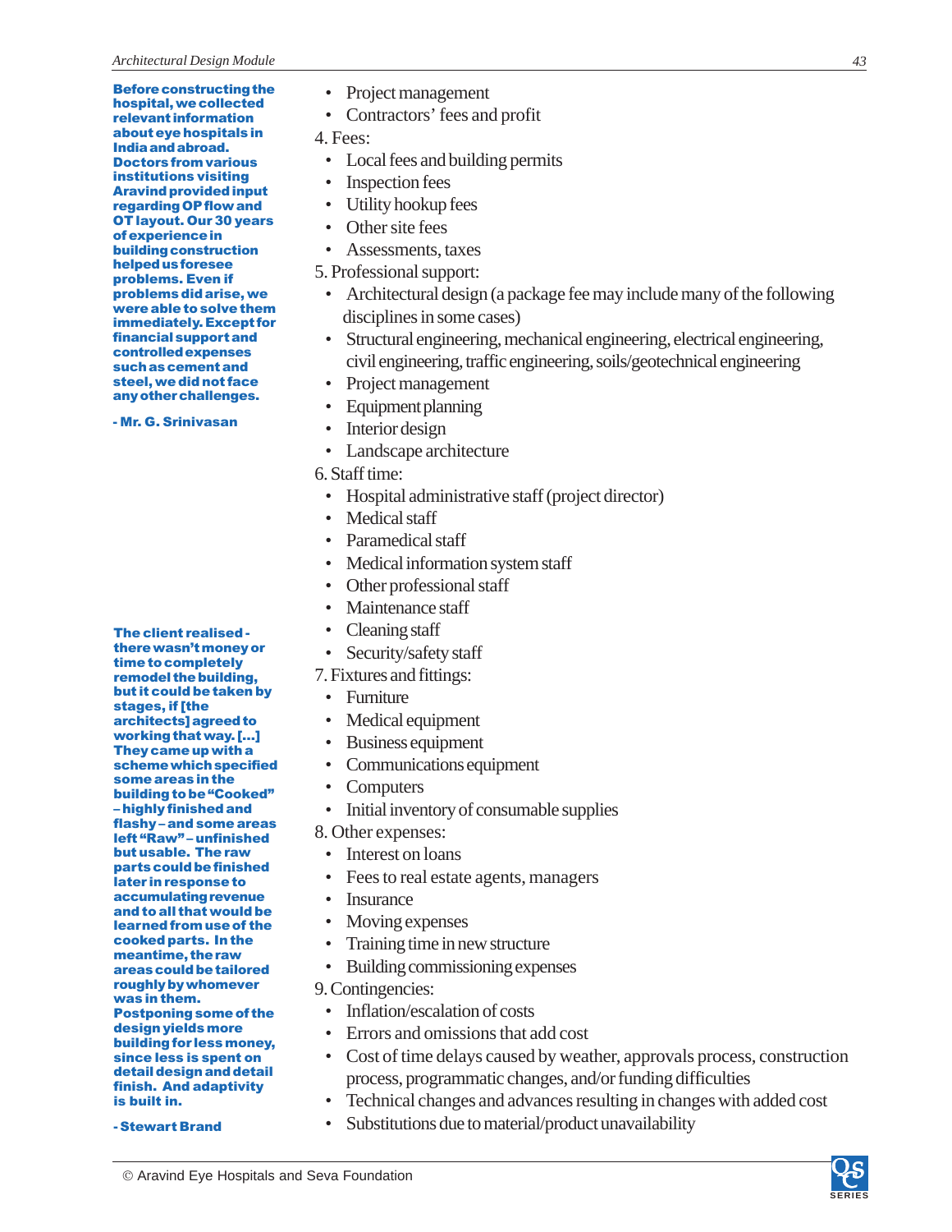**Before constructing the hospital, we collected relevant information about eye hospitals in India and abroad. Doctors from various institutions visiting Aravind provided input regarding OP flow and OT layout. Our 30 years of experience in building construction helped us foresee problems. Even if problems did arise, we were able to solve them immediately. Except for financial support and controlled expenses such as cement and steel, we did not face any other challenges.**

**- Mr. G. Srinivasan**

- Project management
- Contractors' fees and profit

4. Fees:
- Local fees and building permits
- Inspection fees
- Utility hookup fees
- Other site fees
- Assessments, taxes

5. Professional support:
- Architectural design (a package fee may include many of the following disciplines in some cases)
- Structural engineering, mechanical engineering, electrical engineering, civil engineering, traffic engineering, soils/geotechnical engineering
- Project management
- Equipment planning
- Interior design
- Landscape architecture

6. Staff time:
- Hospital administrative staff (project director)
- Medical staff
- Paramedical staff
- Medical information system staff
- Other professional staff
- Maintenance staff
- Cleaning staff
- Security/safety staff

7. Fixtures and fittings:
- Furniture
- Medical equipment
- Business equipment
- Communications equipment
- Computers
- Initial inventory of consumable supplies

8. Other expenses:
- Interest on loans
- Fees to real estate agents, managers
- Insurance
- Moving expenses
- Training time in new structure
- Building commissioning expenses

9. Contingencies:
- Inflation/escalation of costs
- Errors and omissions that add cost
- Cost of time delays caused by weather, approvals process, construction process, programmatic changes, and/or funding difficulties
- Technical changes and advances resulting in changes with added cost
- Substitutions due to material/product unavailability

**The client realised - there wasn't money or time to completely remodel the building, but it could be taken by stages, if [the architects] agreed to working that way. [...] They came up with a scheme which specified some areas in the building to be "Cooked" – highly finished and flashy – and some areas left "Raw" – unfinished but usable. The raw parts could be finished later in response to accumulating revenue and to all that would be learned from use of the cooked parts. In the meantime, the raw areas could be tailored roughly by whomever was in them. Postponing some of the design yields more building for less money, since less is spent on detail design and detail finish. And adaptivity is built in.**

**- Stewart Brand**

© Aravind Eye Hospitals and Seva Foundation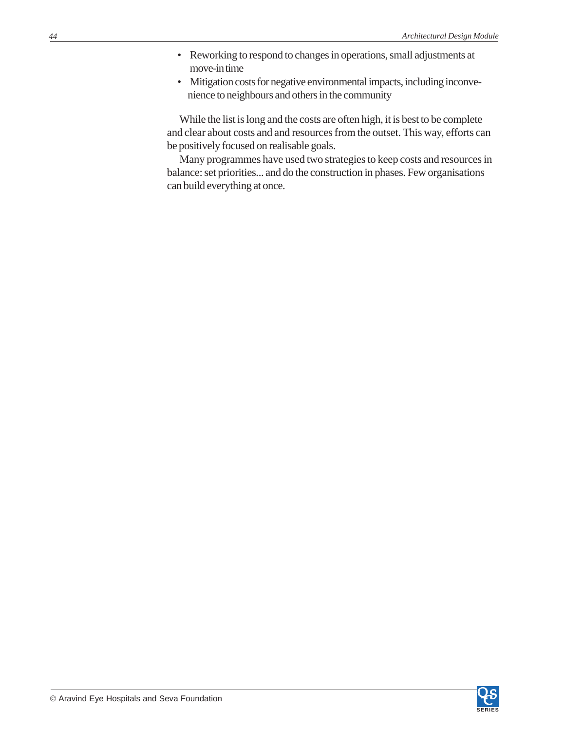- Reworking to respond to changes in operations, small adjustments at move-in time
- Mitigation costs for negative environmental impacts, including inconvenience to neighbours and others in the community

While the list is long and the costs are often high, it is best to be complete and clear about costs and and resources from the outset. This way, efforts can be positively focused on realisable goals.

Many programmes have used two strategies to keep costs and resources in balance: set priorities... and do the construction in phases. Few organisations can build everything at once.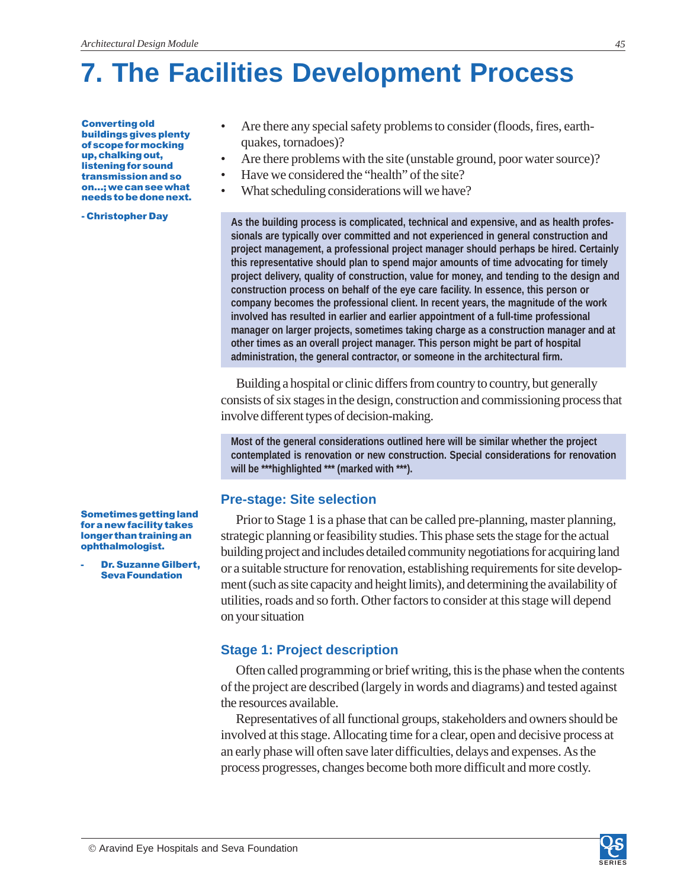# 7. The Facilities Development Process

**Converting old buildings gives plenty of scope for mocking up, chalking out, listening for sound transmission and so on...; we can see what needs to be done next.**

**- Christopher Day**

- Are there any special safety problems to consider (floods, fires, earthquakes, tornadoes)?
- Are there problems with the site (unstable ground, poor water source)?
- Have we considered the "health" of the site?
- What scheduling considerations will we have?

**As the building process is complicated, technical and expensive, and as health professionals are typically over committed and not experienced in general construction and project management, a professional project manager should perhaps be hired. Certainly this representative should plan to spend major amounts of time advocating for timely project delivery, quality of construction, value for money, and tending to the design and construction process on behalf of the eye care facility. In essence, this person or company becomes the professional client. In recent years, the magnitude of the work involved has resulted in earlier and earlier appointment of a full-time professional manager on larger projects, sometimes taking charge as a construction manager and at other times as an overall project manager. This person might be part of hospital administration, the general contractor, or someone in the architectural firm.**

Building a hospital or clinic differs from country to country, but generally consists of six stages in the design, construction and commissioning process that involve different types of decision-making.

**Most of the general considerations outlined here will be similar whether the project contemplated is renovation or new construction. Special considerations for renovation will be ***highlighted *** (marked with ***).**

## Pre-stage: Site selection

**Sometimes getting land for a new facility takes longer than training an ophthalmologist.**

**- Dr. Suzanne Gilbert, Seva Foundation**

Prior to Stage 1 is a phase that can be called pre-planning, master planning, strategic planning or feasibility studies. This phase sets the stage for the actual building project and includes detailed community negotiations for acquiring land or a suitable structure for renovation, establishing requirements for site development (such as site capacity and height limits), and determining the availability of utilities, roads and so forth. Other factors to consider at this stage will depend on your situation

## Stage 1: Project description

Often called programming or brief writing, this is the phase when the contents of the project are described (largely in words and diagrams) and tested against the resources available.

Representatives of all functional groups, stakeholders and owners should be involved at this stage. Allocating time for a clear, open and decisive process at an early phase will often save later difficulties, delays and expenses. As the process progresses, changes become both more difficult and more costly.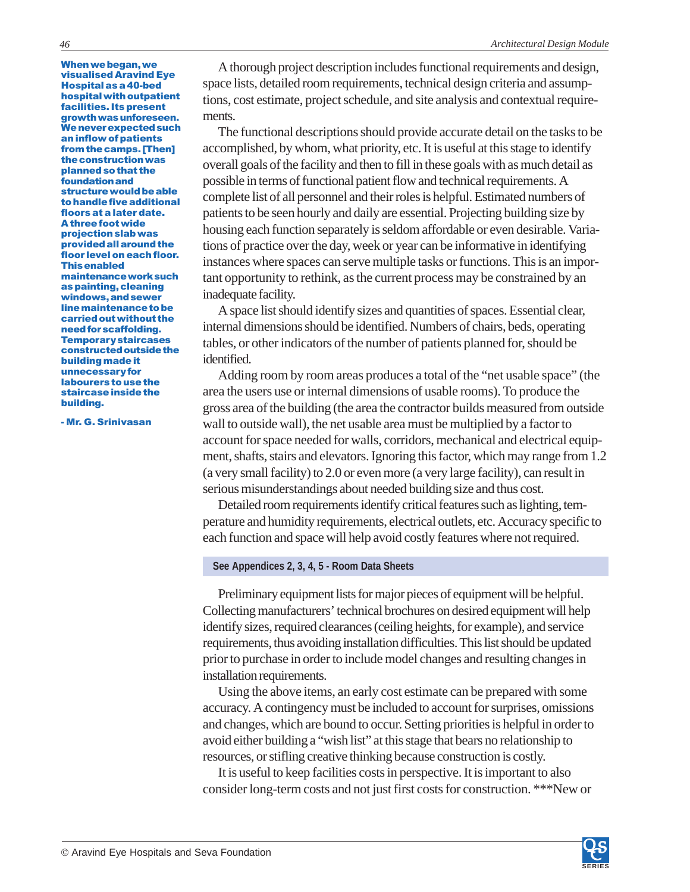**When we began, we visualised Aravind Eye Hospital as a 40-bed hospital with outpatient facilities. Its present growth was unforeseen. We never expected such an inflow of patients from the camps. [Then] the construction was planned so that the foundation and structure would be able to handle five additional floors at a later date. A three foot wide projection slab was provided all around the floor level on each floor. This enabled maintenance work such as painting, cleaning windows, and sewer line maintenance to be carried out without the need for scaffolding. Temporary staircases constructed outside the building made it unnecessary for labourers to use the staircase inside the building.**

**- Mr. G. Srinivasan**

A thorough project description includes functional requirements and design, space lists, detailed room requirements, technical design criteria and assumptions, cost estimate, project schedule, and site analysis and contextual requirements.

The functional descriptions should provide accurate detail on the tasks to be accomplished, by whom, what priority, etc. It is useful at this stage to identify overall goals of the facility and then to fill in these goals with as much detail as possible in terms of functional patient flow and technical requirements. A complete list of all personnel and their roles is helpful. Estimated numbers of patients to be seen hourly and daily are essential. Projecting building size by housing each function separately is seldom affordable or even desirable. Variations of practice over the day, week or year can be informative in identifying instances where spaces can serve multiple tasks or functions. This is an important opportunity to rethink, as the current process may be constrained by an inadequate facility.

A space list should identify sizes and quantities of spaces. Essential clear, internal dimensions should be identified. Numbers of chairs, beds, operating tables, or other indicators of the number of patients planned for, should be identified.

Adding room by room areas produces a total of the "net usable space" (the area the users use or internal dimensions of usable rooms). To produce the gross area of the building (the area the contractor builds measured from outside wall to outside wall), the net usable area must be multiplied by a factor to account for space needed for walls, corridors, mechanical and electrical equipment, shafts, stairs and elevators. Ignoring this factor, which may range from 1.2 (a very small facility) to 2.0 or even more (a very large facility), can result in serious misunderstandings about needed building size and thus cost.

Detailed room requirements identify critical features such as lighting, temperature and humidity requirements, electrical outlets, etc. Accuracy specific to each function and space will help avoid costly features where not required.

**See Appendices 2, 3, 4, 5 - Room Data Sheets**

Preliminary equipment lists for major pieces of equipment will be helpful. Collecting manufacturers' technical brochures on desired equipment will help identify sizes, required clearances (ceiling heights, for example), and service requirements, thus avoiding installation difficulties. This list should be updated prior to purchase in order to include model changes and resulting changes in installation requirements.

Using the above items, an early cost estimate can be prepared with some accuracy. A contingency must be included to account for surprises, omissions and changes, which are bound to occur. Setting priorities is helpful in order to avoid either building a "wish list" at this stage that bears no relationship to resources, or stifling creative thinking because construction is costly.

It is useful to keep facilities costs in perspective. It is important to also consider long-term costs and not just first costs for construction. ***New or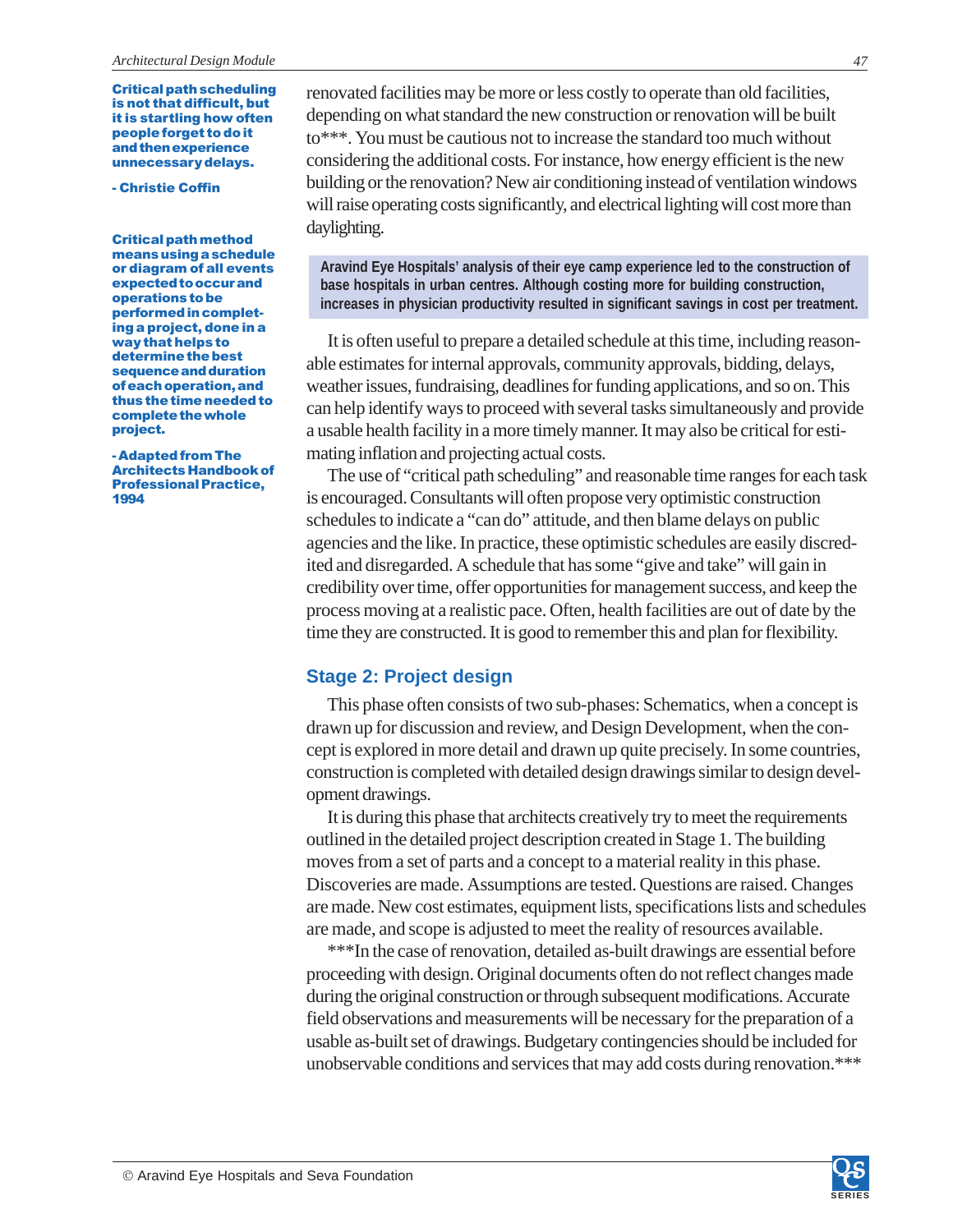**Critical path scheduling is not that difficult, but it is startling how often people forget to do it and then experience unnecessary delays.**

**- Christie Coffin**

**Critical path method means using a schedule or diagram of all events expected to occur and operations to be performed in completing a project, done in a way that helps to determine the best sequence and duration of each operation, and thus the time needed to complete the whole project.**

**- Adapted from The Architects Handbook of Professional Practice, 1994**

renovated facilities may be more or less costly to operate than old facilities, depending on what standard the new construction or renovation will be built to***. You must be cautious not to increase the standard too much without considering the additional costs. For instance, how energy efficient is the new building or the renovation? New air conditioning instead of ventilation windows will raise operating costs significantly, and electrical lighting will cost more than daylighting.

**Aravind Eye Hospitals' analysis of their eye camp experience led to the construction of base hospitals in urban centres. Although costing more for building construction, increases in physician productivity resulted in significant savings in cost per treatment.**

It is often useful to prepare a detailed schedule at this time, including reasonable estimates for internal approvals, community approvals, bidding, delays, weather issues, fundraising, deadlines for funding applications, and so on. This can help identify ways to proceed with several tasks simultaneously and provide a usable health facility in a more timely manner. It may also be critical for estimating inflation and projecting actual costs.

The use of "critical path scheduling" and reasonable time ranges for each task is encouraged. Consultants will often propose very optimistic construction schedules to indicate a "can do" attitude, and then blame delays on public agencies and the like. In practice, these optimistic schedules are easily discredited and disregarded. A schedule that has some "give and take" will gain in credibility over time, offer opportunities for management success, and keep the process moving at a realistic pace. Often, health facilities are out of date by the time they are constructed. It is good to remember this and plan for flexibility.

## Stage 2: Project design

This phase often consists of two sub-phases: Schematics, when a concept is drawn up for discussion and review, and Design Development, when the concept is explored in more detail and drawn up quite precisely. In some countries, construction is completed with detailed design drawings similar to design development drawings.

It is during this phase that architects creatively try to meet the requirements outlined in the detailed project description created in Stage 1. The building moves from a set of parts and a concept to a material reality in this phase. Discoveries are made. Assumptions are tested. Questions are raised. Changes are made. New cost estimates, equipment lists, specifications lists and schedules are made, and scope is adjusted to meet the reality of resources available.

***In the case of renovation, detailed as-built drawings are essential before proceeding with design. Original documents often do not reflect changes made during the original construction or through subsequent modifications. Accurate field observations and measurements will be necessary for the preparation of a usable as-built set of drawings. Budgetary contingencies should be included for unobservable conditions and services that may add costs during renovation.***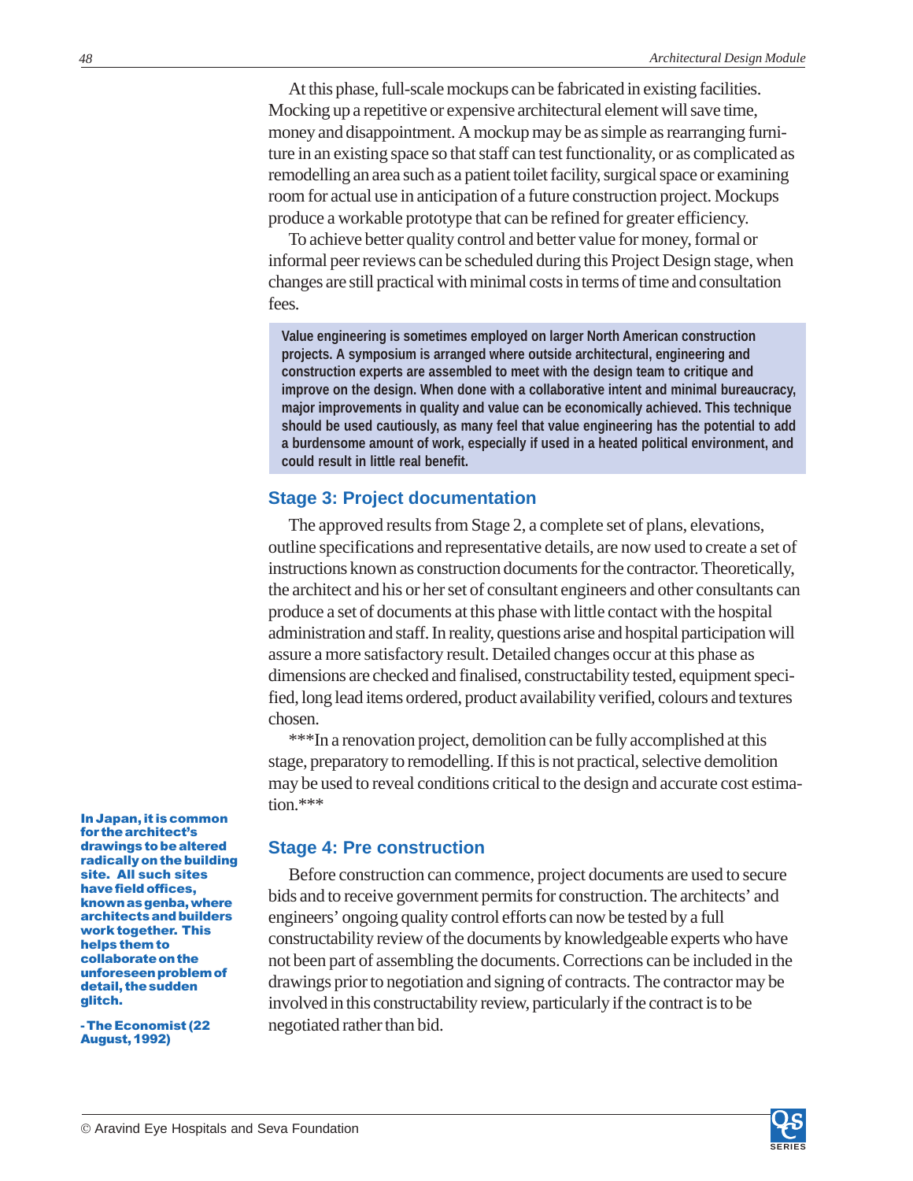At this phase, full-scale mockups can be fabricated in existing facilities. Mocking up a repetitive or expensive architectural element will save time, money and disappointment. A mockup may be as simple as rearranging furniture in an existing space so that staff can test functionality, or as complicated as remodelling an area such as a patient toilet facility, surgical space or examining room for actual use in anticipation of a future construction project. Mockups produce a workable prototype that can be refined for greater efficiency.

To achieve better quality control and better value for money, formal or informal peer reviews can be scheduled during this Project Design stage, when changes are still practical with minimal costs in terms of time and consultation fees.

> **Value engineering is sometimes employed on larger North American construction projects. A symposium is arranged where outside architectural, engineering and construction experts are assembled to meet with the design team to critique and improve on the design. When done with a collaborative intent and minimal bureaucracy, major improvements in quality and value can be economically achieved. This technique should be used cautiously, as many feel that value engineering has the potential to add a burdensome amount of work, especially if used in a heated political environment, and could result in little real benefit.**

## Stage 3: Project documentation

The approved results from Stage 2, a complete set of plans, elevations, outline specifications and representative details, are now used to create a set of instructions known as construction documents for the contractor. Theoretically, the architect and his or her set of consultant engineers and other consultants can produce a set of documents at this phase with little contact with the hospital administration and staff. In reality, questions arise and hospital participation will assure a more satisfactory result. Detailed changes occur at this phase as dimensions are checked and finalised, constructability tested, equipment specified, long lead items ordered, product availability verified, colours and textures chosen.

***In a renovation project, demolition can be fully accomplished at this stage, preparatory to remodelling. If this is not practical, selective demolition may be used to reveal conditions critical to the design and accurate cost estimation.***

> **In Japan, it is common for the architect's drawings to be altered radically on the building site. All such sites have field offices, known as genba, where architects and builders work together. This helps them to collaborate on the unforeseen problem of detail, the sudden glitch.**
>
> **- The Economist (22 August, 1992)**

## Stage 4: Pre construction

Before construction can commence, project documents are used to secure bids and to receive government permits for construction. The architects' and engineers' ongoing quality control efforts can now be tested by a full constructability review of the documents by knowledgeable experts who have not been part of assembling the documents. Corrections can be included in the drawings prior to negotiation and signing of contracts. The contractor may be involved in this constructability review, particularly if the contract is to be negotiated rather than bid.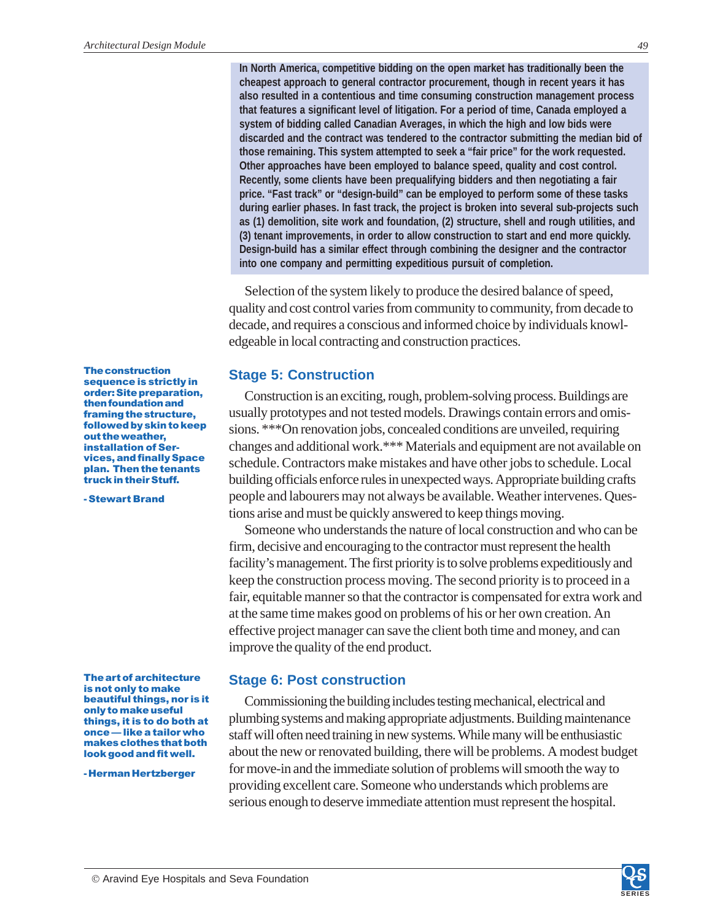**In North America, competitive bidding on the open market has traditionally been the cheapest approach to general contractor procurement, though in recent years it has also resulted in a contentious and time consuming construction management process that features a significant level of litigation. For a period of time, Canada employed a system of bidding called Canadian Averages, in which the high and low bids were discarded and the contract was tendered to the contractor submitting the median bid of those remaining. This system attempted to seek a "fair price" for the work requested. Other approaches have been employed to balance speed, quality and cost control. Recently, some clients have been prequalifying bidders and then negotiating a fair price. "Fast track" or "design-build" can be employed to perform some of these tasks during earlier phases. In fast track, the project is broken into several sub-projects such as (1) demolition, site work and foundation, (2) structure, shell and rough utilities, and (3) tenant improvements, in order to allow construction to start and end more quickly. Design-build has a similar effect through combining the designer and the contractor into one company and permitting expeditious pursuit of completion.**

Selection of the system likely to produce the desired balance of speed, quality and cost control varies from community to community, from decade to decade, and requires a conscious and informed choice by individuals knowledgeable in local contracting and construction practices.

## Stage 5: Construction

**The construction sequence is strictly in order: Site preparation, then foundation and framing the structure, followed by skin to keep out the weather, installation of Services, and finally Space plan. Then the tenants truck in their Stuff.**

**- Stewart Brand**

Construction is an exciting, rough, problem-solving process. Buildings are usually prototypes and not tested models. Drawings contain errors and omissions. ***On renovation jobs, concealed conditions are unveiled, requiring changes and additional work.*** Materials and equipment are not available on schedule. Contractors make mistakes and have other jobs to schedule. Local building officials enforce rules in unexpected ways. Appropriate building crafts people and labourers may not always be available. Weather intervenes. Questions arise and must be quickly answered to keep things moving.

Someone who understands the nature of local construction and who can be firm, decisive and encouraging to the contractor must represent the health facility's management. The first priority is to solve problems expeditiously and keep the construction process moving. The second priority is to proceed in a fair, equitable manner so that the contractor is compensated for extra work and at the same time makes good on problems of his or her own creation. An effective project manager can save the client both time and money, and can improve the quality of the end product.

## Stage 6: Post construction

**The art of architecture is not only to make beautiful things, nor is it only to make useful things, it is to do both at once — like a tailor who makes clothes that both look good and fit well.**

**- Herman Hertzberger**

Commissioning the building includes testing mechanical, electrical and plumbing systems and making appropriate adjustments. Building maintenance staff will often need training in new systems. While many will be enthusiastic about the new or renovated building, there will be problems. A modest budget for move-in and the immediate solution of problems will smooth the way to providing excellent care. Someone who understands which problems are serious enough to deserve immediate attention must represent the hospital.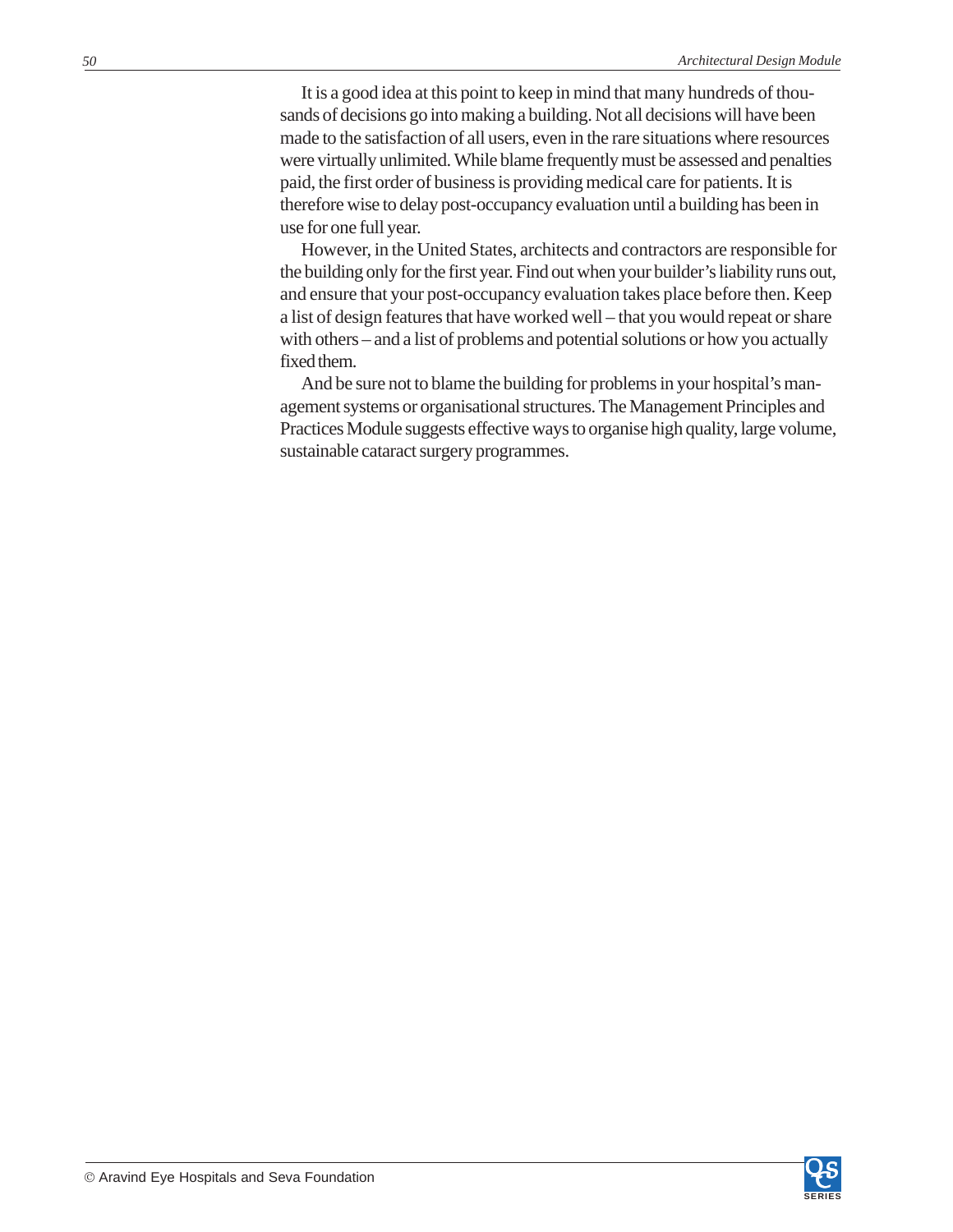It is a good idea at this point to keep in mind that many hundreds of thousands of decisions go into making a building. Not all decisions will have been made to the satisfaction of all users, even in the rare situations where resources were virtually unlimited. While blame frequently must be assessed and penalties paid, the first order of business is providing medical care for patients. It is therefore wise to delay post-occupancy evaluation until a building has been in use for one full year.

However, in the United States, architects and contractors are responsible for the building only for the first year. Find out when your builder's liability runs out, and ensure that your post-occupancy evaluation takes place before then. Keep a list of design features that have worked well – that you would repeat or share with others – and a list of problems and potential solutions or how you actually fixed them.

And be sure not to blame the building for problems in your hospital's management systems or organisational structures. The Management Principles and Practices Module suggests effective ways to organise high quality, large volume, sustainable cataract surgery programmes.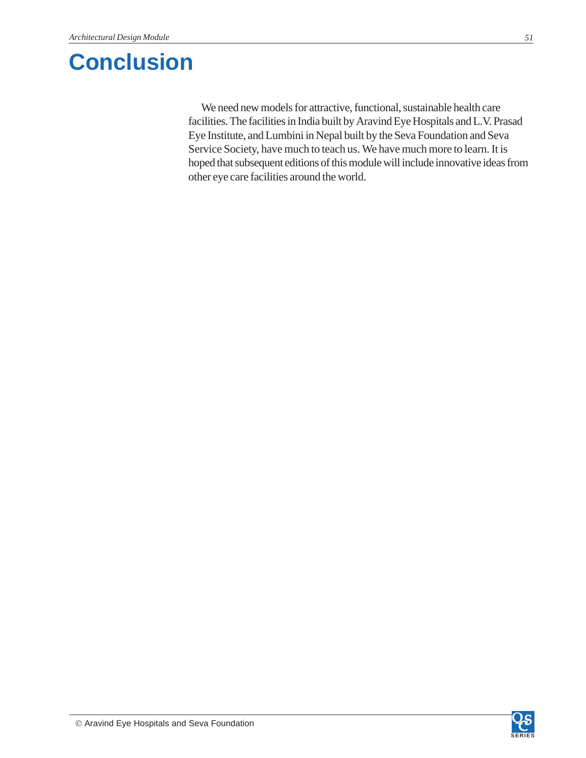# Conclusion

We need new models for attractive, functional, sustainable health care facilities. The facilities in India built by Aravind Eye Hospitals and L.V. Prasad Eye Institute, and Lumbini in Nepal built by the Seva Foundation and Seva Service Society, have much to teach us. We have much more to learn. It is hoped that subsequent editions of this module will include innovative ideas from other eye care facilities around the world.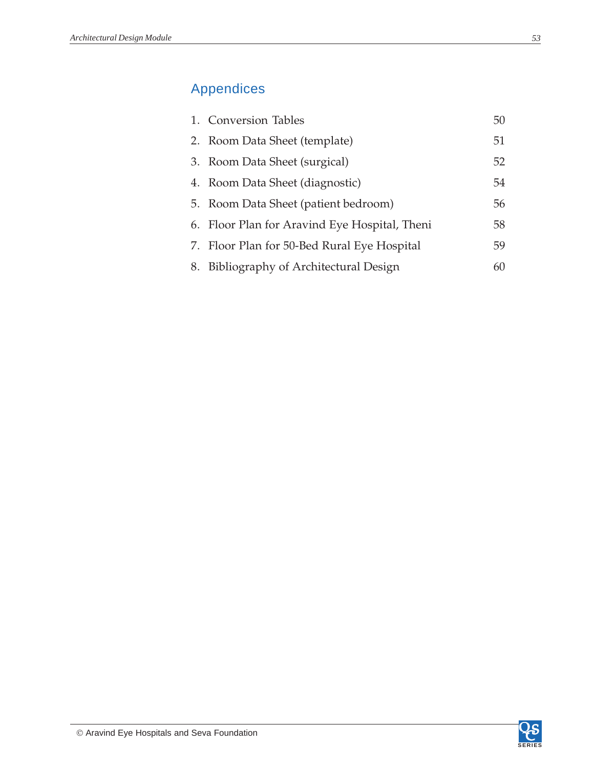# Appendices

| | |
|---|---|
| 1. Conversion Tables | 50 |
| 2. Room Data Sheet (template) | 51 |
| 3. Room Data Sheet (surgical) | 52 |
| 4. Room Data Sheet (diagnostic) | 54 |
| 5. Room Data Sheet (patient bedroom) | 56 |
| 6. Floor Plan for Aravind Eye Hospital, Theni | 58 |
| 7. Floor Plan for 50-Bed Rural Eye Hospital | 59 |
| 8. Bibliography of Architectural Design | 60 |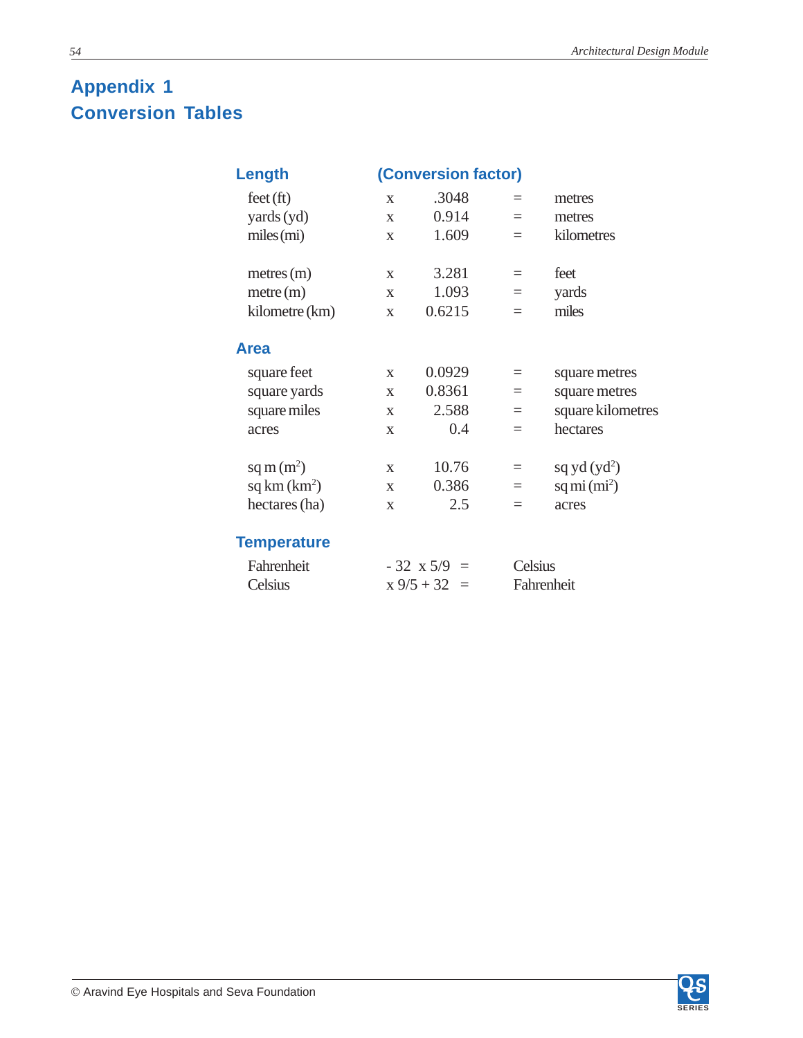# Appendix 1
# Conversion Tables

### Length

| | (Conversion factor) | | | |
|---|---|---|---|---|
| feet (ft) | x | .3048 | = | metres |
| yards (yd) | x | 0.914 | = | metres |
| miles (mi) | x | 1.609 | = | kilometres |
| metres (m) | x | 3.281 | = | feet |
| metre (m) | x | 1.093 | = | yards |
| kilometre (km) | x | 0.6215 | = | miles |

### Area

| | | | | |
|---|---|---|---|---|
| square feet | x | 0.0929 | = | square metres |
| square yards | x | 0.8361 | = | square metres |
| square miles | x | 2.588 | = | square kilometres |
| acres | x | 0.4 | = | hectares |
| sq m ($m^2$) | x | 10.76 | = | sq yd ($yd^2$) |
| sq km ($km^2$) | x | 0.386 | = | sq mi ($mi^2$) |
| hectares (ha) | x | 2.5 | = | acres |

### Temperature

| | | | |
|---|---|---|---|
| Fahrenheit | - 32 x 5/9 | = | Celsius |
| Celsius | x 9/5 + 32 | = | Fahrenheit |

© Aravind Eye Hospitals and Seva Foundation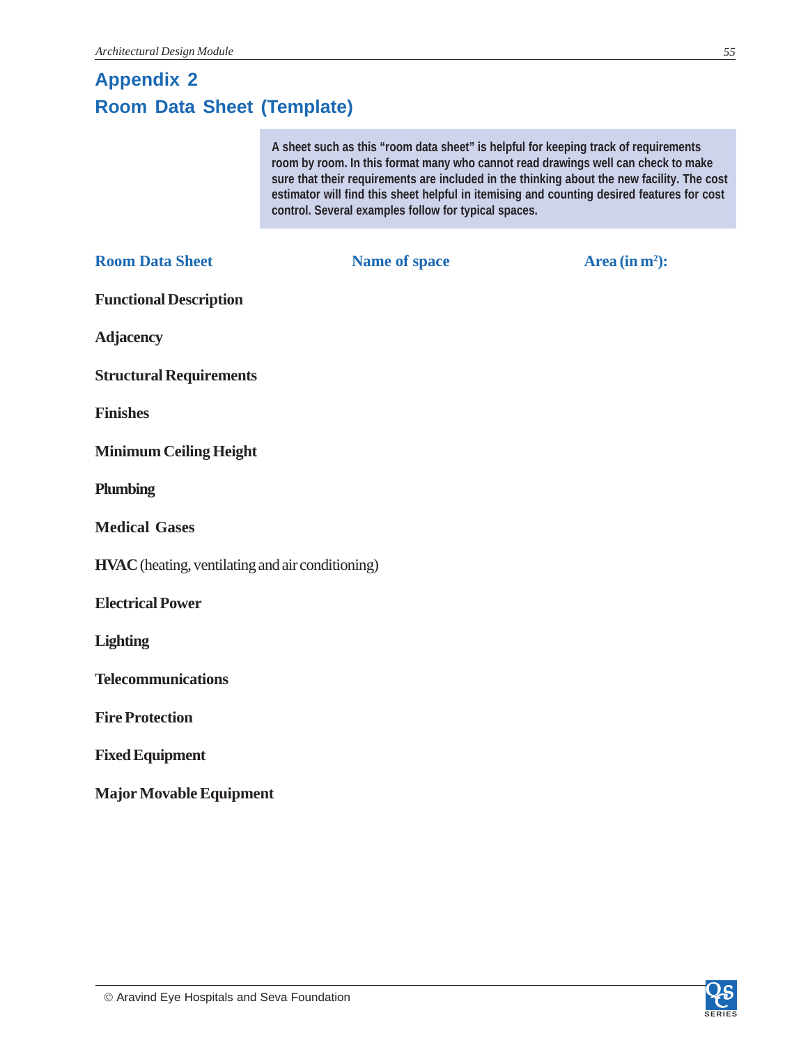# Appendix 2

# Room Data Sheet (Template)

> A sheet such as this "room data sheet" is helpful for keeping track of requirements room by room. In this format many who cannot read drawings well can check to make sure that their requirements are included in the thinking about the new facility. The cost estimator will find this sheet helpful in itemising and counting desired features for cost control. Several examples follow for typical spaces.

**Room Data Sheet** | **Name of space** | **Area (in $m^2$):**

**Functional Description**

**Adjacency**

**Structural Requirements**

**Finishes**

**Minimum Ceiling Height**

**Plumbing**

**Medical Gases**

**HVAC** (heating, ventilating and air conditioning)

**Electrical Power**

**Lighting**

**Telecommunications**

**Fire Protection**

**Fixed Equipment**

**Major Movable Equipment**

© Aravind Eye Hospitals and Seva Foundation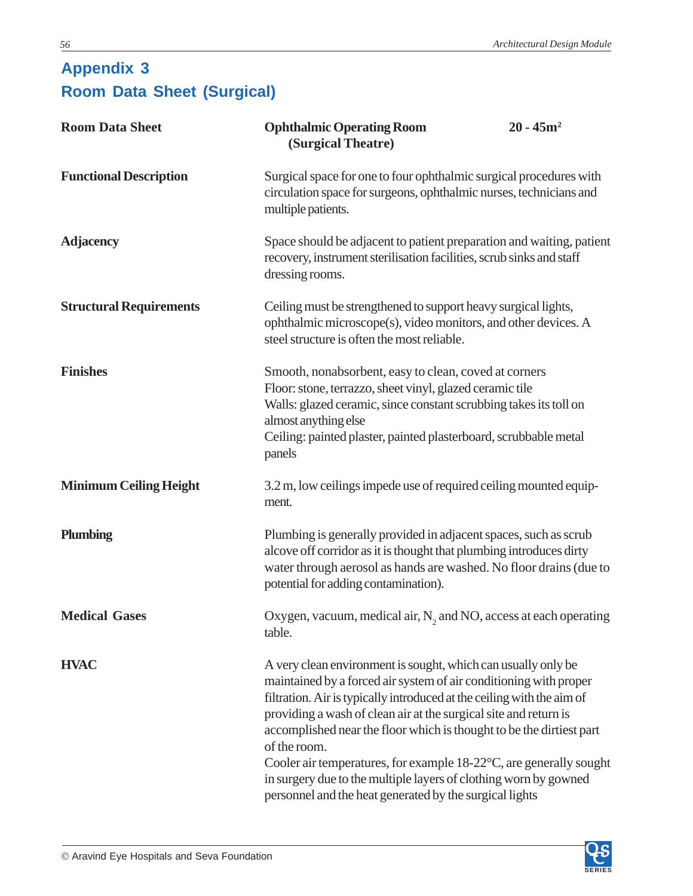## Appendix 3

## Room Data Sheet (Surgical)

| **Room Data Sheet** | **Ophthalmic Operating Room (Surgical Theatre)** **20 - 45m$^2$** |
|---|---|
| **Functional Description** | Surgical space for one to four ophthalmic surgical procedures with circulation space for surgeons, ophthalmic nurses, technicians and multiple patients. |
| **Adjacency** | Space should be adjacent to patient preparation and waiting, patient recovery, instrument sterilisation facilities, scrub sinks and staff dressing rooms. |
| **Structural Requirements** | Ceiling must be strengthened to support heavy surgical lights, ophthalmic microscope(s), video monitors, and other devices. A steel structure is often the most reliable. |
| **Finishes** | Smooth, nonabsorbent, easy to clean, coved at corners<br>Floor: stone, terrazzo, sheet vinyl, glazed ceramic tile<br>Walls: glazed ceramic, since constant scrubbing takes its toll on almost anything else<br>Ceiling: painted plaster, painted plasterboard, scrubbable metal panels |
| **Minimum Ceiling Height** | 3.2 m, low ceilings impede use of required ceiling mounted equipment. |
| **Plumbing** | Plumbing is generally provided in adjacent spaces, such as scrub alcove off corridor as it is thought that plumbing introduces dirty water through aerosol as hands are washed. No floor drains (due to potential for adding contamination). |
| **Medical Gases** | Oxygen, vacuum, medical air, $N_2$ and NO, access at each operating table. |
| **HVAC** | A very clean environment is sought, which can usually only be maintained by a forced air system of air conditioning with proper filtration. Air is typically introduced at the ceiling with the aim of providing a wash of clean air at the surgical site and return is accomplished near the floor which is thought to be the dirtiest part of the room.<br>Cooler air temperatures, for example 18-22°C, are generally sought in surgery due to the multiple layers of clothing worn by gowned personnel and the heat generated by the surgical lights |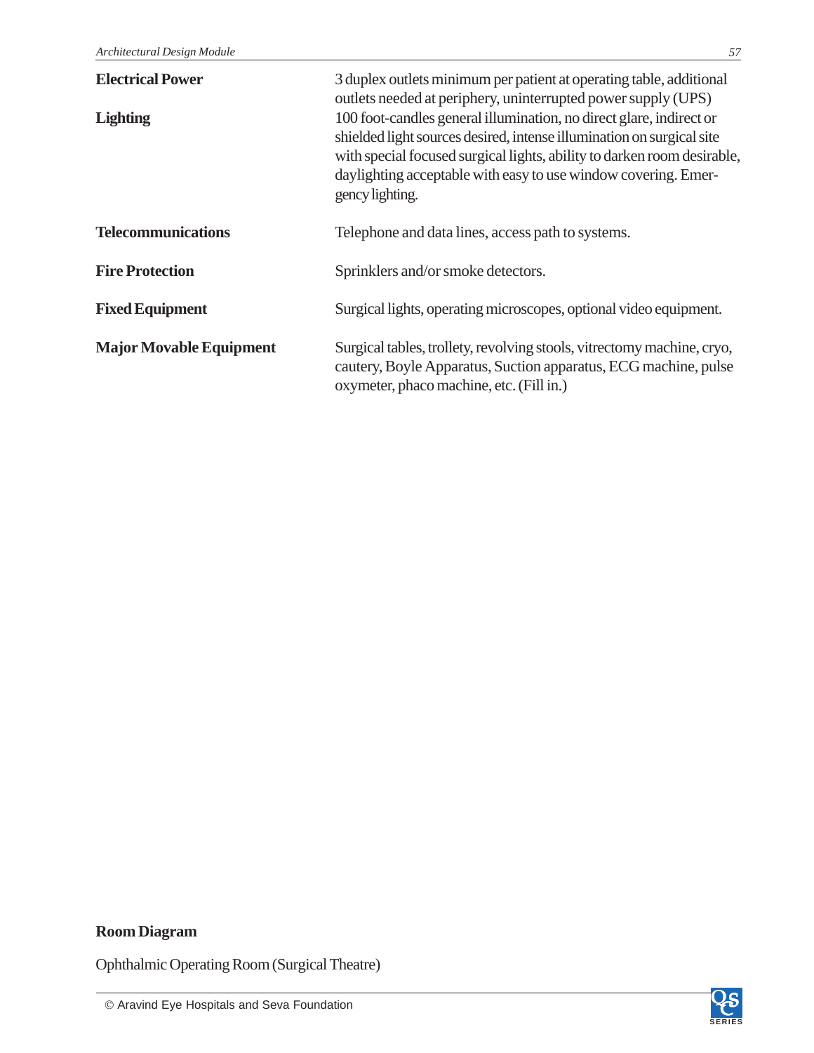| | |
|---|---|
| **Electrical Power** | 3 duplex outlets minimum per patient at operating table, additional outlets needed at periphery, uninterrupted power supply (UPS) |
| **Lighting** | 100 foot-candles general illumination, no direct glare, indirect or shielded light sources desired, intense illumination on surgical site with special focused surgical lights, ability to darken room desirable, daylighting acceptable with easy to use window covering. Emergency lighting. |
| **Telecommunications** | Telephone and data lines, access path to systems. |
| **Fire Protection** | Sprinklers and/or smoke detectors. |
| **Fixed Equipment** | Surgical lights, operating microscopes, optional video equipment. |
| **Major Movable Equipment** | Surgical tables, trollety, revolving stools, vitrectomy machine, cryo, cautery, Boyle Apparatus, Suction apparatus, ECG machine, pulse oxymeter, phaco machine, etc. (Fill in.) |

**Room Diagram**

Ophthalmic Operating Room (Surgical Theatre)

© Aravind Eye Hospitals and Seva Foundation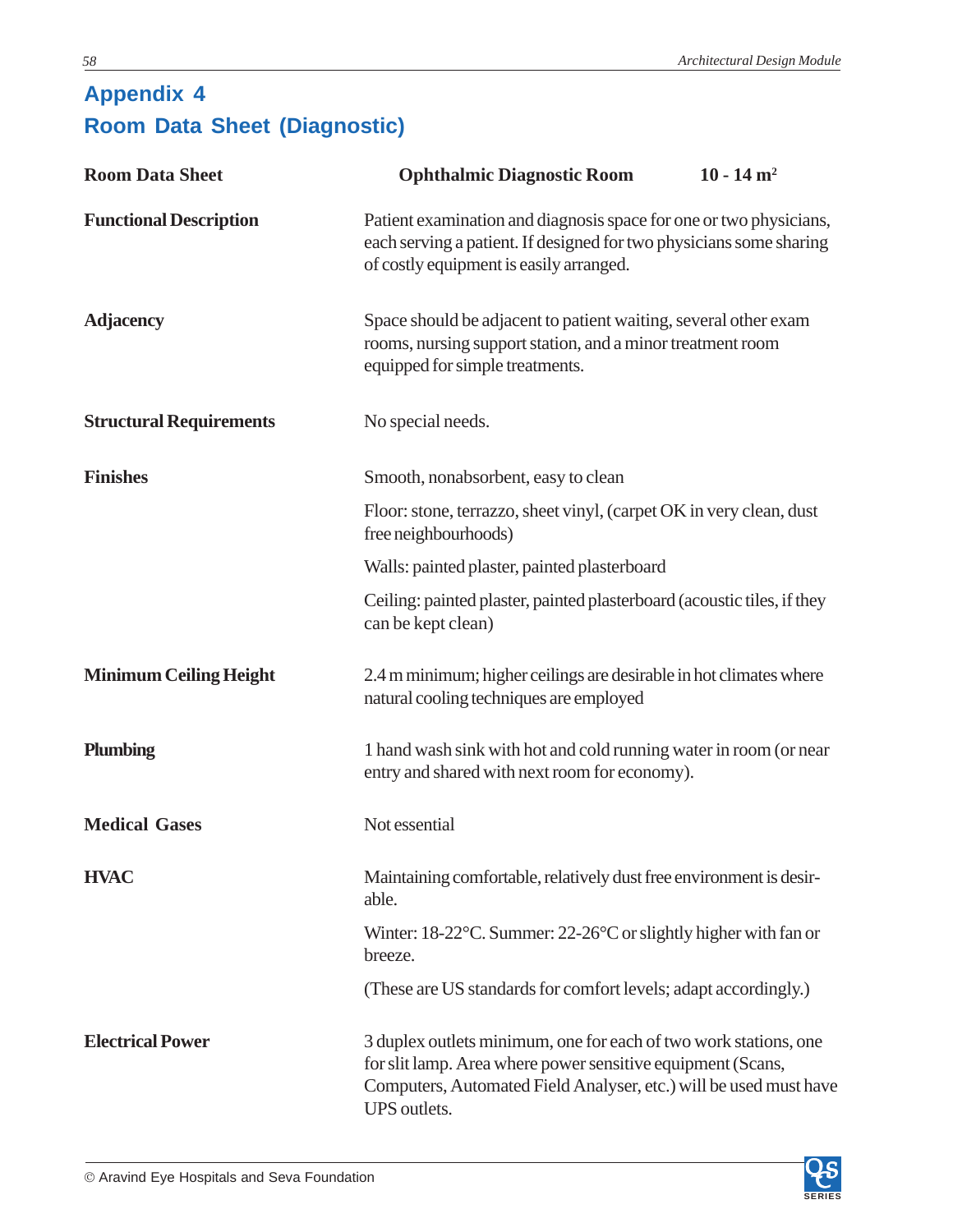# Appendix 4
# Room Data Sheet (Diagnostic)

| **Room Data Sheet** | **Ophthalmic Diagnostic Room** **10 - 14 m$^2$** |
|---|---|
| **Functional Description** | Patient examination and diagnosis space for one or two physicians, each serving a patient. If designed for two physicians some sharing of costly equipment is easily arranged. |
| **Adjacency** | Space should be adjacent to patient waiting, several other exam rooms, nursing support station, and a minor treatment room equipped for simple treatments. |
| **Structural Requirements** | No special needs. |
| **Finishes** | Smooth, nonabsorbent, easy to clean<br><br>Floor: stone, terrazzo, sheet vinyl, (carpet OK in very clean, dust free neighbourhoods)<br><br>Walls: painted plaster, painted plasterboard<br><br>Ceiling: painted plaster, painted plasterboard (acoustic tiles, if they can be kept clean) |
| **Minimum Ceiling Height** | 2.4 m minimum; higher ceilings are desirable in hot climates where natural cooling techniques are employed |
| **Plumbing** | 1 hand wash sink with hot and cold running water in room (or near entry and shared with next room for economy). |
| **Medical Gases** | Not essential |
| **HVAC** | Maintaining comfortable, relatively dust free environment is desirable.<br><br>Winter: 18-22°C. Summer: 22-26°C or slightly higher with fan or breeze.<br><br>(These are US standards for comfort levels; adapt accordingly.) |
| **Electrical Power** | 3 duplex outlets minimum, one for each of two work stations, one for slit lamp. Area where power sensitive equipment (Scans, Computers, Automated Field Analyser, etc.) will be used must have UPS outlets. |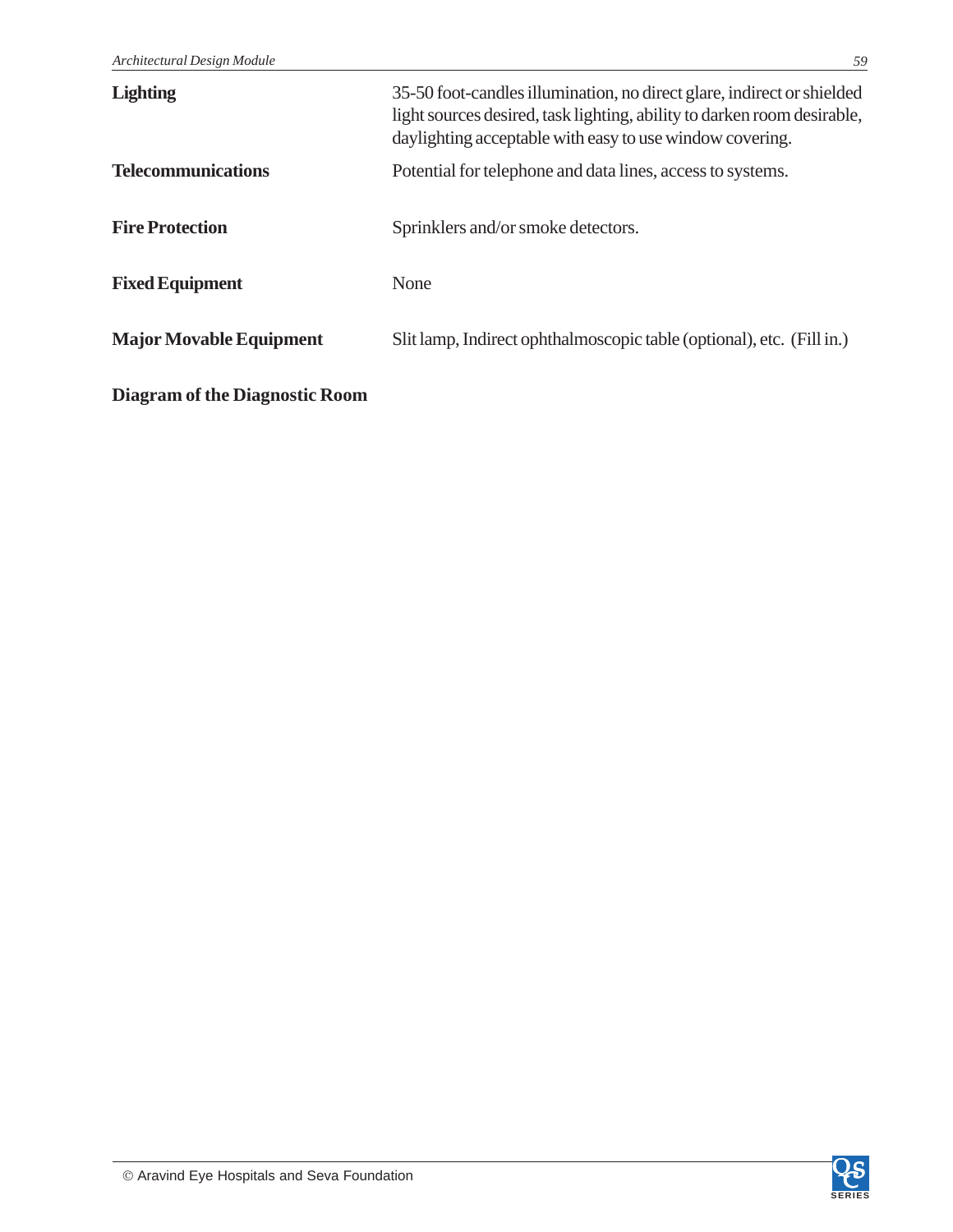**Lighting**

35-50 foot-candles illumination, no direct glare, indirect or shielded light sources desired, task lighting, ability to darken room desirable, daylighting acceptable with easy to use window covering.

**Telecommunications**

Potential for telephone and data lines, access to systems.

**Fire Protection**

Sprinklers and/or smoke detectors.

**Fixed Equipment**

None

**Major Movable Equipment**

Slit lamp, Indirect ophthalmoscopic table (optional), etc. (Fill in.)

**Diagram of the Diagnostic Room**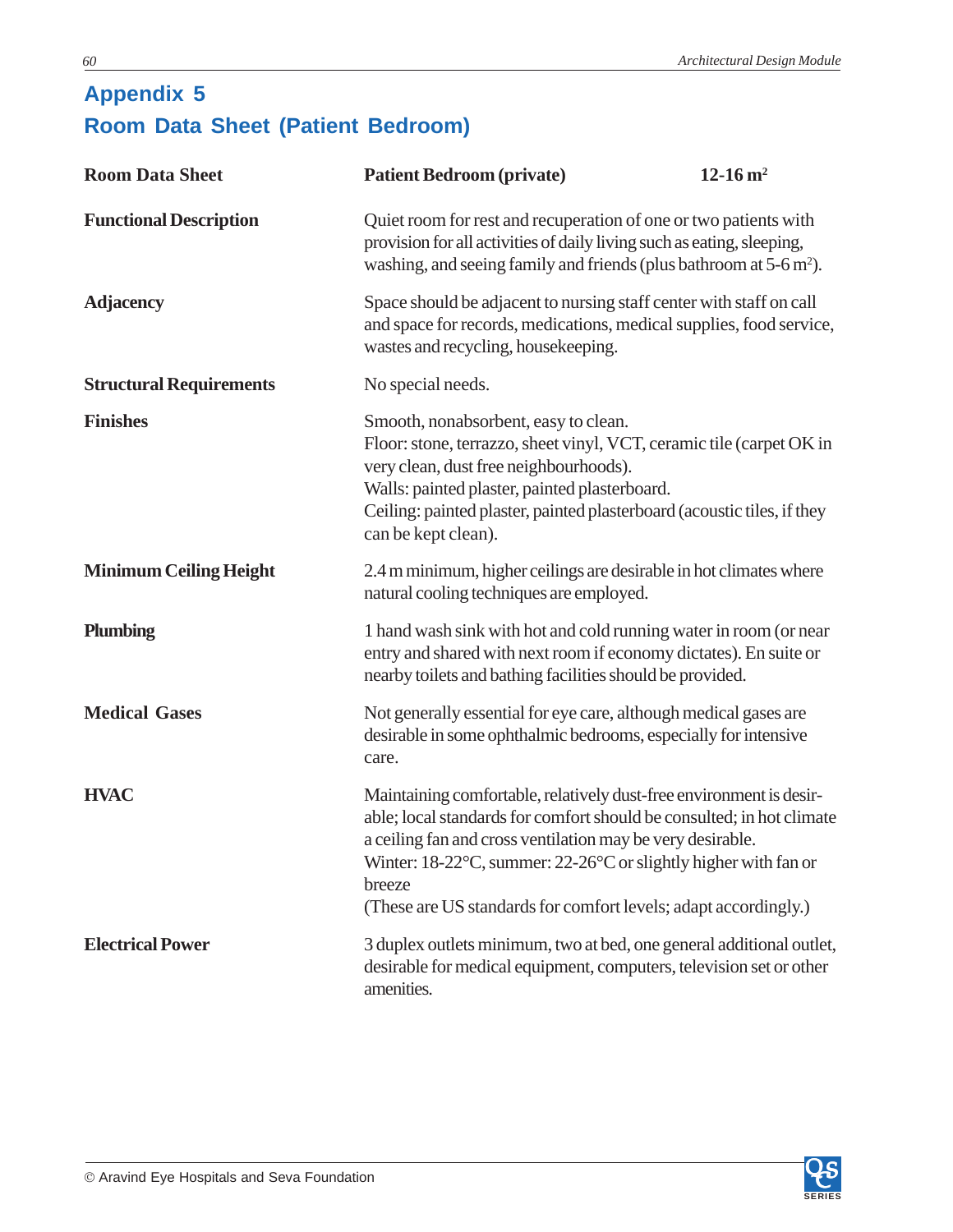## Appendix 5

## Room Data Sheet (Patient Bedroom)

| **Room Data Sheet** | **Patient Bedroom (private)** **12-16 m²** |
|---|---|
| **Functional Description** | Quiet room for rest and recuperation of one or two patients with provision for all activities of daily living such as eating, sleeping, washing, and seeing family and friends (plus bathroom at 5-6 m²). |
| **Adjacency** | Space should be adjacent to nursing staff center with staff on call and space for records, medications, medical supplies, food service, wastes and recycling, housekeeping. |
| **Structural Requirements** | No special needs. |
| **Finishes** | Smooth, nonabsorbent, easy to clean.<br>Floor: stone, terrazzo, sheet vinyl, VCT, ceramic tile (carpet OK in very clean, dust free neighbourhoods).<br>Walls: painted plaster, painted plasterboard.<br>Ceiling: painted plaster, painted plasterboard (acoustic tiles, if they can be kept clean). |
| **Minimum Ceiling Height** | 2.4 m minimum, higher ceilings are desirable in hot climates where natural cooling techniques are employed. |
| **Plumbing** | 1 hand wash sink with hot and cold running water in room (or near entry and shared with next room if economy dictates). En suite or nearby toilets and bathing facilities should be provided. |
| **Medical Gases** | Not generally essential for eye care, although medical gases are desirable in some ophthalmic bedrooms, especially for intensive care. |
| **HVAC** | Maintaining comfortable, relatively dust-free environment is desirable; local standards for comfort should be consulted; in hot climate a ceiling fan and cross ventilation may be very desirable.<br>Winter: 18-22°C, summer: 22-26°C or slightly higher with fan or breeze<br>(These are US standards for comfort levels; adapt accordingly.) |
| **Electrical Power** | 3 duplex outlets minimum, two at bed, one general additional outlet, desirable for medical equipment, computers, television set or other amenities. |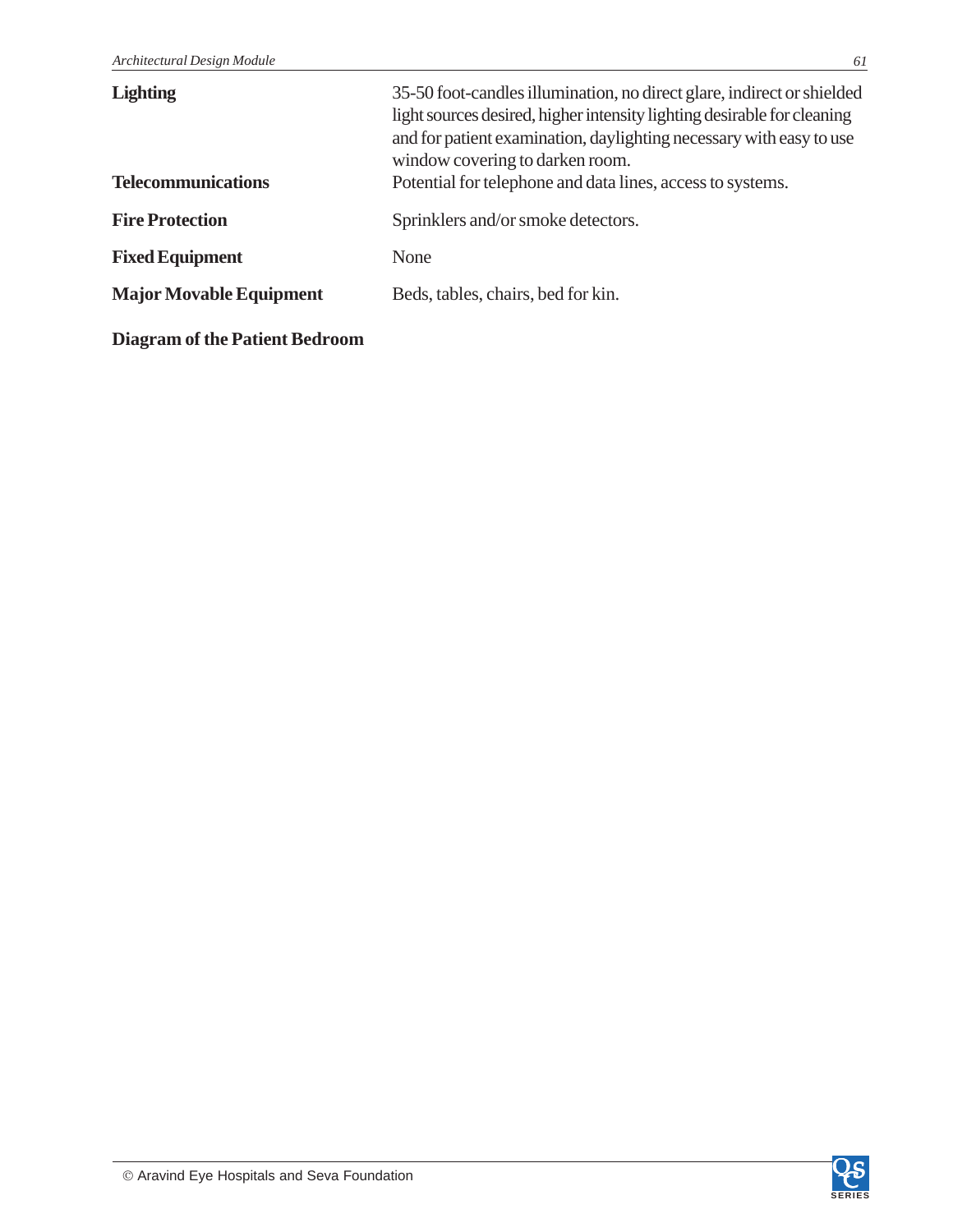**Lighting** 35-50 foot-candles illumination, no direct glare, indirect or shielded light sources desired, higher intensity lighting desirable for cleaning and for patient examination, daylighting necessary with easy to use window covering to darken room.

**Telecommunications** Potential for telephone and data lines, access to systems.

**Fire Protection** Sprinklers and/or smoke detectors.

**Fixed Equipment** None

**Major Movable Equipment** Beds, tables, chairs, bed for kin.

**Diagram of the Patient Bedroom**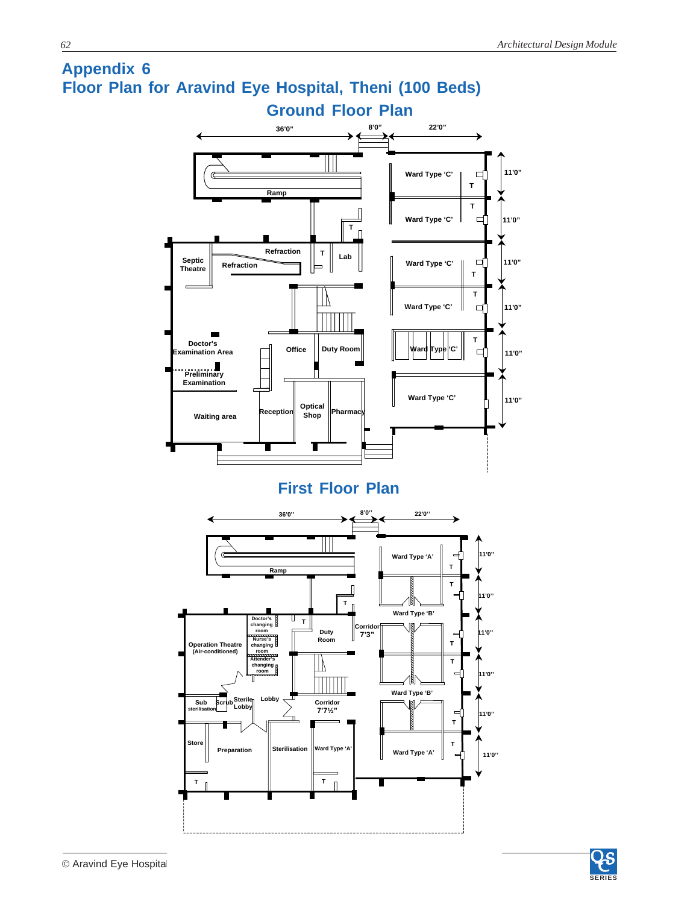# Appendix 6

# Floor Plan for Aravind Eye Hospital, Theni (100 Beds)

## Ground Floor Plan

36'0" | 8'0" | 22'0"

Ramp

Ward Type 'C' — 11'0"
Ward Type 'C' — 11'0"
Ward Type 'C' — 11'0"
Ward Type 'C' — 11'0"
Ward Type 'C' — 11'0"
Ward Type 'C' — 11'0"

T

Septic Theatre

Refraction

Refraction

Lab

Doctor's Examination Area

Office

Duty Room

Preliminary Examination

Waiting area

Reception

Optical Shop

Pharmacy

## First Floor Plan

36'0" | 8'0" | 22'0"

Ramp

Ward Type 'A' — 11'0"
Ward Type 'B' — 11'0"
11'0"
Ward Type 'B' — 11'0"
11'0"
Ward Type 'A' — 11'0"

T

Operation Theatre (Air-conditioned)

Doctor's changing room

Nurse's changing room

Attender's changing room

Duty Room

Corridor 7'3"

Sub sterilisation

Scrub

Sterile Lobby

Lobby

Corridor 7'7½"

Store

Preparation

Sterilisation

Ward Type 'A'

© Aravind Eye Hospital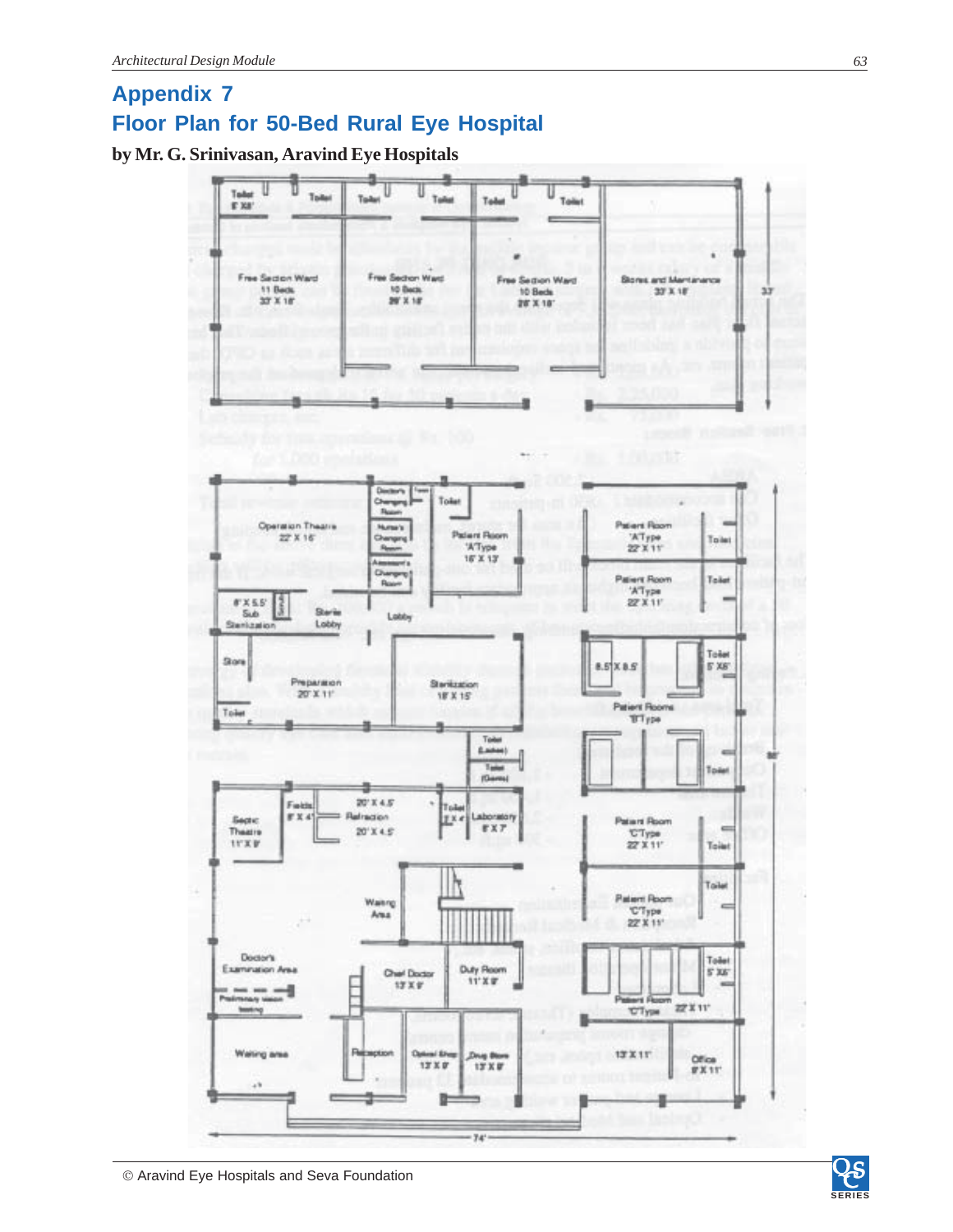## Appendix 7

## Floor Plan for 50-Bed Rural Eye Hospital

**by Mr. G. Srinivasan, Aravind Eye Hospitals**

Toilet 6' X8'

Toilet

Toilet

Toilet

Toilet

Toilet

Free Section Ward 11 Beds 33' X 18'

Free Section Ward 10 Beds 28' X 18'

Free Section Ward 10 Beds 28' X 18'

Stores and Maintenance 33' X 18'

33'

Doctor's Changing Room

Toilet

Operation Theatre 22' X 16'

Nurse's Changing Room

Patient Room 'A' Type 16' X 13'

Patient Room 'A' Type 22' X 11'

Toilet

Assistant's Changing Room

Patient Room 'A' Type 22' X 11'

Toilet

8' X 5.5' Sub Sterilization

Sterile Lobby

Lobby

Store

Toilet 5' X6'

8.5' X 8.5'

Preparation 20' X 11'

Sterilization 18' X 15'

Toilet

Patient Rooms 'B' Type

Toilet (Ladies)

Toilet (Gents)

Toilet

98'

Septic Theatre 11' X 8'

Fields 8' X 4'

20' X 4.5' Refraction 20' X 4.5'

Toilet 7' X 4'

Laboratory 8' X 7'

Patient Room 'C' Type 22' X 11'

Toilet

Toilet

Waiting Area

Patient Room 'C' Type 22' X 11'

Doctor's Examination Area

Chief Doctor 13' X 8'

Duty Room 11' X 8'

Toilet 5' X6'

Preliminary vision testing

Patient Room 'C' Type 22' X 11'

Waiting area

Reception

Optical Shop 13' X 8'

Drug Store 13' X 8'

13' X 11'

Office 8' X 11'

74'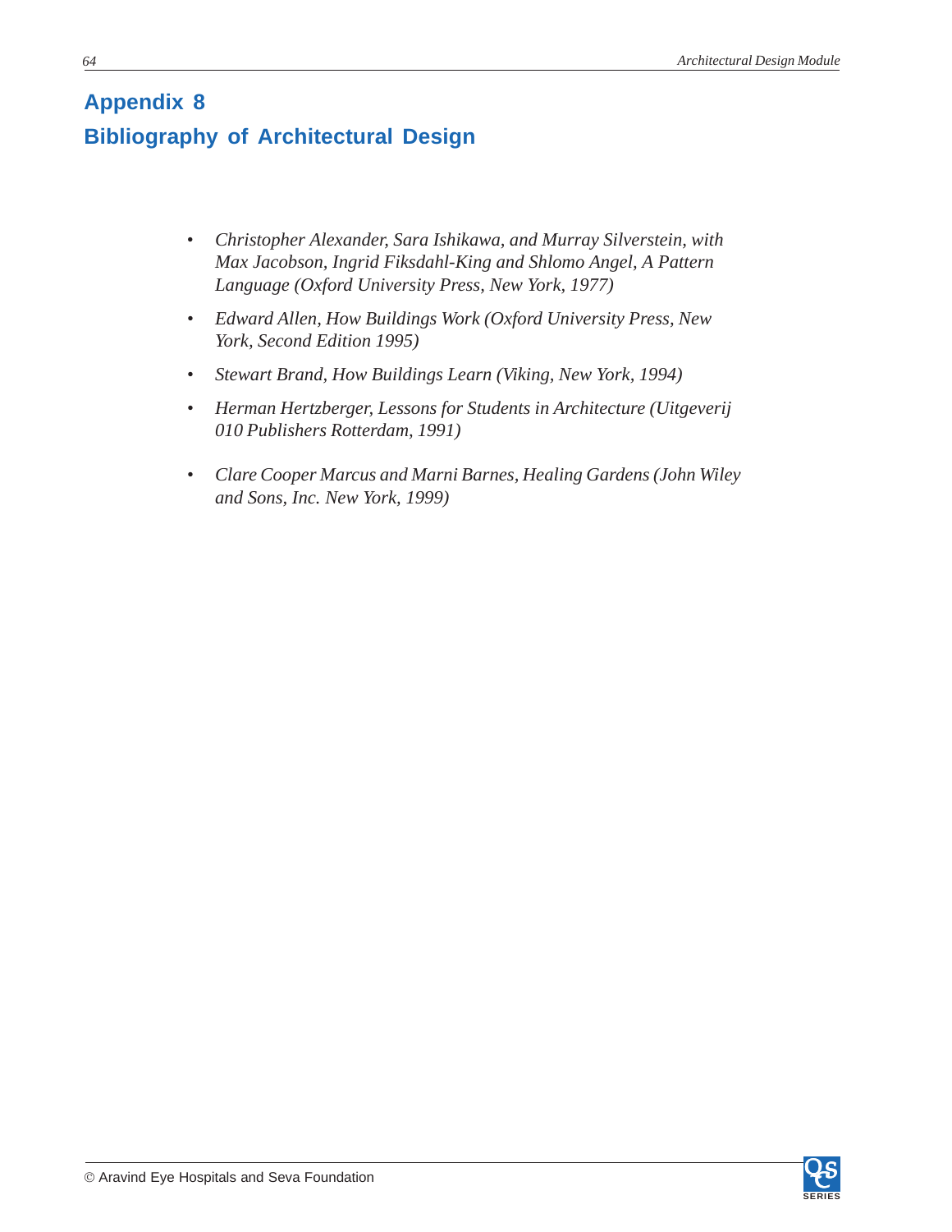# Appendix 8

## Bibliography of Architectural Design

- *Christopher Alexander, Sara Ishikawa, and Murray Silverstein, with Max Jacobson, Ingrid Fiksdahl-King and Shlomo Angel, A Pattern Language (Oxford University Press, New York, 1977)*
- *Edward Allen, How Buildings Work (Oxford University Press, New York, Second Edition 1995)*
- *Stewart Brand, How Buildings Learn (Viking, New York, 1994)*
- *Herman Hertzberger, Lessons for Students in Architecture (Uitgeverij 010 Publishers Rotterdam, 1991)*
- *Clare Cooper Marcus and Marni Barnes, Healing Gardens (John Wiley and Sons, Inc. New York, 1999)*